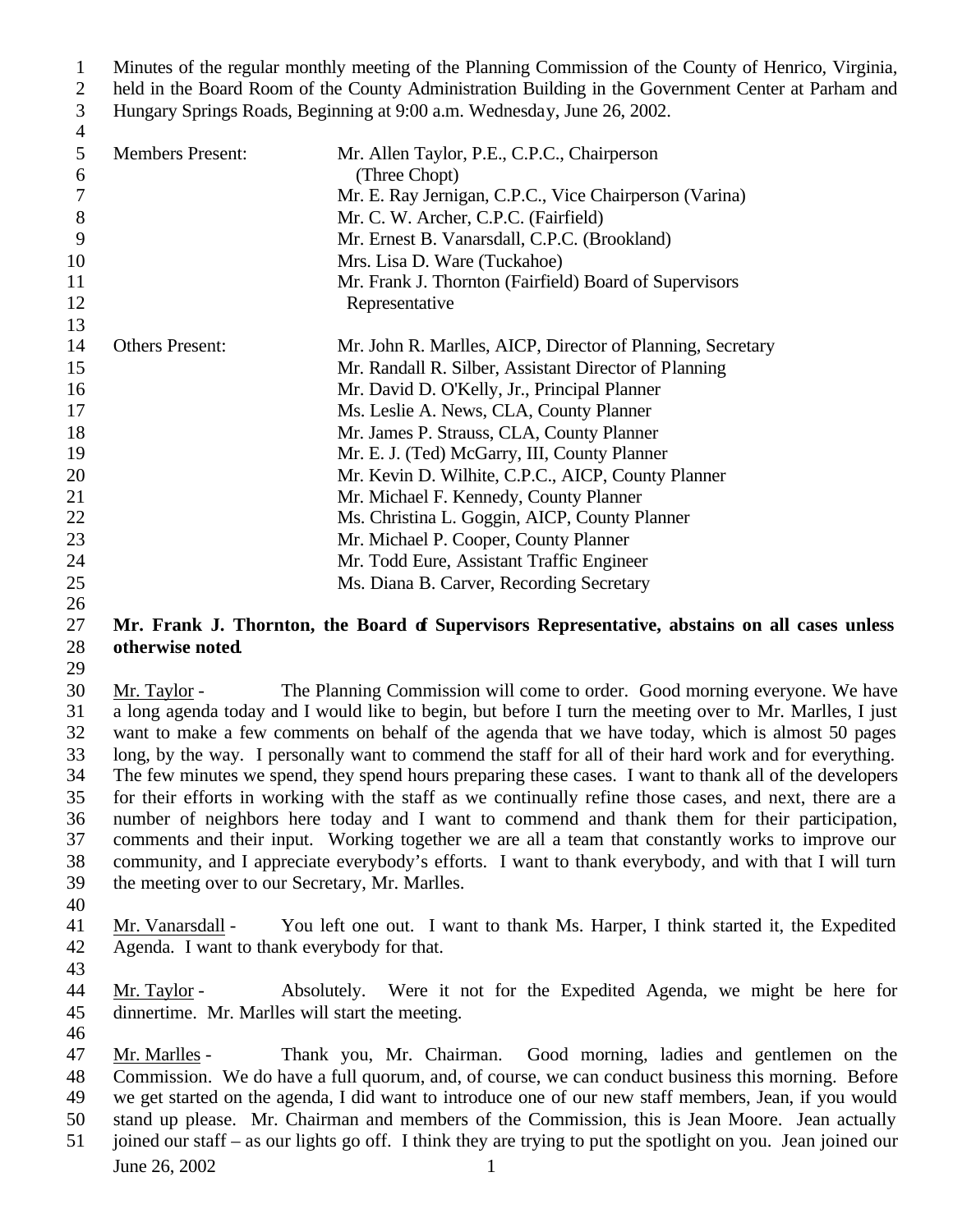Minutes of the regular monthly meeting of the Planning Commission of the County of Henrico, Virginia, held in the Board Room of the County Administration Building in the Government Center at Parham and Hungary Springs Roads, Beginning at 9:00 a.m. Wednesday, June 26, 2002.

| | |
|---|---|
| Members Present: | Mr. Allen Taylor, P.E., C.P.C., Chairperson (Three Chopt) |
| | Mr. E. Ray Jernigan, C.P.C., Vice Chairperson (Varina) |
| | Mr. C. W. Archer, C.P.C. (Fairfield) |
| | Mr. Ernest B. Vanarsdall, C.P.C. (Brookland) |
| | Mrs. Lisa D. Ware (Tuckahoe) |
| | Mr. Frank J. Thornton (Fairfield) Board of Supervisors Representative |
| Others Present: | Mr. John R. Marlles, AICP, Director of Planning, Secretary |
| | Mr. Randall R. Silber, Assistant Director of Planning |
| | Mr. David D. O'Kelly, Jr., Principal Planner |
| | Ms. Leslie A. News, CLA, County Planner |
| | Mr. James P. Strauss, CLA, County Planner |
| | Mr. E. J. (Ted) McGarry, III, County Planner |
| | Mr. Kevin D. Wilhite, C.P.C., AICP, County Planner |
| | Mr. Michael F. Kennedy, County Planner |
| | Ms. Christina L. Goggin, AICP, County Planner |
| | Mr. Michael P. Cooper, County Planner |
| | Mr. Todd Eure, Assistant Traffic Engineer |
| | Ms. Diana B. Carver, Recording Secretary |

**Mr. Frank J. Thornton, the Board of Supervisors Representative, abstains on all cases unless otherwise noted.**

Mr. Taylor - The Planning Commission will come to order. Good morning everyone. We have a long agenda today and I would like to begin, but before I turn the meeting over to Mr. Marlles, I just want to make a few comments on behalf of the agenda that we have today, which is almost 50 pages long, by the way. I personally want to commend the staff for all of their hard work and for everything. The few minutes we spend, they spend hours preparing these cases. I want to thank all of the developers for their efforts in working with the staff as we continually refine those cases, and next, there are a number of neighbors here today and I want to commend and thank them for their participation, comments and their input. Working together we are all a team that constantly works to improve our community, and I appreciate everybody's efforts. I want to thank everybody, and with that I will turn the meeting over to our Secretary, Mr. Marlles.

Mr. Vanarsdall - You left one out. I want to thank Ms. Harper, I think started it, the Expedited Agenda. I want to thank everybody for that.

Mr. Taylor - Absolutely. Were it not for the Expedited Agenda, we might be here for dinnertime. Mr. Marlles will start the meeting.

Mr. Marlles - Thank you, Mr. Chairman. Good morning, ladies and gentlemen on the Commission. We do have a full quorum, and, of course, we can conduct business this morning. Before we get started on the agenda, I did want to introduce one of our new staff members, Jean, if you would stand up please. Mr. Chairman and members of the Commission, this is Jean Moore. Jean actually joined our staff – as our lights go off. I think they are trying to put the spotlight on you. Jean joined our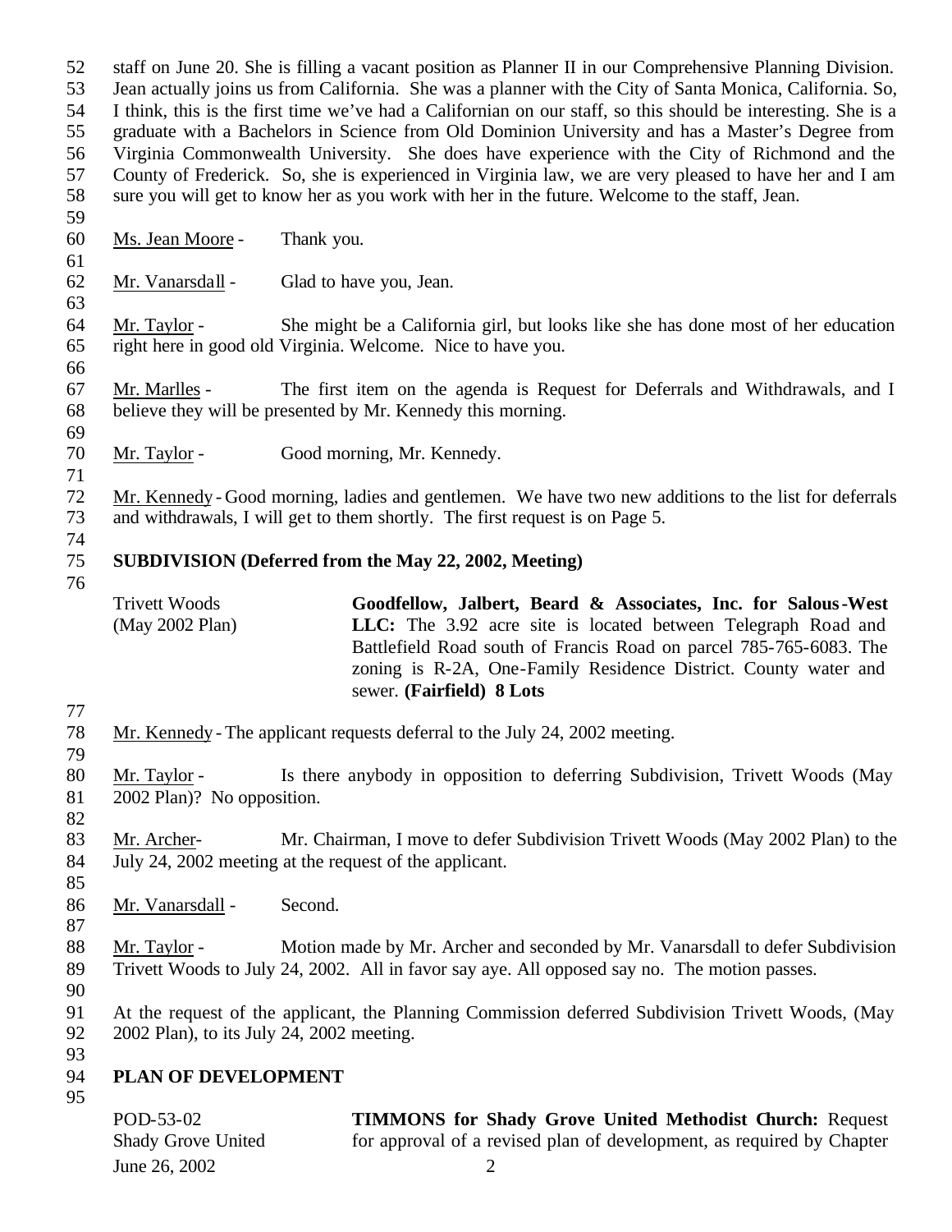staff on June 20. She is filling a vacant position as Planner II in our Comprehensive Planning Division. Jean actually joins us from California. She was a planner with the City of Santa Monica, California. So, I think, this is the first time we've had a Californian on our staff, so this should be interesting. She is a graduate with a Bachelors in Science from Old Dominion University and has a Master's Degree from Virginia Commonwealth University. She does have experience with the City of Richmond and the County of Frederick. So, she is experienced in Virginia law, we are very pleased to have her and I am sure you will get to know her as you work with her in the future. Welcome to the staff, Jean.

Ms. Jean Moore - Thank you.

Mr. Vanarsdall - Glad to have you, Jean.

Mr. Taylor - She might be a California girl, but looks like she has done most of her education right here in good old Virginia. Welcome. Nice to have you.

Mr. Marlles - The first item on the agenda is Request for Deferrals and Withdrawals, and I believe they will be presented by Mr. Kennedy this morning.

Mr. Taylor - Good morning, Mr. Kennedy.

Mr. Kennedy - Good morning, ladies and gentlemen. We have two new additions to the list for deferrals and withdrawals, I will get to them shortly. The first request is on Page 5.

**SUBDIVISION (Deferred from the May 22, 2002, Meeting)**

| | |
|---|---|
| Trivett Woods (May 2002 Plan) | **Goodfellow, Jalbert, Beard & Associates, Inc. for Salous-West LLC:** The 3.92 acre site is located between Telegraph Road and Battlefield Road south of Francis Road on parcel 785-765-6083. The zoning is R-2A, One-Family Residence District. County water and sewer. **(Fairfield) 8 Lots** |

Mr. Kennedy - The applicant requests deferral to the July 24, 2002 meeting.

Mr. Taylor - Is there anybody in opposition to deferring Subdivision, Trivett Woods (May 2002 Plan)? No opposition.

Mr. Archer- Mr. Chairman, I move to defer Subdivision Trivett Woods (May 2002 Plan) to the July 24, 2002 meeting at the request of the applicant.

Mr. Vanarsdall - Second.

Mr. Taylor - Motion made by Mr. Archer and seconded by Mr. Vanarsdall to defer Subdivision Trivett Woods to July 24, 2002. All in favor say aye. All opposed say no. The motion passes.

At the request of the applicant, the Planning Commission deferred Subdivision Trivett Woods, (May 2002 Plan), to its July 24, 2002 meeting.

**PLAN OF DEVELOPMENT**

| | |
|---|---|
| POD-53-02 Shady Grove United | **TIMMONS for Shady Grove United Methodist Church:** Request for approval of a revised plan of development, as required by Chapter |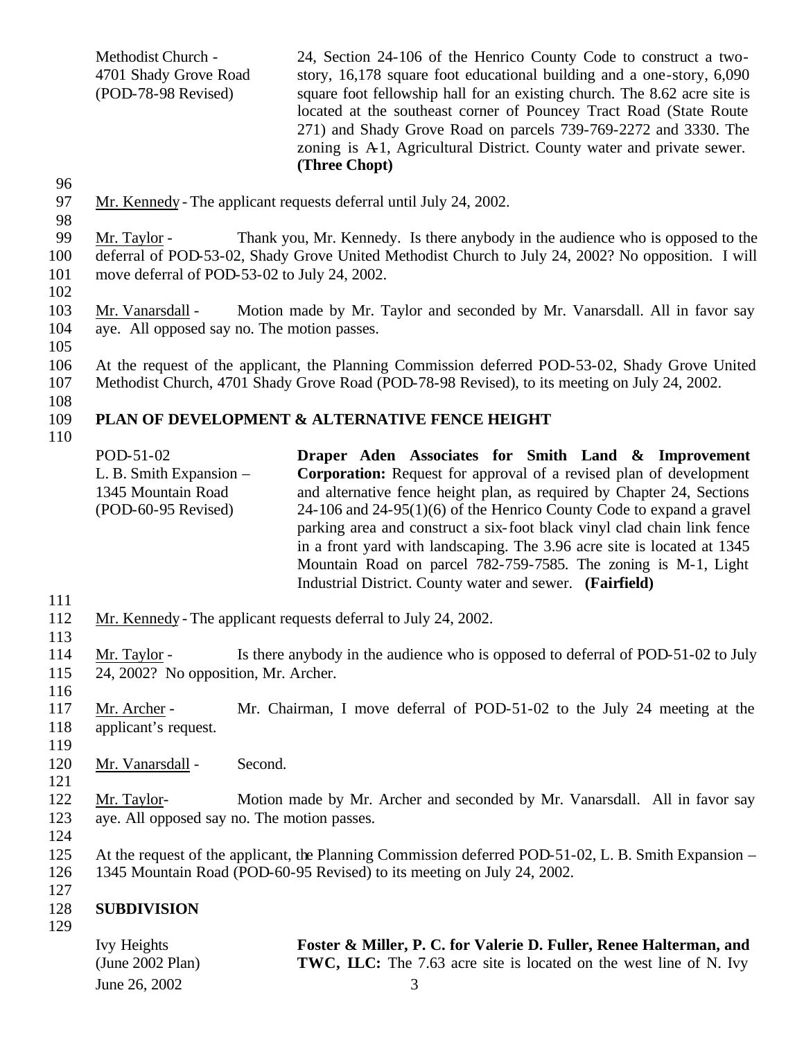| | |
|---|---|
| Methodist Church - 4701 Shady Grove Road (POD-78-98 Revised) | 24, Section 24-106 of the Henrico County Code to construct a two-story, 16,178 square foot educational building and a one-story, 6,090 square foot fellowship hall for an existing church. The 8.62 acre site is located at the southeast corner of Pouncey Tract Road (State Route 271) and Shady Grove Road on parcels 739-769-2272 and 3330. The zoning is A-1, Agricultural District. County water and private sewer. **(Three Chopt)** |

Mr. Kennedy - The applicant requests deferral until July 24, 2002.

Mr. Taylor - Thank you, Mr. Kennedy. Is there anybody in the audience who is opposed to the deferral of POD-53-02, Shady Grove United Methodist Church to July 24, 2002? No opposition. I will move deferral of POD-53-02 to July 24, 2002.

Mr. Vanarsdall - Motion made by Mr. Taylor and seconded by Mr. Vanarsdall. All in favor say aye. All opposed say no. The motion passes.

At the request of the applicant, the Planning Commission deferred POD-53-02, Shady Grove United Methodist Church, 4701 Shady Grove Road (POD-78-98 Revised), to its meeting on July 24, 2002.

**PLAN OF DEVELOPMENT & ALTERNATIVE FENCE HEIGHT**

| | |
|---|---|
| POD-51-02 L. B. Smith Expansion – 1345 Mountain Road (POD-60-95 Revised) | **Draper Aden Associates for Smith Land & Improvement Corporation:** Request for approval of a revised plan of development and alternative fence height plan, as required by Chapter 24, Sections 24-106 and 24-95(1)(6) of the Henrico County Code to expand a gravel parking area and construct a six-foot black vinyl clad chain link fence in a front yard with landscaping. The 3.96 acre site is located at 1345 Mountain Road on parcel 782-759-7585. The zoning is M-1, Light Industrial District. County water and sewer. **(Fairfield)** |

Mr. Kennedy - The applicant requests deferral to July 24, 2002.

Mr. Taylor - Is there anybody in the audience who is opposed to deferral of POD-51-02 to July 24, 2002? No opposition, Mr. Archer.

Mr. Archer - Mr. Chairman, I move deferral of POD-51-02 to the July 24 meeting at the applicant's request.

Mr. Vanarsdall - Second.

Mr. Taylor- Motion made by Mr. Archer and seconded by Mr. Vanarsdall. All in favor say aye. All opposed say no. The motion passes.

At the request of the applicant, the Planning Commission deferred POD-51-02, L. B. Smith Expansion – 1345 Mountain Road (POD-60-95 Revised) to its meeting on July 24, 2002.

**SUBDIVISION**

| | |
|---|---|
| Ivy Heights (June 2002 Plan) | **Foster & Miller, P. C. for Valerie D. Fuller, Renee Halterman, and TWC, LLC:** The 7.63 acre site is located on the west line of N. Ivy |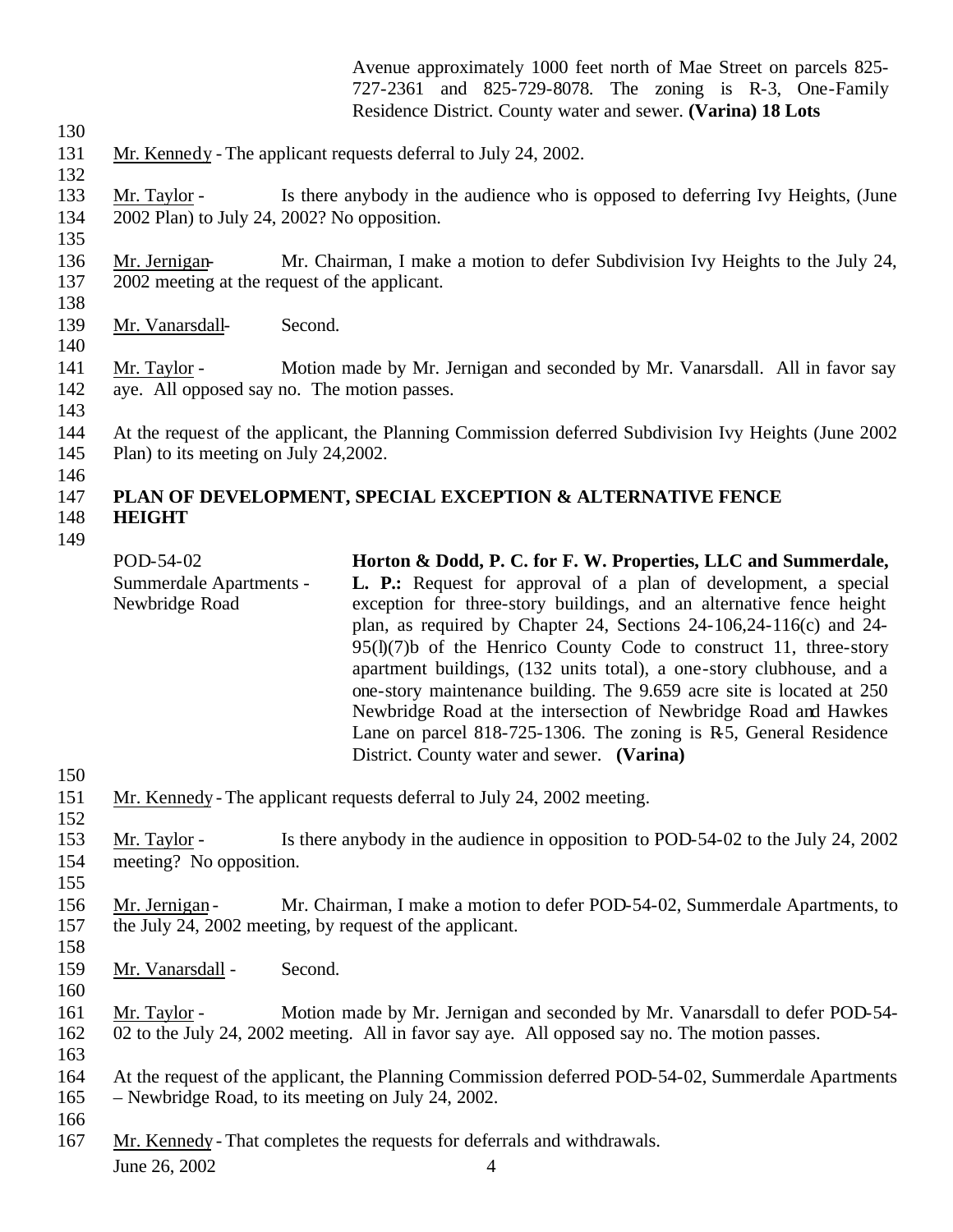Avenue approximately 1000 feet north of Mae Street on parcels 825-727-2361 and 825-729-8078. The zoning is R-3, One-Family Residence District. County water and sewer. **(Varina) 18 Lots**

Mr. Kennedy - The applicant requests deferral to July 24, 2002.

Mr. Taylor - Is there anybody in the audience who is opposed to deferring Ivy Heights, (June 2002 Plan) to July 24, 2002? No opposition.

Mr. Jernigan- Mr. Chairman, I make a motion to defer Subdivision Ivy Heights to the July 24, 2002 meeting at the request of the applicant.

Mr. Vanarsdall- Second.

Mr. Taylor - Motion made by Mr. Jernigan and seconded by Mr. Vanarsdall. All in favor say aye. All opposed say no. The motion passes.

At the request of the applicant, the Planning Commission deferred Subdivision Ivy Heights (June 2002 Plan) to its meeting on July 24,2002.

**PLAN OF DEVELOPMENT, SPECIAL EXCEPTION & ALTERNATIVE FENCE HEIGHT**

POD-54-02
Summerdale Apartments - Newbridge Road

**Horton & Dodd, P. C. for F. W. Properties, LLC and Summerdale, L. P.:** Request for approval of a plan of development, a special exception for three-story buildings, and an alternative fence height plan, as required by Chapter 24, Sections 24-106,24-116(c) and 24-95(l)(7)b of the Henrico County Code to construct 11, three-story apartment buildings, (132 units total), a one-story clubhouse, and a one-story maintenance building. The 9.659 acre site is located at 250 Newbridge Road at the intersection of Newbridge Road and Hawkes Lane on parcel 818-725-1306. The zoning is R-5, General Residence District. County water and sewer. **(Varina)**

Mr. Kennedy - The applicant requests deferral to July 24, 2002 meeting.

Mr. Taylor - Is there anybody in the audience in opposition to POD-54-02 to the July 24, 2002 meeting? No opposition.

Mr. Jernigan - Mr. Chairman, I make a motion to defer POD-54-02, Summerdale Apartments, to the July 24, 2002 meeting, by request of the applicant.

Mr. Vanarsdall - Second.

Mr. Taylor - Motion made by Mr. Jernigan and seconded by Mr. Vanarsdall to defer POD-54-02 to the July 24, 2002 meeting. All in favor say aye. All opposed say no. The motion passes.

At the request of the applicant, the Planning Commission deferred POD-54-02, Summerdale Apartments – Newbridge Road, to its meeting on July 24, 2002.

Mr. Kennedy - That completes the requests for deferrals and withdrawals.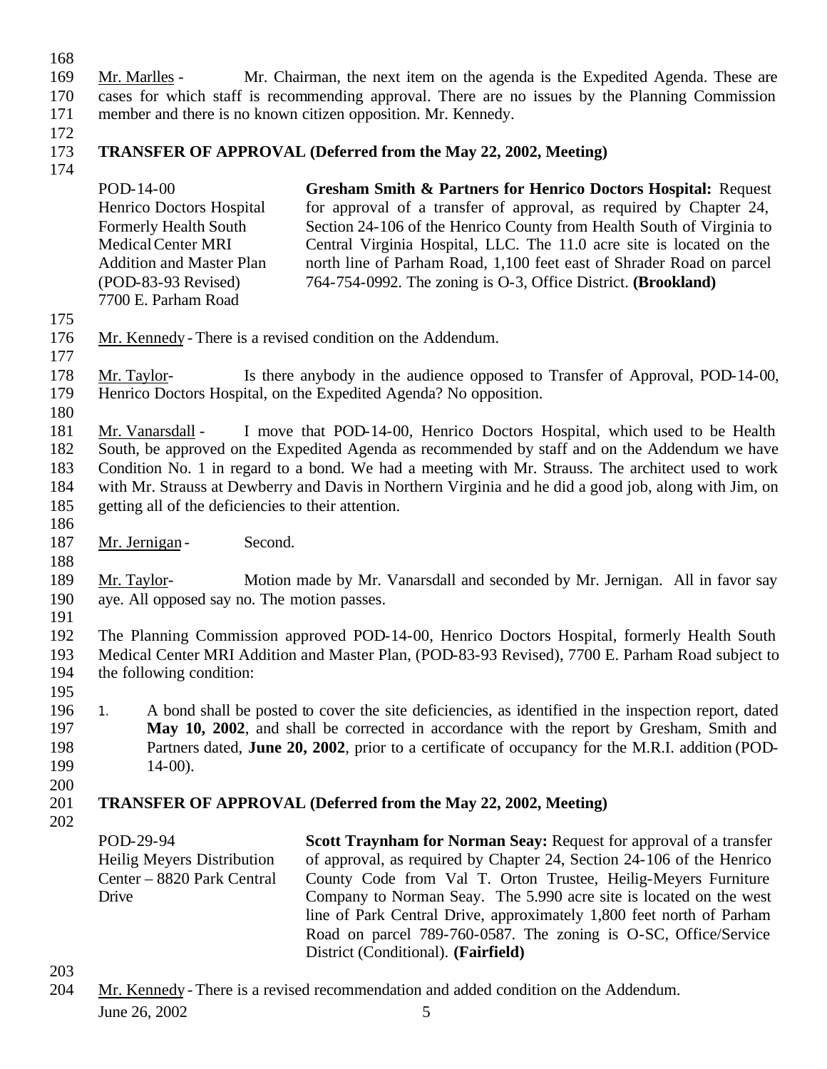Mr. Marlles - Mr. Chairman, the next item on the agenda is the Expedited Agenda. These are cases for which staff is recommending approval. There are no issues by the Planning Commission member and there is no known citizen opposition. Mr. Kennedy.

**TRANSFER OF APPROVAL (Deferred from the May 22, 2002, Meeting)**

| | |
|---|---|
| POD-14-00<br>Henrico Doctors Hospital<br>Formerly Health South<br>Medical Center MRI<br>Addition and Master Plan<br>(POD-83-93 Revised)<br>7700 E. Parham Road | **Gresham Smith & Partners for Henrico Doctors Hospital:** Request for approval of a transfer of approval, as required by Chapter 24, Section 24-106 of the Henrico County from Health South of Virginia to Central Virginia Hospital, LLC. The 11.0 acre site is located on the north line of Parham Road, 1,100 feet east of Shrader Road on parcel 764-754-0992. The zoning is O-3, Office District. **(Brookland)** |

Mr. Kennedy - There is a revised condition on the Addendum.

Mr. Taylor- Is there anybody in the audience opposed to Transfer of Approval, POD-14-00, Henrico Doctors Hospital, on the Expedited Agenda? No opposition.

Mr. Vanarsdall - I move that POD-14-00, Henrico Doctors Hospital, which used to be Health South, be approved on the Expedited Agenda as recommended by staff and on the Addendum we have Condition No. 1 in regard to a bond. We had a meeting with Mr. Strauss. The architect used to work with Mr. Strauss at Dewberry and Davis in Northern Virginia and he did a good job, along with Jim, on getting all of the deficiencies to their attention.

Mr. Jernigan - Second.

Mr. Taylor- Motion made by Mr. Vanarsdall and seconded by Mr. Jernigan. All in favor say aye. All opposed say no. The motion passes.

The Planning Commission approved POD-14-00, Henrico Doctors Hospital, formerly Health South Medical Center MRI Addition and Master Plan, (POD-83-93 Revised), 7700 E. Parham Road subject to the following condition:

1. A bond shall be posted to cover the site deficiencies, as identified in the inspection report, dated **May 10, 2002**, and shall be corrected in accordance with the report by Gresham, Smith and Partners dated, **June 20, 2002**, prior to a certificate of occupancy for the M.R.I. addition (POD-14-00).

**TRANSFER OF APPROVAL (Deferred from the May 22, 2002, Meeting)**

| | |
|---|---|
| POD-29-94<br>Heilig Meyers Distribution<br>Center – 8820 Park Central<br>Drive | **Scott Traynham for Norman Seay:** Request for approval of a transfer of approval, as required by Chapter 24, Section 24-106 of the Henrico County Code from Val T. Orton Trustee, Heilig-Meyers Furniture Company to Norman Seay. The 5.990 acre site is located on the west line of Park Central Drive, approximately 1,800 feet north of Parham Road on parcel 789-760-0587. The zoning is O-SC, Office/Service District (Conditional). **(Fairfield)** |

Mr. Kennedy - There is a revised recommendation and added condition on the Addendum.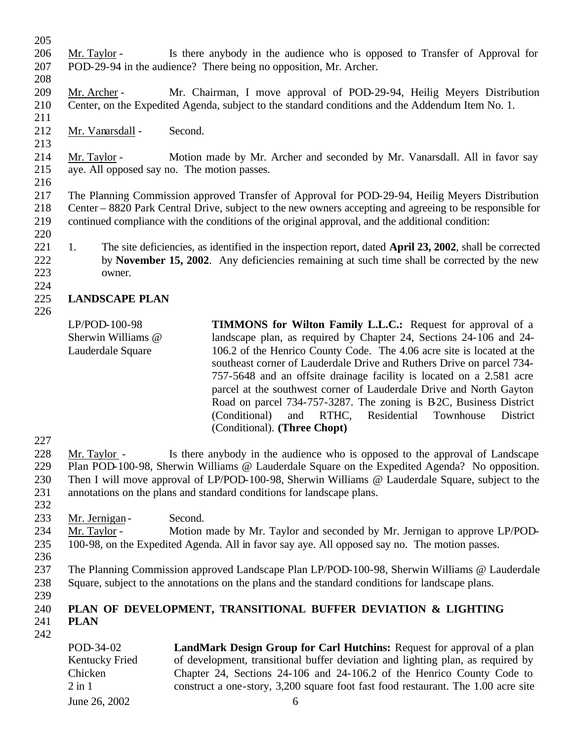Mr. Taylor - Is there anybody in the audience who is opposed to Transfer of Approval for POD-29-94 in the audience? There being no opposition, Mr. Archer.

Mr. Archer - Mr. Chairman, I move approval of POD-29-94, Heilig Meyers Distribution Center, on the Expedited Agenda, subject to the standard conditions and the Addendum Item No. 1.

Mr. Vanarsdall - Second.

Mr. Taylor - Motion made by Mr. Archer and seconded by Mr. Vanarsdall. All in favor say aye. All opposed say no. The motion passes.

The Planning Commission approved Transfer of Approval for POD-29-94, Heilig Meyers Distribution Center – 8820 Park Central Drive, subject to the new owners accepting and agreeing to be responsible for continued compliance with the conditions of the original approval, and the additional condition:

1. The site deficiencies, as identified in the inspection report, dated **April 23, 2002**, shall be corrected by **November 15, 2002**. Any deficiencies remaining at such time shall be corrected by the new owner.

## LANDSCAPE PLAN

LP/POD-100-98
Sherwin Williams @ Lauderdale Square

**TIMMONS for Wilton Family L.L.C.:** Request for approval of a landscape plan, as required by Chapter 24, Sections 24-106 and 24-106.2 of the Henrico County Code. The 4.06 acre site is located at the southeast corner of Lauderdale Drive and Ruthers Drive on parcel 734-757-5648 and an offsite drainage facility is located on a 2.581 acre parcel at the southwest corner of Lauderdale Drive and North Gayton Road on parcel 734-757-3287. The zoning is B-2C, Business District (Conditional) and RTHC, Residential Townhouse District (Conditional). **(Three Chopt)**

Mr. Taylor - Is there anybody in the audience who is opposed to the approval of Landscape Plan POD-100-98, Sherwin Williams @ Lauderdale Square on the Expedited Agenda? No opposition. Then I will move approval of LP/POD-100-98, Sherwin Williams @ Lauderdale Square, subject to the annotations on the plans and standard conditions for landscape plans.

Mr. Jernigan - Second.

Mr. Taylor - Motion made by Mr. Taylor and seconded by Mr. Jernigan to approve LP/POD-100-98, on the Expedited Agenda. All in favor say aye. All opposed say no. The motion passes.

The Planning Commission approved Landscape Plan LP/POD-100-98, Sherwin Williams @ Lauderdale Square, subject to the annotations on the plans and the standard conditions for landscape plans.

## PLAN OF DEVELOPMENT, TRANSITIONAL BUFFER DEVIATION & LIGHTING PLAN

POD-34-02
Kentucky Fried Chicken
2 in 1

**LandMark Design Group for Carl Hutchins:** Request for approval of a plan of development, transitional buffer deviation and lighting plan, as required by Chapter 24, Sections 24-106 and 24-106.2 of the Henrico County Code to construct a one-story, 3,200 square foot fast food restaurant. The 1.00 acre site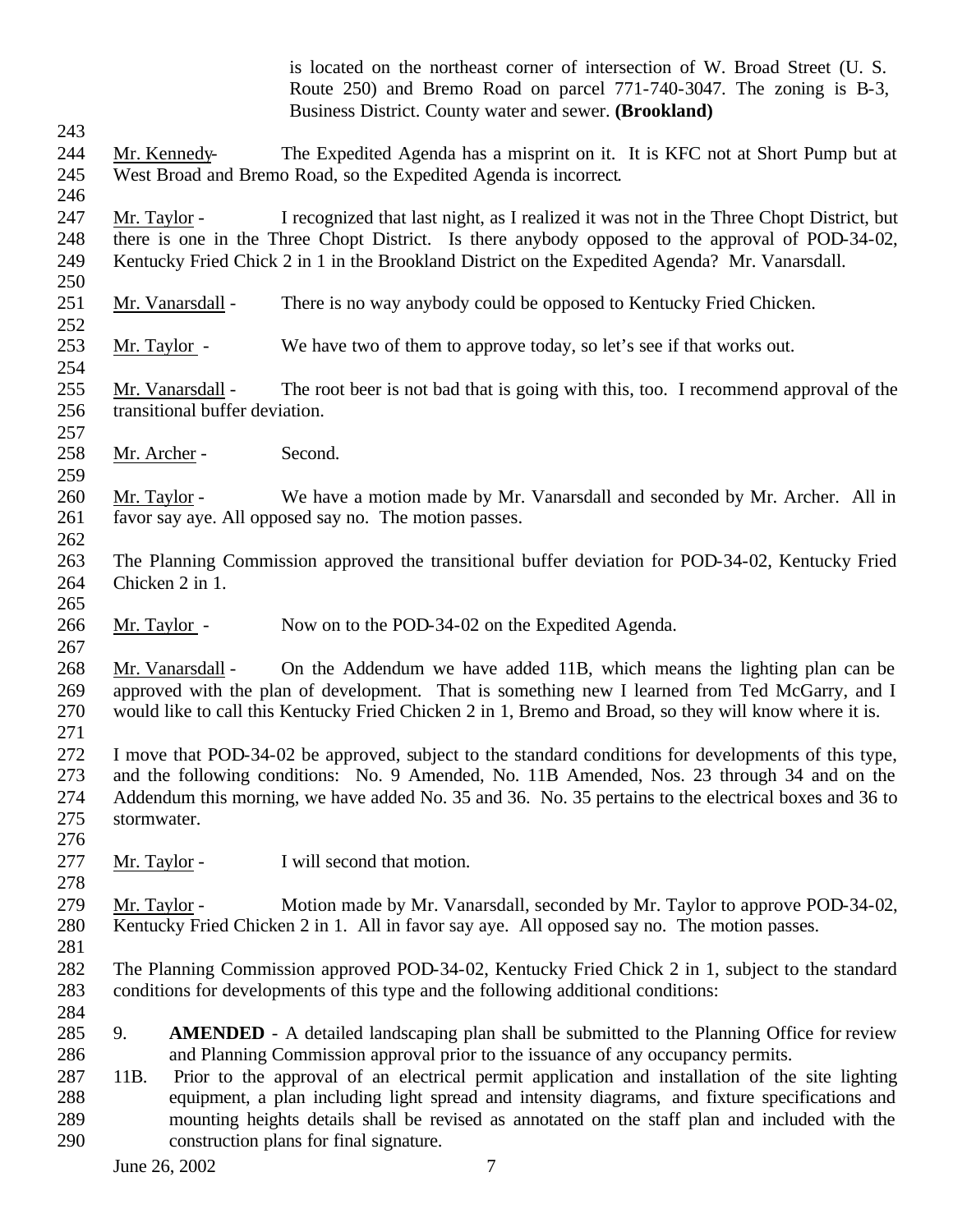is located on the northeast corner of intersection of W. Broad Street (U. S. Route 250) and Bremo Road on parcel 771-740-3047. The zoning is B-3, Business District. County water and sewer. **(Brookland)**

Mr. Kennedy- The Expedited Agenda has a misprint on it. It is KFC not at Short Pump but at West Broad and Bremo Road, so the Expedited Agenda is incorrect.

Mr. Taylor - I recognized that last night, as I realized it was not in the Three Chopt District, but there is one in the Three Chopt District. Is there anybody opposed to the approval of POD-34-02, Kentucky Fried Chick 2 in 1 in the Brookland District on the Expedited Agenda? Mr. Vanarsdall.

Mr. Vanarsdall - There is no way anybody could be opposed to Kentucky Fried Chicken.

Mr. Taylor - We have two of them to approve today, so let's see if that works out.

Mr. Vanarsdall - The root beer is not bad that is going with this, too. I recommend approval of the transitional buffer deviation.

Mr. Archer - Second.

Mr. Taylor - We have a motion made by Mr. Vanarsdall and seconded by Mr. Archer. All in favor say aye. All opposed say no. The motion passes.

The Planning Commission approved the transitional buffer deviation for POD-34-02, Kentucky Fried Chicken 2 in 1.

Mr. Taylor - Now on to the POD-34-02 on the Expedited Agenda.

Mr. Vanarsdall - On the Addendum we have added 11B, which means the lighting plan can be approved with the plan of development. That is something new I learned from Ted McGarry, and I would like to call this Kentucky Fried Chicken 2 in 1, Bremo and Broad, so they will know where it is.

I move that POD-34-02 be approved, subject to the standard conditions for developments of this type, and the following conditions: No. 9 Amended, No. 11B Amended, Nos. 23 through 34 and on the Addendum this morning, we have added No. 35 and 36. No. 35 pertains to the electrical boxes and 36 to stormwater.

Mr. Taylor - I will second that motion.

Mr. Taylor - Motion made by Mr. Vanarsdall, seconded by Mr. Taylor to approve POD-34-02, Kentucky Fried Chicken 2 in 1. All in favor say aye. All opposed say no. The motion passes.

The Planning Commission approved POD-34-02, Kentucky Fried Chick 2 in 1, subject to the standard conditions for developments of this type and the following additional conditions:

9. **AMENDED** - A detailed landscaping plan shall be submitted to the Planning Office for review and Planning Commission approval prior to the issuance of any occupancy permits.

11B. Prior to the approval of an electrical permit application and installation of the site lighting equipment, a plan including light spread and intensity diagrams, and fixture specifications and mounting heights details shall be revised as annotated on the staff plan and included with the construction plans for final signature.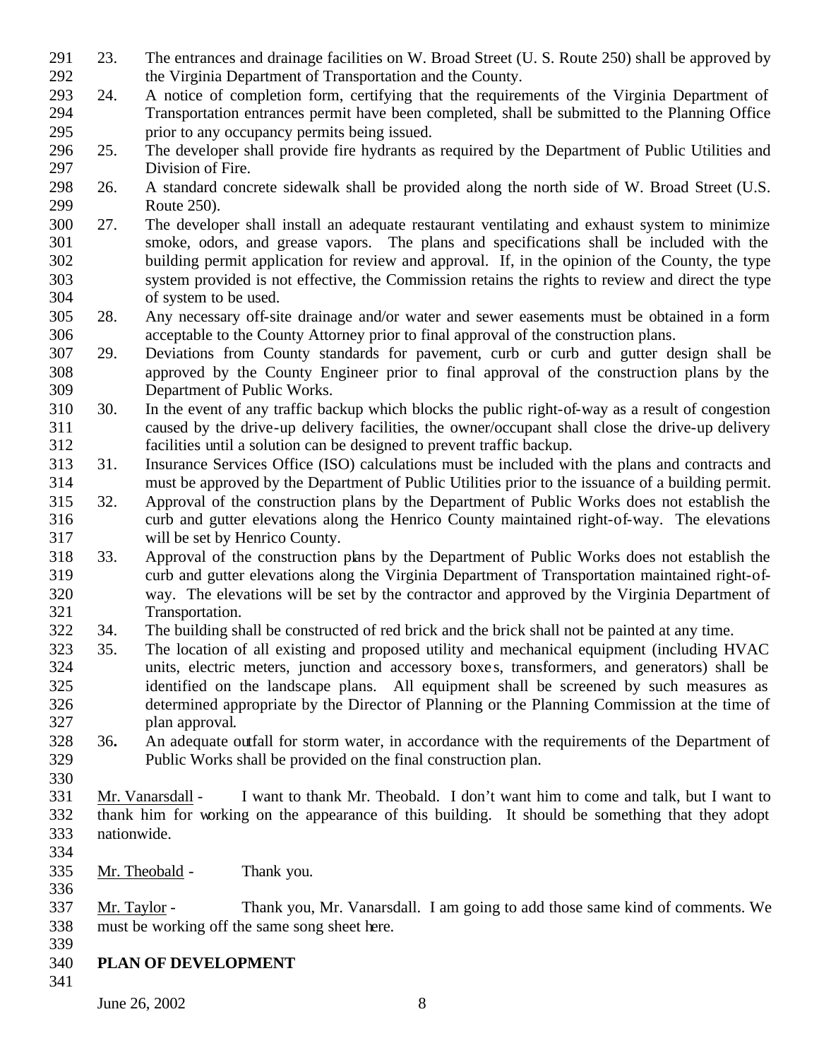23. The entrances and drainage facilities on W. Broad Street (U. S. Route 250) shall be approved by the Virginia Department of Transportation and the County.
24. A notice of completion form, certifying that the requirements of the Virginia Department of Transportation entrances permit have been completed, shall be submitted to the Planning Office prior to any occupancy permits being issued.
25. The developer shall provide fire hydrants as required by the Department of Public Utilities and Division of Fire.
26. A standard concrete sidewalk shall be provided along the north side of W. Broad Street (U.S. Route 250).
27. The developer shall install an adequate restaurant ventilating and exhaust system to minimize smoke, odors, and grease vapors. The plans and specifications shall be included with the building permit application for review and approval. If, in the opinion of the County, the type system provided is not effective, the Commission retains the rights to review and direct the type of system to be used.
28. Any necessary off-site drainage and/or water and sewer easements must be obtained in a form acceptable to the County Attorney prior to final approval of the construction plans.
29. Deviations from County standards for pavement, curb or curb and gutter design shall be approved by the County Engineer prior to final approval of the construction plans by the Department of Public Works.
30. In the event of any traffic backup which blocks the public right-of-way as a result of congestion caused by the drive-up delivery facilities, the owner/occupant shall close the drive-up delivery facilities until a solution can be designed to prevent traffic backup.
31. Insurance Services Office (ISO) calculations must be included with the plans and contracts and must be approved by the Department of Public Utilities prior to the issuance of a building permit.
32. Approval of the construction plans by the Department of Public Works does not establish the curb and gutter elevations along the Henrico County maintained right-of-way. The elevations will be set by Henrico County.
33. Approval of the construction plans by the Department of Public Works does not establish the curb and gutter elevations along the Virginia Department of Transportation maintained right-of-way. The elevations will be set by the contractor and approved by the Virginia Department of Transportation.
34. The building shall be constructed of red brick and the brick shall not be painted at any time.
35. The location of all existing and proposed utility and mechanical equipment (including HVAC units, electric meters, junction and accessory boxes, transformers, and generators) shall be identified on the landscape plans. All equipment shall be screened by such measures as determined appropriate by the Director of Planning or the Planning Commission at the time of plan approval.
36. An adequate outfall for storm water, in accordance with the requirements of the Department of Public Works shall be provided on the final construction plan.

Mr. Vanarsdall - I want to thank Mr. Theobald. I don't want him to come and talk, but I want to thank him for working on the appearance of this building. It should be something that they adopt nationwide.

Mr. Theobald - Thank you.

Mr. Taylor - Thank you, Mr. Vanarsdall. I am going to add those same kind of comments. We must be working off the same song sheet here.

**PLAN OF DEVELOPMENT**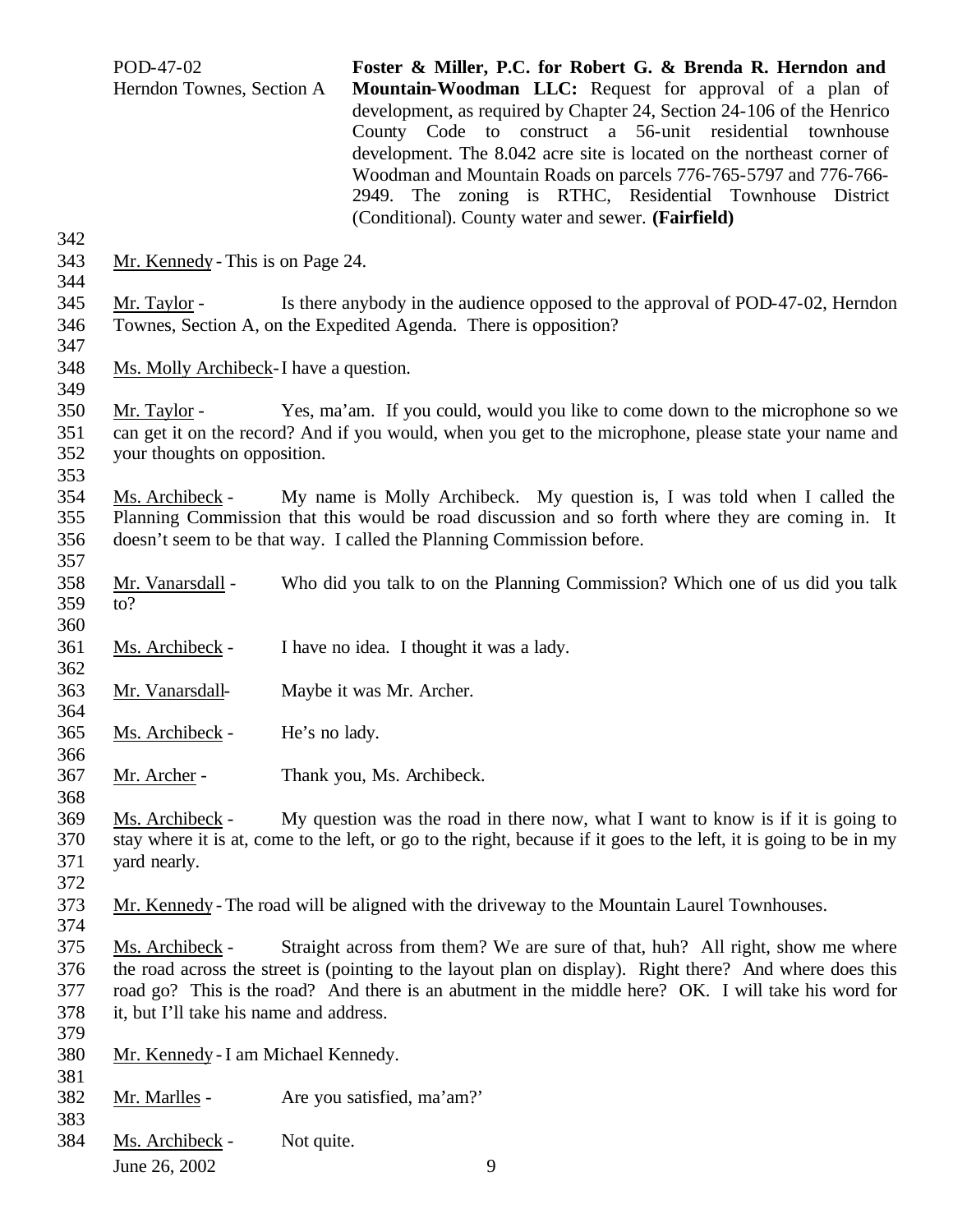POD-47-02
Herndon Townes, Section A

**Foster & Miller, P.C. for Robert G. & Brenda R. Herndon and Mountain-Woodman LLC:** Request for approval of a plan of development, as required by Chapter 24, Section 24-106 of the Henrico County Code to construct a 56-unit residential townhouse development. The 8.042 acre site is located on the northeast corner of Woodman and Mountain Roads on parcels 776-765-5797 and 776-766-2949. The zoning is RTHC, Residential Townhouse District (Conditional). County water and sewer. **(Fairfield)**

Mr. Kennedy - This is on Page 24.

Mr. Taylor - Is there anybody in the audience opposed to the approval of POD-47-02, Herndon Townes, Section A, on the Expedited Agenda. There is opposition?

Ms. Molly Archibeck - I have a question.

Mr. Taylor - Yes, ma'am. If you could, would you like to come down to the microphone so we can get it on the record? And if you would, when you get to the microphone, please state your name and your thoughts on opposition.

Ms. Archibeck - My name is Molly Archibeck. My question is, I was told when I called the Planning Commission that this would be road discussion and so forth where they are coming in. It doesn't seem to be that way. I called the Planning Commission before.

Mr. Vanarsdall - Who did you talk to on the Planning Commission? Which one of us did you talk to?

Ms. Archibeck - I have no idea. I thought it was a lady.

Mr. Vanarsdall - Maybe it was Mr. Archer.

Ms. Archibeck - He's no lady.

Mr. Archer - Thank you, Ms. Archibeck.

Ms. Archibeck - My question was the road in there now, what I want to know is if it is going to stay where it is at, come to the left, or go to the right, because if it goes to the left, it is going to be in my yard nearly.

Mr. Kennedy - The road will be aligned with the driveway to the Mountain Laurel Townhouses.

Ms. Archibeck - Straight across from them? We are sure of that, huh? All right, show me where the road across the street is (pointing to the layout plan on display). Right there? And where does this road go? This is the road? And there is an abutment in the middle here? OK. I will take his word for it, but I'll take his name and address.

Mr. Kennedy - I am Michael Kennedy.

Mr. Marlles - Are you satisfied, ma'am?'

Ms. Archibeck - Not quite.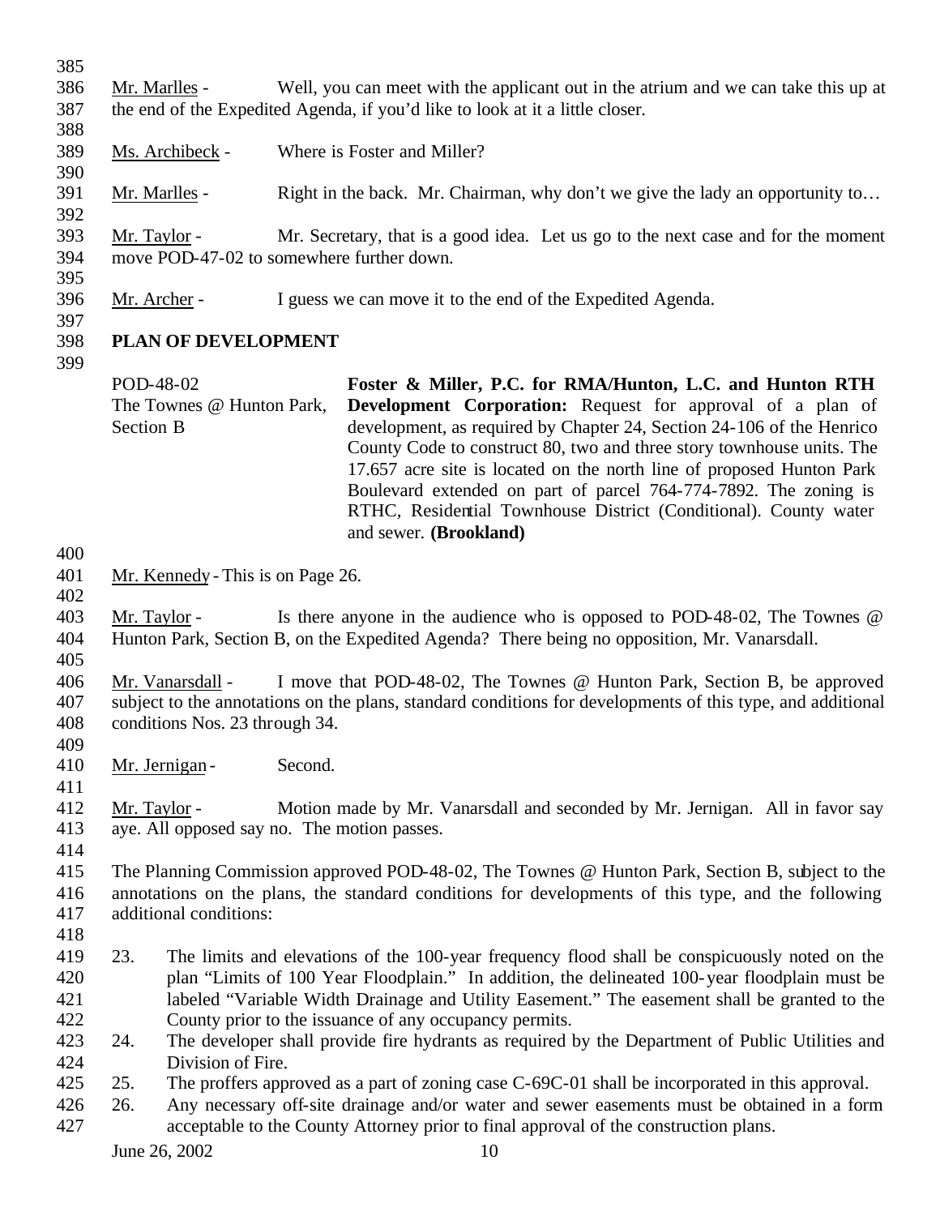Mr. Marlles - Well, you can meet with the applicant out in the atrium and we can take this up at the end of the Expedited Agenda, if you'd like to look at it a little closer.

Ms. Archibeck - Where is Foster and Miller?

Mr. Marlles - Right in the back. Mr. Chairman, why don't we give the lady an opportunity to…

Mr. Taylor - Mr. Secretary, that is a good idea. Let us go to the next case and for the moment move POD-47-02 to somewhere further down.

Mr. Archer - I guess we can move it to the end of the Expedited Agenda.

**PLAN OF DEVELOPMENT**

POD-48-02
The Townes @ Hunton Park, Section B

**Foster & Miller, P.C. for RMA/Hunton, L.C. and Hunton RTH Development Corporation:** Request for approval of a plan of development, as required by Chapter 24, Section 24-106 of the Henrico County Code to construct 80, two and three story townhouse units. The 17.657 acre site is located on the north line of proposed Hunton Park Boulevard extended on part of parcel 764-774-7892. The zoning is RTHC, Residential Townhouse District (Conditional). County water and sewer. **(Brookland)**

Mr. Kennedy - This is on Page 26.

Mr. Taylor - Is there anyone in the audience who is opposed to POD-48-02, The Townes @ Hunton Park, Section B, on the Expedited Agenda? There being no opposition, Mr. Vanarsdall.

Mr. Vanarsdall - I move that POD-48-02, The Townes @ Hunton Park, Section B, be approved subject to the annotations on the plans, standard conditions for developments of this type, and additional conditions Nos. 23 through 34.

Mr. Jernigan - Second.

Mr. Taylor - Motion made by Mr. Vanarsdall and seconded by Mr. Jernigan. All in favor say aye. All opposed say no. The motion passes.

The Planning Commission approved POD-48-02, The Townes @ Hunton Park, Section B, subject to the annotations on the plans, the standard conditions for developments of this type, and the following additional conditions:

23. The limits and elevations of the 100-year frequency flood shall be conspicuously noted on the plan "Limits of 100 Year Floodplain." In addition, the delineated 100-year floodplain must be labeled "Variable Width Drainage and Utility Easement." The easement shall be granted to the County prior to the issuance of any occupancy permits.
24. The developer shall provide fire hydrants as required by the Department of Public Utilities and Division of Fire.
25. The proffers approved as a part of zoning case C-69C-01 shall be incorporated in this approval.
26. Any necessary off-site drainage and/or water and sewer easements must be obtained in a form acceptable to the County Attorney prior to final approval of the construction plans.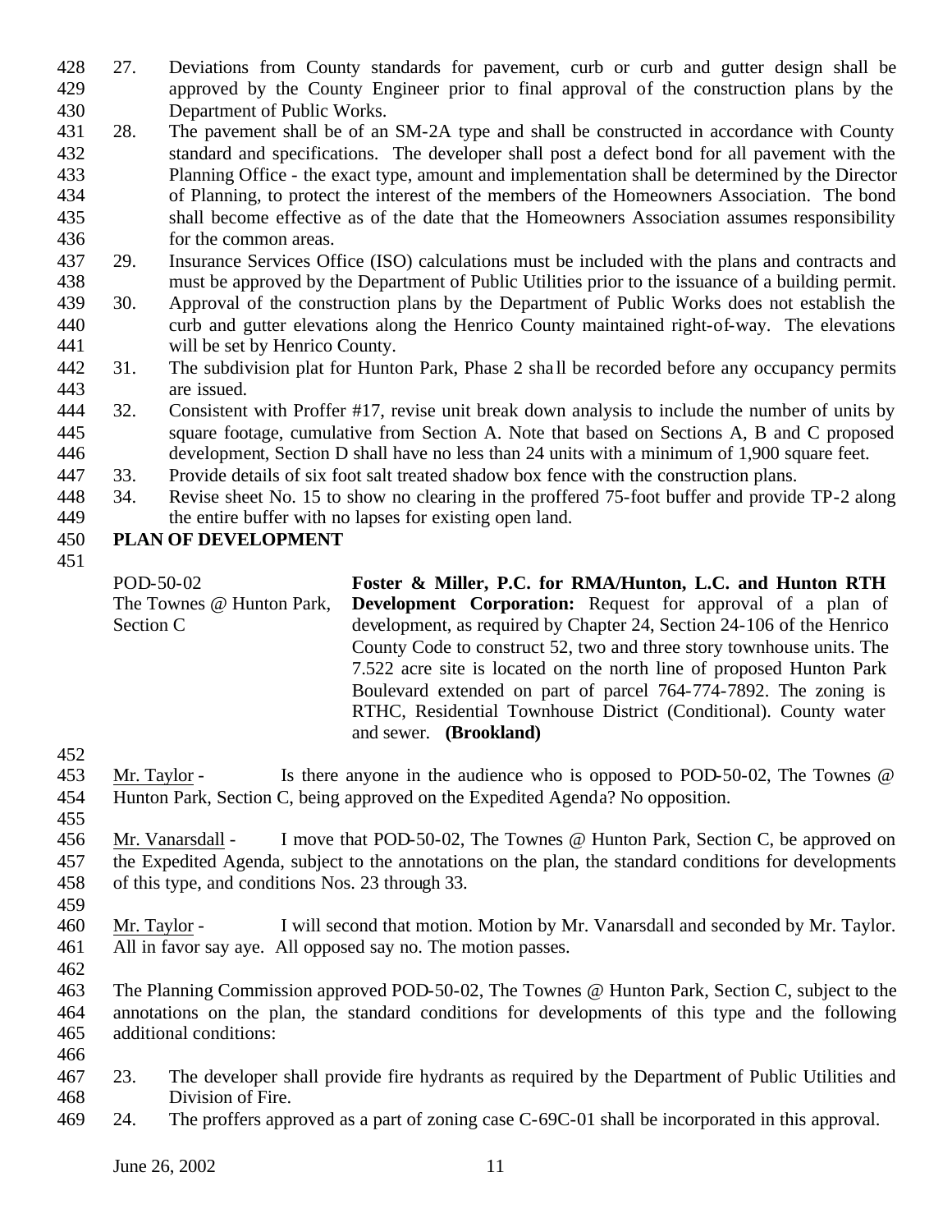27. Deviations from County standards for pavement, curb or curb and gutter design shall be approved by the County Engineer prior to final approval of the construction plans by the Department of Public Works.
28. The pavement shall be of an SM-2A type and shall be constructed in accordance with County standard and specifications. The developer shall post a defect bond for all pavement with the Planning Office - the exact type, amount and implementation shall be determined by the Director of Planning, to protect the interest of the members of the Homeowners Association. The bond shall become effective as of the date that the Homeowners Association assumes responsibility for the common areas.
29. Insurance Services Office (ISO) calculations must be included with the plans and contracts and must be approved by the Department of Public Utilities prior to the issuance of a building permit.
30. Approval of the construction plans by the Department of Public Works does not establish the curb and gutter elevations along the Henrico County maintained right-of-way. The elevations will be set by Henrico County.
31. The subdivision plat for Hunton Park, Phase 2 shall be recorded before any occupancy permits are issued.
32. Consistent with Proffer #17, revise unit break down analysis to include the number of units by square footage, cumulative from Section A. Note that based on Sections A, B and C proposed development, Section D shall have no less than 24 units with a minimum of 1,900 square feet.
33. Provide details of six foot salt treated shadow box fence with the construction plans.
34. Revise sheet No. 15 to show no clearing in the proffered 75-foot buffer and provide TP-2 along the entire buffer with no lapses for existing open land.

**PLAN OF DEVELOPMENT**

POD-50-02
The Townes @ Hunton Park, Section C

**Foster & Miller, P.C. for RMA/Hunton, L.C. and Hunton RTH Development Corporation:** Request for approval of a plan of development, as required by Chapter 24, Section 24-106 of the Henrico County Code to construct 52, two and three story townhouse units. The 7.522 acre site is located on the north line of proposed Hunton Park Boulevard extended on part of parcel 764-774-7892. The zoning is RTHC, Residential Townhouse District (Conditional). County water and sewer. **(Brookland)**

Mr. Taylor - Is there anyone in the audience who is opposed to POD-50-02, The Townes @ Hunton Park, Section C, being approved on the Expedited Agenda? No opposition.

Mr. Vanarsdall - I move that POD-50-02, The Townes @ Hunton Park, Section C, be approved on the Expedited Agenda, subject to the annotations on the plan, the standard conditions for developments of this type, and conditions Nos. 23 through 33.

Mr. Taylor - I will second that motion. Motion by Mr. Vanarsdall and seconded by Mr. Taylor. All in favor say aye. All opposed say no. The motion passes.

The Planning Commission approved POD-50-02, The Townes @ Hunton Park, Section C, subject to the annotations on the plan, the standard conditions for developments of this type and the following additional conditions:

23. The developer shall provide fire hydrants as required by the Department of Public Utilities and Division of Fire.
24. The proffers approved as a part of zoning case C-69C-01 shall be incorporated in this approval.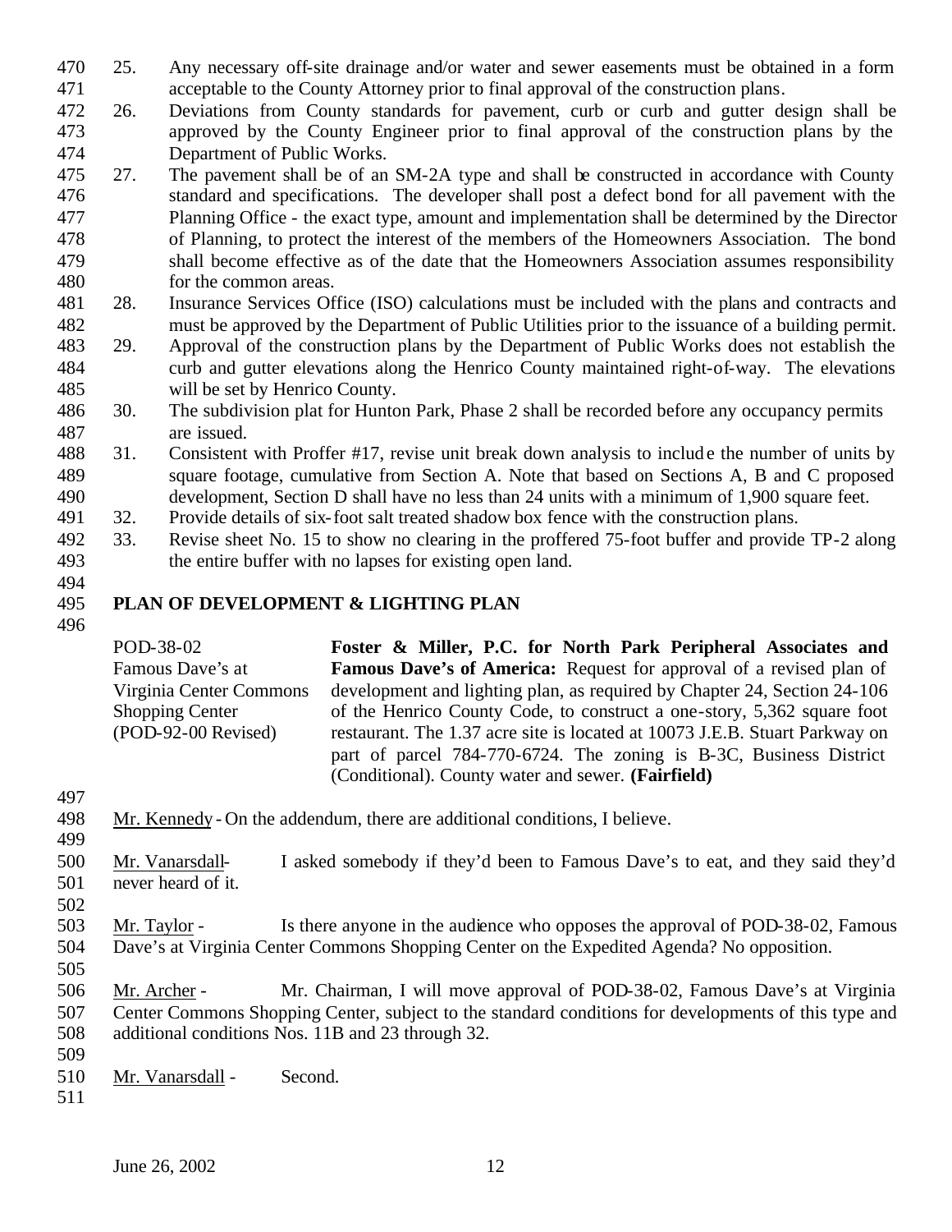25. Any necessary off-site drainage and/or water and sewer easements must be obtained in a form acceptable to the County Attorney prior to final approval of the construction plans.
26. Deviations from County standards for pavement, curb or curb and gutter design shall be approved by the County Engineer prior to final approval of the construction plans by the Department of Public Works.
27. The pavement shall be of an SM-2A type and shall be constructed in accordance with County standard and specifications. The developer shall post a defect bond for all pavement with the Planning Office - the exact type, amount and implementation shall be determined by the Director of Planning, to protect the interest of the members of the Homeowners Association. The bond shall become effective as of the date that the Homeowners Association assumes responsibility for the common areas.
28. Insurance Services Office (ISO) calculations must be included with the plans and contracts and must be approved by the Department of Public Utilities prior to the issuance of a building permit.
29. Approval of the construction plans by the Department of Public Works does not establish the curb and gutter elevations along the Henrico County maintained right-of-way. The elevations will be set by Henrico County.
30. The subdivision plat for Hunton Park, Phase 2 shall be recorded before any occupancy permits are issued.
31. Consistent with Proffer #17, revise unit break down analysis to include the number of units by square footage, cumulative from Section A. Note that based on Sections A, B and C proposed development, Section D shall have no less than 24 units with a minimum of 1,900 square feet.
32. Provide details of six-foot salt treated shadow box fence with the construction plans.
33. Revise sheet No. 15 to show no clearing in the proffered 75-foot buffer and provide TP-2 along the entire buffer with no lapses for existing open land.

## PLAN OF DEVELOPMENT & LIGHTING PLAN

| | |
|---|---|
| POD-38-02<br>Famous Dave's at Virginia Center Commons Shopping Center<br>(POD-92-00 Revised) | **Foster & Miller, P.C. for North Park Peripheral Associates and Famous Dave's of America:** Request for approval of a revised plan of development and lighting plan, as required by Chapter 24, Section 24-106 of the Henrico County Code, to construct a one-story, 5,362 square foot restaurant. The 1.37 acre site is located at 10073 J.E.B. Stuart Parkway on part of parcel 784-770-6724. The zoning is B-3C, Business District (Conditional). County water and sewer. **(Fairfield)** |

Mr. Kennedy - On the addendum, there are additional conditions, I believe.

Mr. Vanarsdall- I asked somebody if they'd been to Famous Dave's to eat, and they said they'd never heard of it.

Mr. Taylor - Is there anyone in the audience who opposes the approval of POD-38-02, Famous Dave's at Virginia Center Commons Shopping Center on the Expedited Agenda? No opposition.

Mr. Archer - Mr. Chairman, I will move approval of POD-38-02, Famous Dave's at Virginia Center Commons Shopping Center, subject to the standard conditions for developments of this type and additional conditions Nos. 11B and 23 through 32.

Mr. Vanarsdall - Second.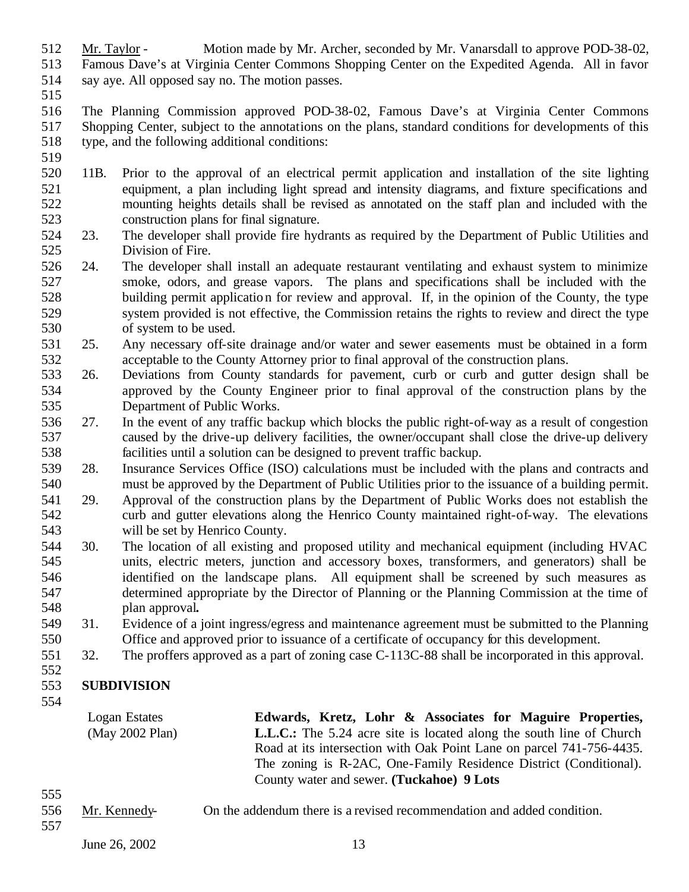Mr. Taylor - Motion made by Mr. Archer, seconded by Mr. Vanarsdall to approve POD-38-02, Famous Dave's at Virginia Center Commons Shopping Center on the Expedited Agenda. All in favor say aye. All opposed say no. The motion passes.

The Planning Commission approved POD-38-02, Famous Dave's at Virginia Center Commons Shopping Center, subject to the annotations on the plans, standard conditions for developments of this type, and the following additional conditions:

11B. Prior to the approval of an electrical permit application and installation of the site lighting equipment, a plan including light spread and intensity diagrams, and fixture specifications and mounting heights details shall be revised as annotated on the staff plan and included with the construction plans for final signature.

23. The developer shall provide fire hydrants as required by the Department of Public Utilities and Division of Fire.

24. The developer shall install an adequate restaurant ventilating and exhaust system to minimize smoke, odors, and grease vapors. The plans and specifications shall be included with the building permit application for review and approval. If, in the opinion of the County, the type system provided is not effective, the Commission retains the rights to review and direct the type of system to be used.

25. Any necessary off-site drainage and/or water and sewer easements must be obtained in a form acceptable to the County Attorney prior to final approval of the construction plans.

26. Deviations from County standards for pavement, curb or curb and gutter design shall be approved by the County Engineer prior to final approval of the construction plans by the Department of Public Works.

27. In the event of any traffic backup which blocks the public right-of-way as a result of congestion caused by the drive-up delivery facilities, the owner/occupant shall close the drive-up delivery facilities until a solution can be designed to prevent traffic backup.

28. Insurance Services Office (ISO) calculations must be included with the plans and contracts and must be approved by the Department of Public Utilities prior to the issuance of a building permit.

29. Approval of the construction plans by the Department of Public Works does not establish the curb and gutter elevations along the Henrico County maintained right-of-way. The elevations will be set by Henrico County.

30. The location of all existing and proposed utility and mechanical equipment (including HVAC units, electric meters, junction and accessory boxes, transformers, and generators) shall be identified on the landscape plans. All equipment shall be screened by such measures as determined appropriate by the Director of Planning or the Planning Commission at the time of plan approval**.**

31. Evidence of a joint ingress/egress and maintenance agreement must be submitted to the Planning Office and approved prior to issuance of a certificate of occupancy for this development.

32. The proffers approved as a part of zoning case C-113C-88 shall be incorporated in this approval.

## SUBDIVISION

Logan Estates (May 2002 Plan)

**Edwards, Kretz, Lohr & Associates for Maguire Properties, L.L.C.:** The 5.24 acre site is located along the south line of Church Road at its intersection with Oak Point Lane on parcel 741-756-4435. The zoning is R-2AC, One-Family Residence District (Conditional). County water and sewer. **(Tuckahoe) 9 Lots**

Mr. Kennedy- On the addendum there is a revised recommendation and added condition.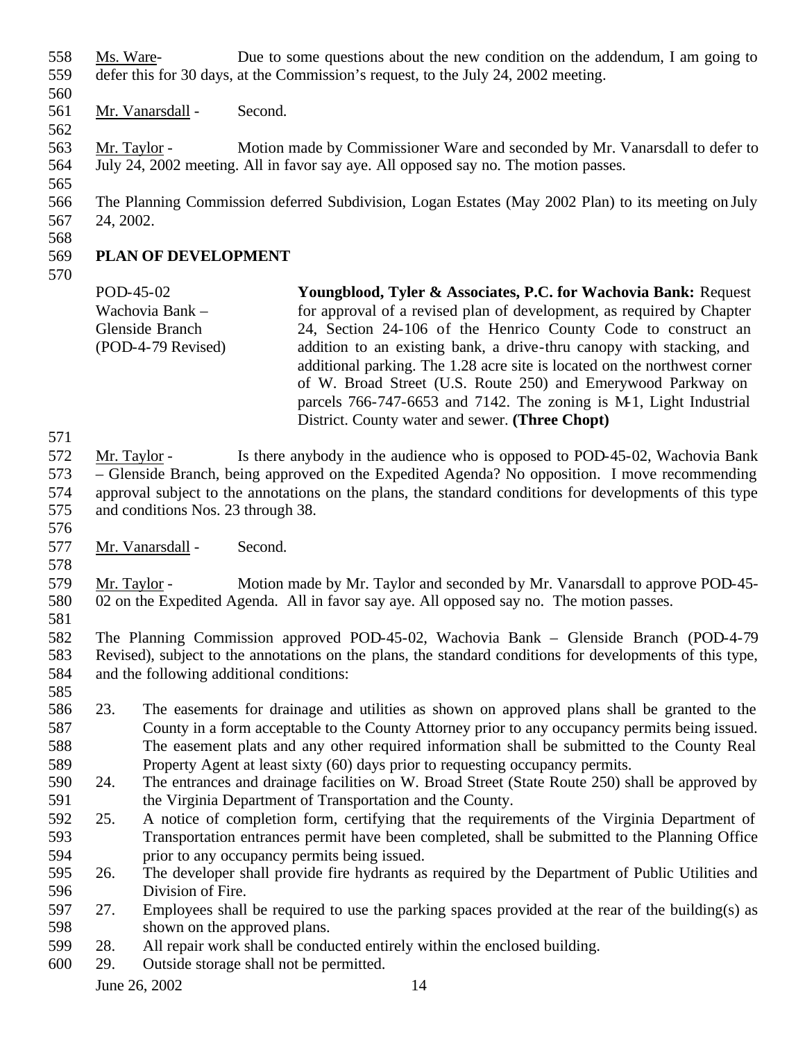Ms. Ware- Due to some questions about the new condition on the addendum, I am going to defer this for 30 days, at the Commission's request, to the July 24, 2002 meeting.

Mr. Vanarsdall - Second.

Mr. Taylor - Motion made by Commissioner Ware and seconded by Mr. Vanarsdall to defer to July 24, 2002 meeting. All in favor say aye. All opposed say no. The motion passes.

The Planning Commission deferred Subdivision, Logan Estates (May 2002 Plan) to its meeting on July 24, 2002.

## PLAN OF DEVELOPMENT

POD-45-02
Wachovia Bank – Glenside Branch
(POD-4-79 Revised)

**Youngblood, Tyler & Associates, P.C. for Wachovia Bank:** Request for approval of a revised plan of development, as required by Chapter 24, Section 24-106 of the Henrico County Code to construct an addition to an existing bank, a drive-thru canopy with stacking, and additional parking. The 1.28 acre site is located on the northwest corner of W. Broad Street (U.S. Route 250) and Emerywood Parkway on parcels 766-747-6653 and 7142. The zoning is M-1, Light Industrial District. County water and sewer. **(Three Chopt)**

Mr. Taylor - Is there anybody in the audience who is opposed to POD-45-02, Wachovia Bank – Glenside Branch, being approved on the Expedited Agenda? No opposition. I move recommending approval subject to the annotations on the plans, the standard conditions for developments of this type and conditions Nos. 23 through 38.

Mr. Vanarsdall - Second.

Mr. Taylor - Motion made by Mr. Taylor and seconded by Mr. Vanarsdall to approve POD-45-02 on the Expedited Agenda. All in favor say aye. All opposed say no. The motion passes.

The Planning Commission approved POD-45-02, Wachovia Bank – Glenside Branch (POD-4-79 Revised), subject to the annotations on the plans, the standard conditions for developments of this type, and the following additional conditions:

23. The easements for drainage and utilities as shown on approved plans shall be granted to the County in a form acceptable to the County Attorney prior to any occupancy permits being issued. The easement plats and any other required information shall be submitted to the County Real Property Agent at least sixty (60) days prior to requesting occupancy permits.
24. The entrances and drainage facilities on W. Broad Street (State Route 250) shall be approved by the Virginia Department of Transportation and the County.
25. A notice of completion form, certifying that the requirements of the Virginia Department of Transportation entrances permit have been completed, shall be submitted to the Planning Office prior to any occupancy permits being issued.
26. The developer shall provide fire hydrants as required by the Department of Public Utilities and Division of Fire.
27. Employees shall be required to use the parking spaces provided at the rear of the building(s) as shown on the approved plans.
28. All repair work shall be conducted entirely within the enclosed building.
29. Outside storage shall not be permitted.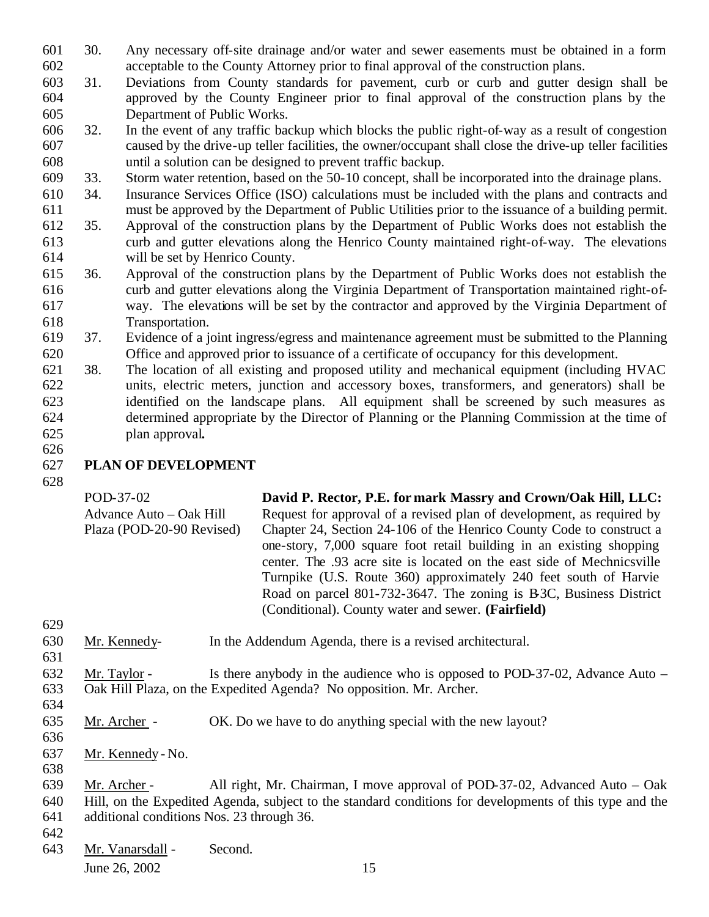30. Any necessary off-site drainage and/or water and sewer easements must be obtained in a form acceptable to the County Attorney prior to final approval of the construction plans.
31. Deviations from County standards for pavement, curb or curb and gutter design shall be approved by the County Engineer prior to final approval of the construction plans by the Department of Public Works.
32. In the event of any traffic backup which blocks the public right-of-way as a result of congestion caused by the drive-up teller facilities, the owner/occupant shall close the drive-up teller facilities until a solution can be designed to prevent traffic backup.
33. Storm water retention, based on the 50-10 concept, shall be incorporated into the drainage plans.
34. Insurance Services Office (ISO) calculations must be included with the plans and contracts and must be approved by the Department of Public Utilities prior to the issuance of a building permit.
35. Approval of the construction plans by the Department of Public Works does not establish the curb and gutter elevations along the Henrico County maintained right-of-way. The elevations will be set by Henrico County.
36. Approval of the construction plans by the Department of Public Works does not establish the curb and gutter elevations along the Virginia Department of Transportation maintained right-of-way. The elevations will be set by the contractor and approved by the Virginia Department of Transportation.
37. Evidence of a joint ingress/egress and maintenance agreement must be submitted to the Planning Office and approved prior to issuance of a certificate of occupancy for this development.
38. The location of all existing and proposed utility and mechanical equipment (including HVAC units, electric meters, junction and accessory boxes, transformers, and generators) shall be identified on the landscape plans. All equipment shall be screened by such measures as determined appropriate by the Director of Planning or the Planning Commission at the time of plan approval**.**

## PLAN OF DEVELOPMENT

POD-37-02
Advance Auto – Oak Hill Plaza (POD-20-90 Revised)

**David P. Rector, P.E. for mark Massry and Crown/Oak Hill, LLC:** Request for approval of a revised plan of development, as required by Chapter 24, Section 24-106 of the Henrico County Code to construct a one-story, 7,000 square foot retail building in an existing shopping center. The .93 acre site is located on the east side of Mechnicsville Turnpike (U.S. Route 360) approximately 240 feet south of Harvie Road on parcel 801-732-3647. The zoning is B-3C, Business District (Conditional). County water and sewer. **(Fairfield)**

Mr. Kennedy- In the Addendum Agenda, there is a revised architectural.

Mr. Taylor - Is there anybody in the audience who is opposed to POD-37-02, Advance Auto – Oak Hill Plaza, on the Expedited Agenda? No opposition. Mr. Archer.

Mr. Archer - OK. Do we have to do anything special with the new layout?

Mr. Kennedy - No.

Mr. Archer - All right, Mr. Chairman, I move approval of POD-37-02, Advanced Auto – Oak Hill, on the Expedited Agenda, subject to the standard conditions for developments of this type and the additional conditions Nos. 23 through 36.

Mr. Vanarsdall - Second.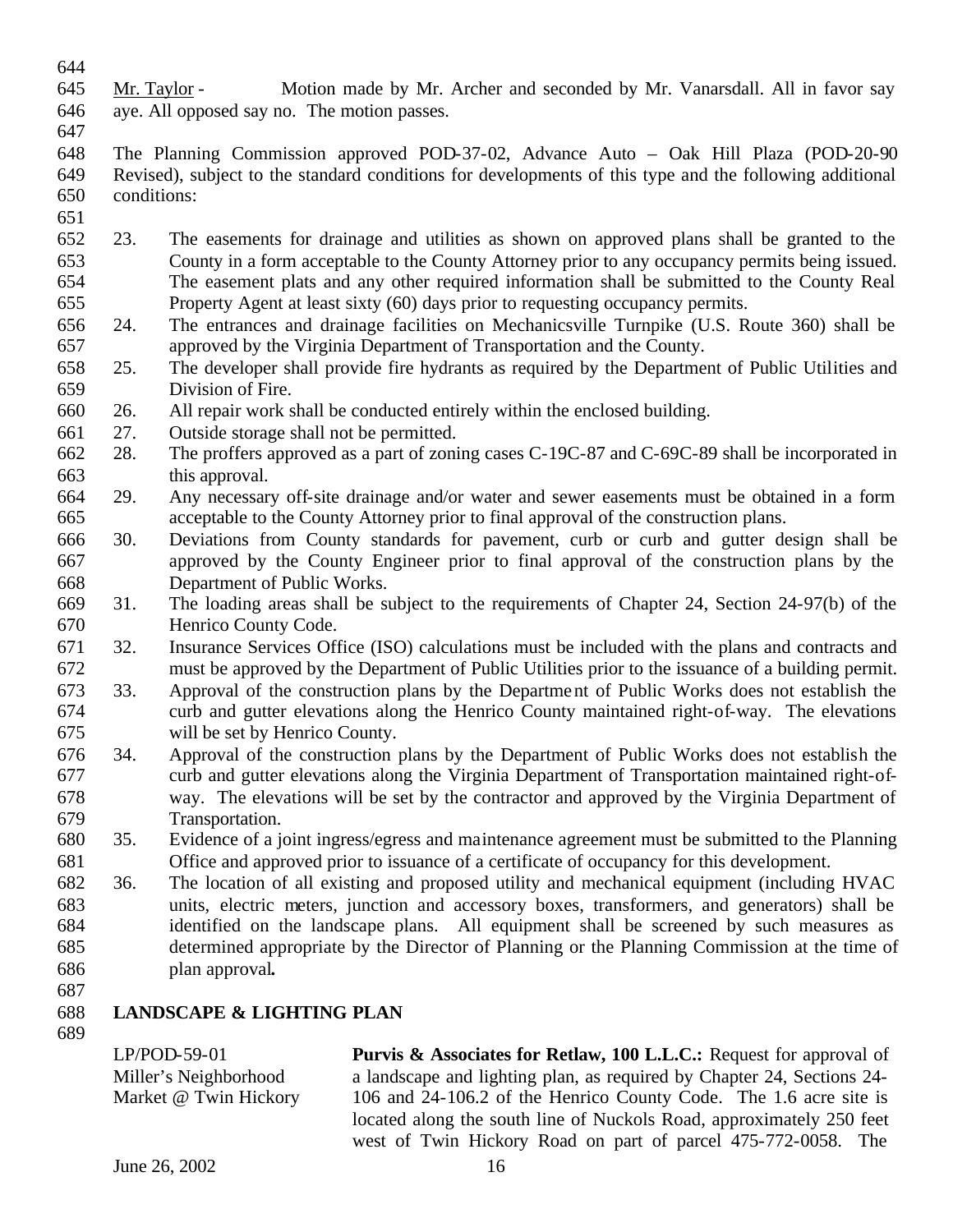Mr. Taylor - Motion made by Mr. Archer and seconded by Mr. Vanarsdall. All in favor say aye. All opposed say no. The motion passes.

The Planning Commission approved POD-37-02, Advance Auto – Oak Hill Plaza (POD-20-90 Revised), subject to the standard conditions for developments of this type and the following additional conditions:

23. The easements for drainage and utilities as shown on approved plans shall be granted to the County in a form acceptable to the County Attorney prior to any occupancy permits being issued. The easement plats and any other required information shall be submitted to the County Real Property Agent at least sixty (60) days prior to requesting occupancy permits.
24. The entrances and drainage facilities on Mechanicsville Turnpike (U.S. Route 360) shall be approved by the Virginia Department of Transportation and the County.
25. The developer shall provide fire hydrants as required by the Department of Public Utilities and Division of Fire.
26. All repair work shall be conducted entirely within the enclosed building.
27. Outside storage shall not be permitted.
28. The proffers approved as a part of zoning cases C-19C-87 and C-69C-89 shall be incorporated in this approval.
29. Any necessary off-site drainage and/or water and sewer easements must be obtained in a form acceptable to the County Attorney prior to final approval of the construction plans.
30. Deviations from County standards for pavement, curb or curb and gutter design shall be approved by the County Engineer prior to final approval of the construction plans by the Department of Public Works.
31. The loading areas shall be subject to the requirements of Chapter 24, Section 24-97(b) of the Henrico County Code.
32. Insurance Services Office (ISO) calculations must be included with the plans and contracts and must be approved by the Department of Public Utilities prior to the issuance of a building permit.
33. Approval of the construction plans by the Department of Public Works does not establish the curb and gutter elevations along the Henrico County maintained right-of-way. The elevations will be set by Henrico County.
34. Approval of the construction plans by the Department of Public Works does not establish the curb and gutter elevations along the Virginia Department of Transportation maintained right-of-way. The elevations will be set by the contractor and approved by the Virginia Department of Transportation.
35. Evidence of a joint ingress/egress and maintenance agreement must be submitted to the Planning Office and approved prior to issuance of a certificate of occupancy for this development.
36. The location of all existing and proposed utility and mechanical equipment (including HVAC units, electric meters, junction and accessory boxes, transformers, and generators) shall be identified on the landscape plans. All equipment shall be screened by such measures as determined appropriate by the Director of Planning or the Planning Commission at the time of plan approval**.**

## LANDSCAPE & LIGHTING PLAN

LP/POD-59-01
Miller's Neighborhood Market @ Twin Hickory

**Purvis & Associates for Retlaw, 100 L.L.C.:** Request for approval of a landscape and lighting plan, as required by Chapter 24, Sections 24-106 and 24-106.2 of the Henrico County Code. The 1.6 acre site is located along the south line of Nuckols Road, approximately 250 feet west of Twin Hickory Road on part of parcel 475-772-0058. The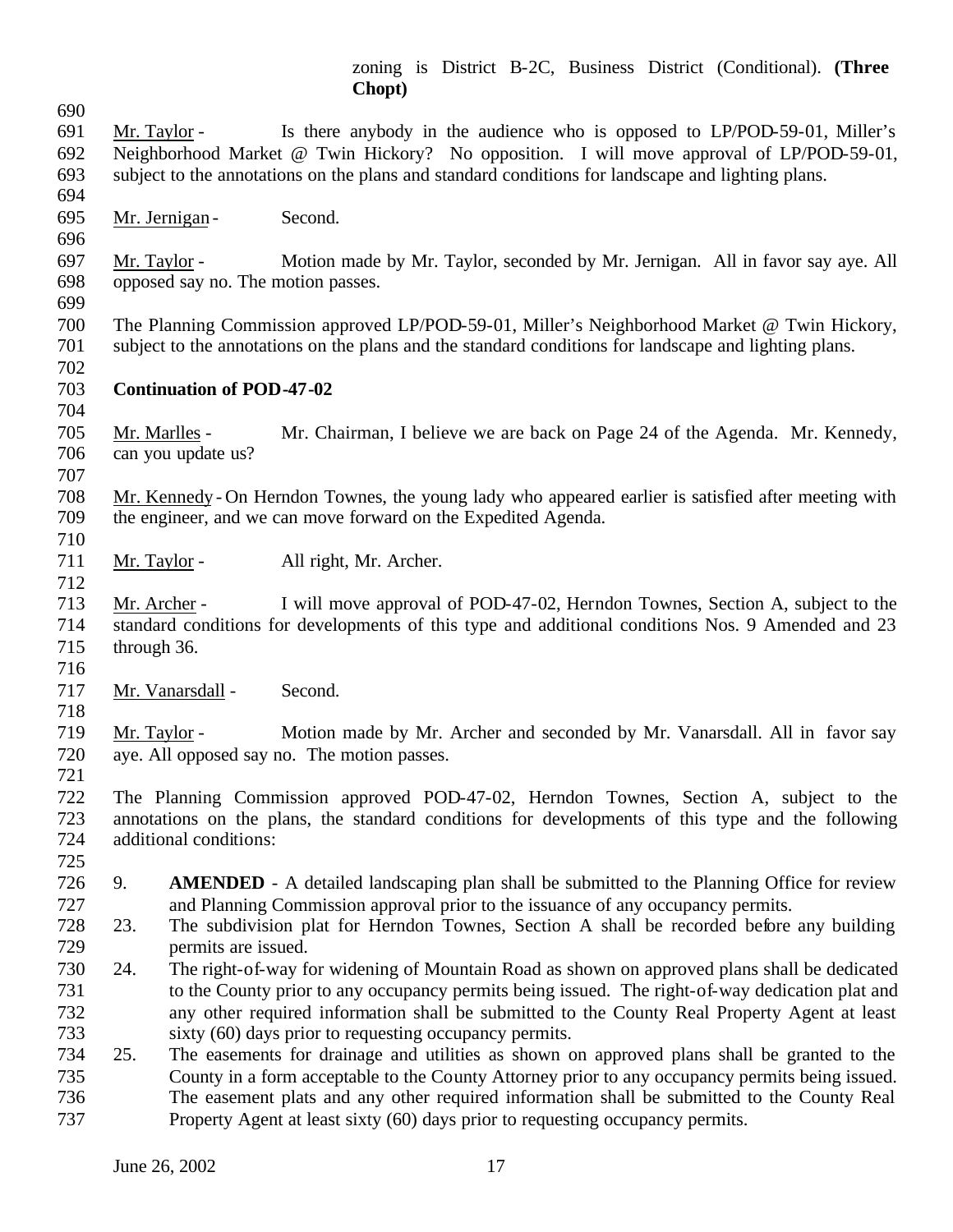zoning is District B-2C, Business District (Conditional). **(Three Chopt)**

Mr. Taylor - Is there anybody in the audience who is opposed to LP/POD-59-01, Miller's Neighborhood Market @ Twin Hickory? No opposition. I will move approval of LP/POD-59-01, subject to the annotations on the plans and standard conditions for landscape and lighting plans.

Mr. Jernigan - Second.

Mr. Taylor - Motion made by Mr. Taylor, seconded by Mr. Jernigan. All in favor say aye. All opposed say no. The motion passes.

The Planning Commission approved LP/POD-59-01, Miller's Neighborhood Market @ Twin Hickory, subject to the annotations on the plans and the standard conditions for landscape and lighting plans.

**Continuation of POD-47-02**

Mr. Marlles - Mr. Chairman, I believe we are back on Page 24 of the Agenda. Mr. Kennedy, can you update us?

Mr. Kennedy - On Herndon Townes, the young lady who appeared earlier is satisfied after meeting with the engineer, and we can move forward on the Expedited Agenda.

Mr. Taylor - All right, Mr. Archer.

Mr. Archer - I will move approval of POD-47-02, Herndon Townes, Section A, subject to the standard conditions for developments of this type and additional conditions Nos. 9 Amended and 23 through 36.

Mr. Vanarsdall - Second.

Mr. Taylor - Motion made by Mr. Archer and seconded by Mr. Vanarsdall. All in favor say aye. All opposed say no. The motion passes.

The Planning Commission approved POD-47-02, Herndon Townes, Section A, subject to the annotations on the plans, the standard conditions for developments of this type and the following additional conditions:

9. **AMENDED** - A detailed landscaping plan shall be submitted to the Planning Office for review and Planning Commission approval prior to the issuance of any occupancy permits.
23. The subdivision plat for Herndon Townes, Section A shall be recorded before any building permits are issued.
24. The right-of-way for widening of Mountain Road as shown on approved plans shall be dedicated to the County prior to any occupancy permits being issued. The right-of-way dedication plat and any other required information shall be submitted to the County Real Property Agent at least sixty (60) days prior to requesting occupancy permits.
25. The easements for drainage and utilities as shown on approved plans shall be granted to the County in a form acceptable to the County Attorney prior to any occupancy permits being issued. The easement plats and any other required information shall be submitted to the County Real Property Agent at least sixty (60) days prior to requesting occupancy permits.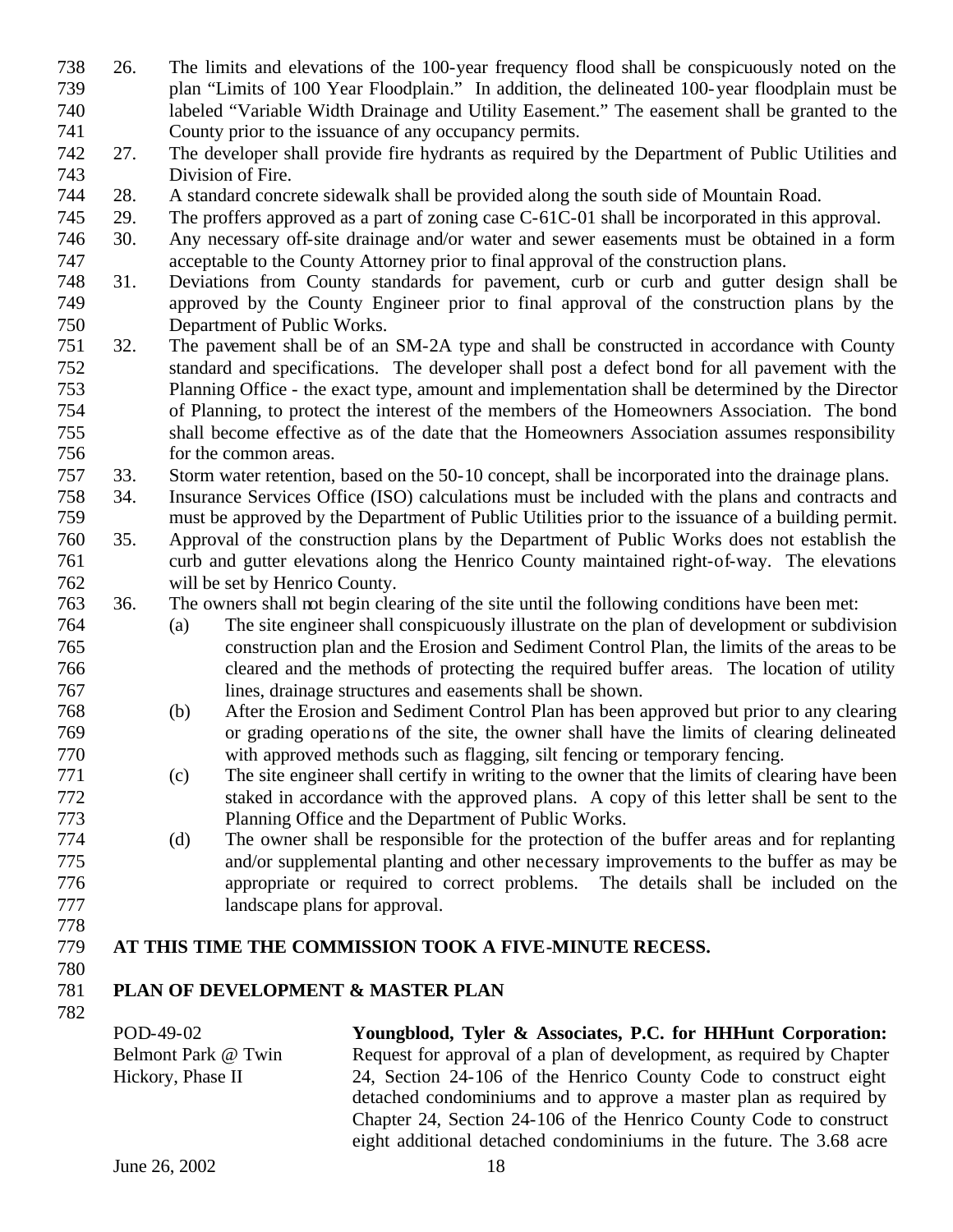26. The limits and elevations of the 100-year frequency flood shall be conspicuously noted on the plan "Limits of 100 Year Floodplain." In addition, the delineated 100-year floodplain must be labeled "Variable Width Drainage and Utility Easement." The easement shall be granted to the County prior to the issuance of any occupancy permits.
27. The developer shall provide fire hydrants as required by the Department of Public Utilities and Division of Fire.
28. A standard concrete sidewalk shall be provided along the south side of Mountain Road.
29. The proffers approved as a part of zoning case C-61C-01 shall be incorporated in this approval.
30. Any necessary off-site drainage and/or water and sewer easements must be obtained in a form acceptable to the County Attorney prior to final approval of the construction plans.
31. Deviations from County standards for pavement, curb or curb and gutter design shall be approved by the County Engineer prior to final approval of the construction plans by the Department of Public Works.
32. The pavement shall be of an SM-2A type and shall be constructed in accordance with County standard and specifications. The developer shall post a defect bond for all pavement with the Planning Office - the exact type, amount and implementation shall be determined by the Director of Planning, to protect the interest of the members of the Homeowners Association. The bond shall become effective as of the date that the Homeowners Association assumes responsibility for the common areas.
33. Storm water retention, based on the 50-10 concept, shall be incorporated into the drainage plans.
34. Insurance Services Office (ISO) calculations must be included with the plans and contracts and must be approved by the Department of Public Utilities prior to the issuance of a building permit.
35. Approval of the construction plans by the Department of Public Works does not establish the curb and gutter elevations along the Henrico County maintained right-of-way. The elevations will be set by Henrico County.
36. The owners shall not begin clearing of the site until the following conditions have been met:
    (a) The site engineer shall conspicuously illustrate on the plan of development or subdivision construction plan and the Erosion and Sediment Control Plan, the limits of the areas to be cleared and the methods of protecting the required buffer areas. The location of utility lines, drainage structures and easements shall be shown.
    (b) After the Erosion and Sediment Control Plan has been approved but prior to any clearing or grading operations of the site, the owner shall have the limits of clearing delineated with approved methods such as flagging, silt fencing or temporary fencing.
    (c) The site engineer shall certify in writing to the owner that the limits of clearing have been staked in accordance with the approved plans. A copy of this letter shall be sent to the Planning Office and the Department of Public Works.
    (d) The owner shall be responsible for the protection of the buffer areas and for replanting and/or supplemental planting and other necessary improvements to the buffer as may be appropriate or required to correct problems. The details shall be included on the landscape plans for approval.

**AT THIS TIME THE COMMISSION TOOK A FIVE-MINUTE RECESS.**

**PLAN OF DEVELOPMENT & MASTER PLAN**

POD-49-02
Belmont Park @ Twin Hickory, Phase II

**Youngblood, Tyler & Associates, P.C. for HHHunt Corporation:** Request for approval of a plan of development, as required by Chapter 24, Section 24-106 of the Henrico County Code to construct eight detached condominiums and to approve a master plan as required by Chapter 24, Section 24-106 of the Henrico County Code to construct eight additional detached condominiums in the future. The 3.68 acre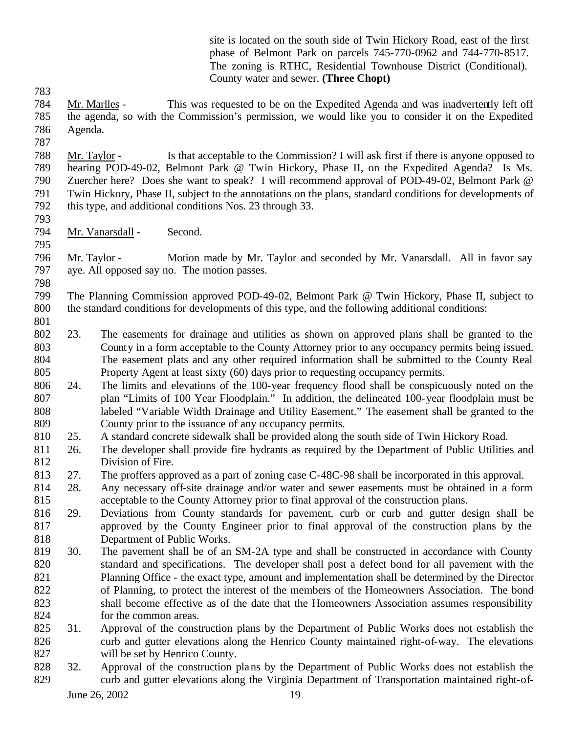site is located on the south side of Twin Hickory Road, east of the first phase of Belmont Park on parcels 745-770-0962 and 744-770-8517. The zoning is RTHC, Residential Townhouse District (Conditional). County water and sewer. **(Three Chopt)**

Mr. Marlles - This was requested to be on the Expedited Agenda and was inadvertently left off the agenda, so with the Commission's permission, we would like you to consider it on the Expedited Agenda.

Mr. Taylor - Is that acceptable to the Commission? I will ask first if there is anyone opposed to hearing POD-49-02, Belmont Park @ Twin Hickory, Phase II, on the Expedited Agenda? Is Ms. Zuercher here? Does she want to speak? I will recommend approval of POD-49-02, Belmont Park @ Twin Hickory, Phase II, subject to the annotations on the plans, standard conditions for developments of this type, and additional conditions Nos. 23 through 33.

Mr. Vanarsdall - Second.

Mr. Taylor - Motion made by Mr. Taylor and seconded by Mr. Vanarsdall. All in favor say aye. All opposed say no. The motion passes.

The Planning Commission approved POD-49-02, Belmont Park @ Twin Hickory, Phase II, subject to the standard conditions for developments of this type, and the following additional conditions:

23. The easements for drainage and utilities as shown on approved plans shall be granted to the County in a form acceptable to the County Attorney prior to any occupancy permits being issued. The easement plats and any other required information shall be submitted to the County Real Property Agent at least sixty (60) days prior to requesting occupancy permits.
24. The limits and elevations of the 100-year frequency flood shall be conspicuously noted on the plan "Limits of 100 Year Floodplain." In addition, the delineated 100-year floodplain must be labeled "Variable Width Drainage and Utility Easement." The easement shall be granted to the County prior to the issuance of any occupancy permits.
25. A standard concrete sidewalk shall be provided along the south side of Twin Hickory Road.
26. The developer shall provide fire hydrants as required by the Department of Public Utilities and Division of Fire.
27. The proffers approved as a part of zoning case C-48C-98 shall be incorporated in this approval.
28. Any necessary off-site drainage and/or water and sewer easements must be obtained in a form acceptable to the County Attorney prior to final approval of the construction plans.
29. Deviations from County standards for pavement, curb or curb and gutter design shall be approved by the County Engineer prior to final approval of the construction plans by the Department of Public Works.
30. The pavement shall be of an SM-2A type and shall be constructed in accordance with County standard and specifications. The developer shall post a defect bond for all pavement with the Planning Office - the exact type, amount and implementation shall be determined by the Director of Planning, to protect the interest of the members of the Homeowners Association. The bond shall become effective as of the date that the Homeowners Association assumes responsibility for the common areas.
31. Approval of the construction plans by the Department of Public Works does not establish the curb and gutter elevations along the Henrico County maintained right-of-way. The elevations will be set by Henrico County.
32. Approval of the construction plans by the Department of Public Works does not establish the curb and gutter elevations along the Virginia Department of Transportation maintained right-of-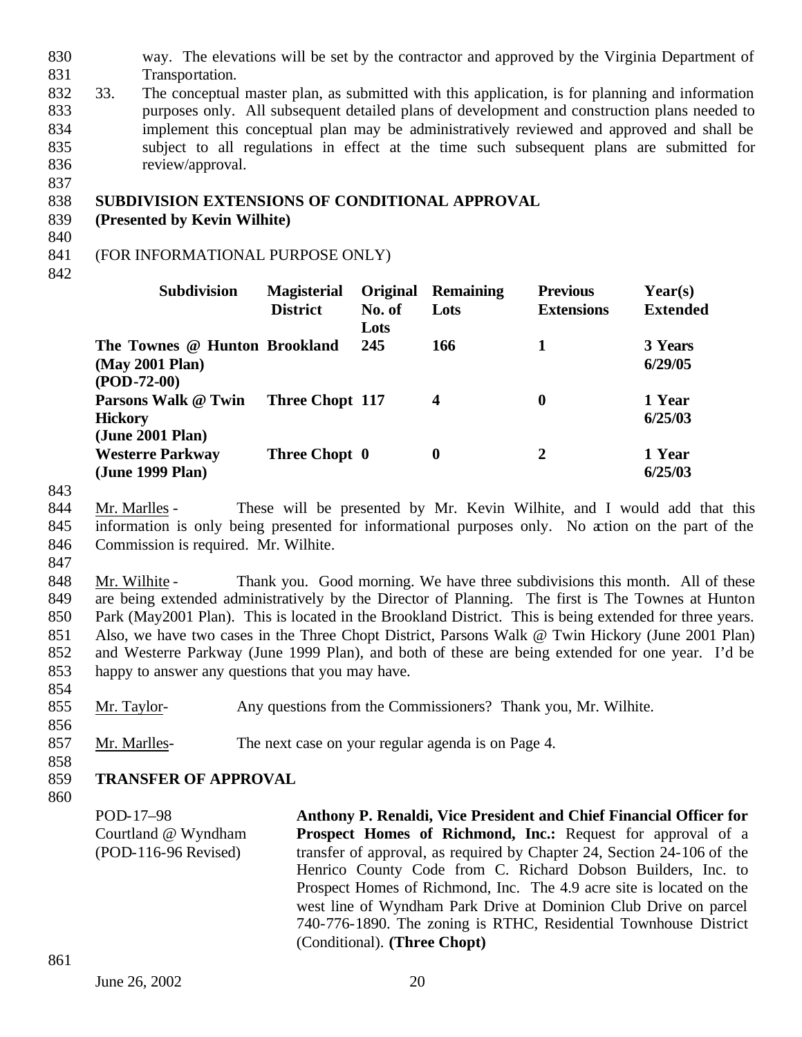way. The elevations will be set by the contractor and approved by the Virginia Department of Transportation.

33. The conceptual master plan, as submitted with this application, is for planning and information purposes only. All subsequent detailed plans of development and construction plans needed to implement this conceptual plan may be administratively reviewed and approved and shall be subject to all regulations in effect at the time such subsequent plans are submitted for review/approval.

**SUBDIVISION EXTENSIONS OF CONDITIONAL APPROVAL**
**(Presented by Kevin Wilhite)**

(FOR INFORMATIONAL PURPOSE ONLY)

| Subdivision | Magisterial District | Original No. of Lots | Remaining Lots | Previous Extensions | Year(s) Extended |
|---|---|---|---|---|---|
| **The Townes @ Hunton (May 2001 Plan) (POD-72-00)** | **Brookland** | **245** | **166** | **1** | **3 Years 6/29/05** |
| **Parsons Walk @ Twin Hickory (June 2001 Plan)** | **Three Chopt** | **117** | **4** | **0** | **1 Year 6/25/03** |
| **Westerre Parkway (June 1999 Plan)** | **Three Chopt** | **0** | **0** | **2** | **1 Year 6/25/03** |

Mr. Marlles - These will be presented by Mr. Kevin Wilhite, and I would add that this information is only being presented for informational purposes only. No action on the part of the Commission is required. Mr. Wilhite.

Mr. Wilhite - Thank you. Good morning. We have three subdivisions this month. All of these are being extended administratively by the Director of Planning. The first is The Townes at Hunton Park (May2001 Plan). This is located in the Brookland District. This is being extended for three years. Also, we have two cases in the Three Chopt District, Parsons Walk @ Twin Hickory (June 2001 Plan) and Westerre Parkway (June 1999 Plan), and both of these are being extended for one year. I'd be happy to answer any questions that you may have.

Mr. Taylor- Any questions from the Commissioners? Thank you, Mr. Wilhite.

Mr. Marlles- The next case on your regular agenda is on Page 4.

**TRANSFER OF APPROVAL**

POD-17–98
Courtland @ Wyndham
(POD-116-96 Revised)

**Anthony P. Renaldi, Vice President and Chief Financial Officer for Prospect Homes of Richmond, Inc.:** Request for approval of a transfer of approval, as required by Chapter 24, Section 24-106 of the Henrico County Code from C. Richard Dobson Builders, Inc. to Prospect Homes of Richmond, Inc. The 4.9 acre site is located on the west line of Wyndham Park Drive at Dominion Club Drive on parcel 740-776-1890. The zoning is RTHC, Residential Townhouse District (Conditional). **(Three Chopt)**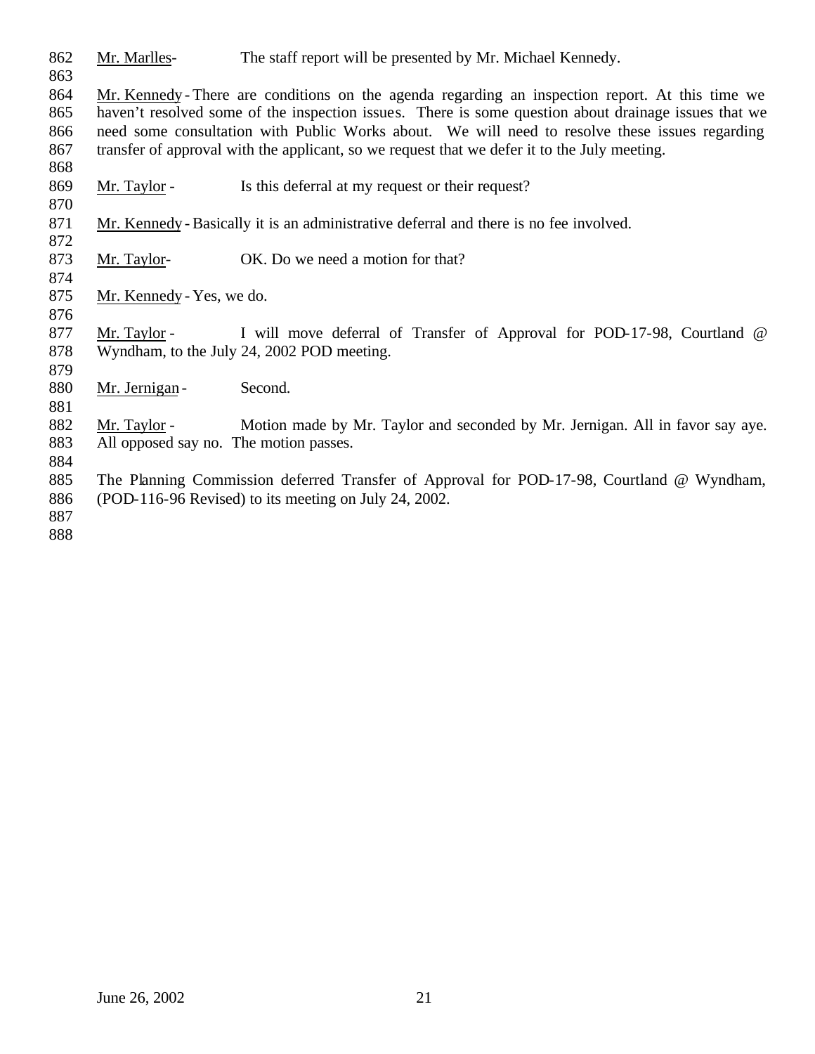Mr. Marlles- The staff report will be presented by Mr. Michael Kennedy.

Mr. Kennedy - There are conditions on the agenda regarding an inspection report. At this time we haven't resolved some of the inspection issues. There is some question about drainage issues that we need some consultation with Public Works about. We will need to resolve these issues regarding transfer of approval with the applicant, so we request that we defer it to the July meeting.

Mr. Taylor - Is this deferral at my request or their request?

Mr. Kennedy - Basically it is an administrative deferral and there is no fee involved.

Mr. Taylor- OK. Do we need a motion for that?

Mr. Kennedy - Yes, we do.

Mr. Taylor - I will move deferral of Transfer of Approval for POD-17-98, Courtland @ Wyndham, to the July 24, 2002 POD meeting.

Mr. Jernigan - Second.

Mr. Taylor - Motion made by Mr. Taylor and seconded by Mr. Jernigan. All in favor say aye. All opposed say no. The motion passes.

The Planning Commission deferred Transfer of Approval for POD-17-98, Courtland @ Wyndham, (POD-116-96 Revised) to its meeting on July 24, 2002.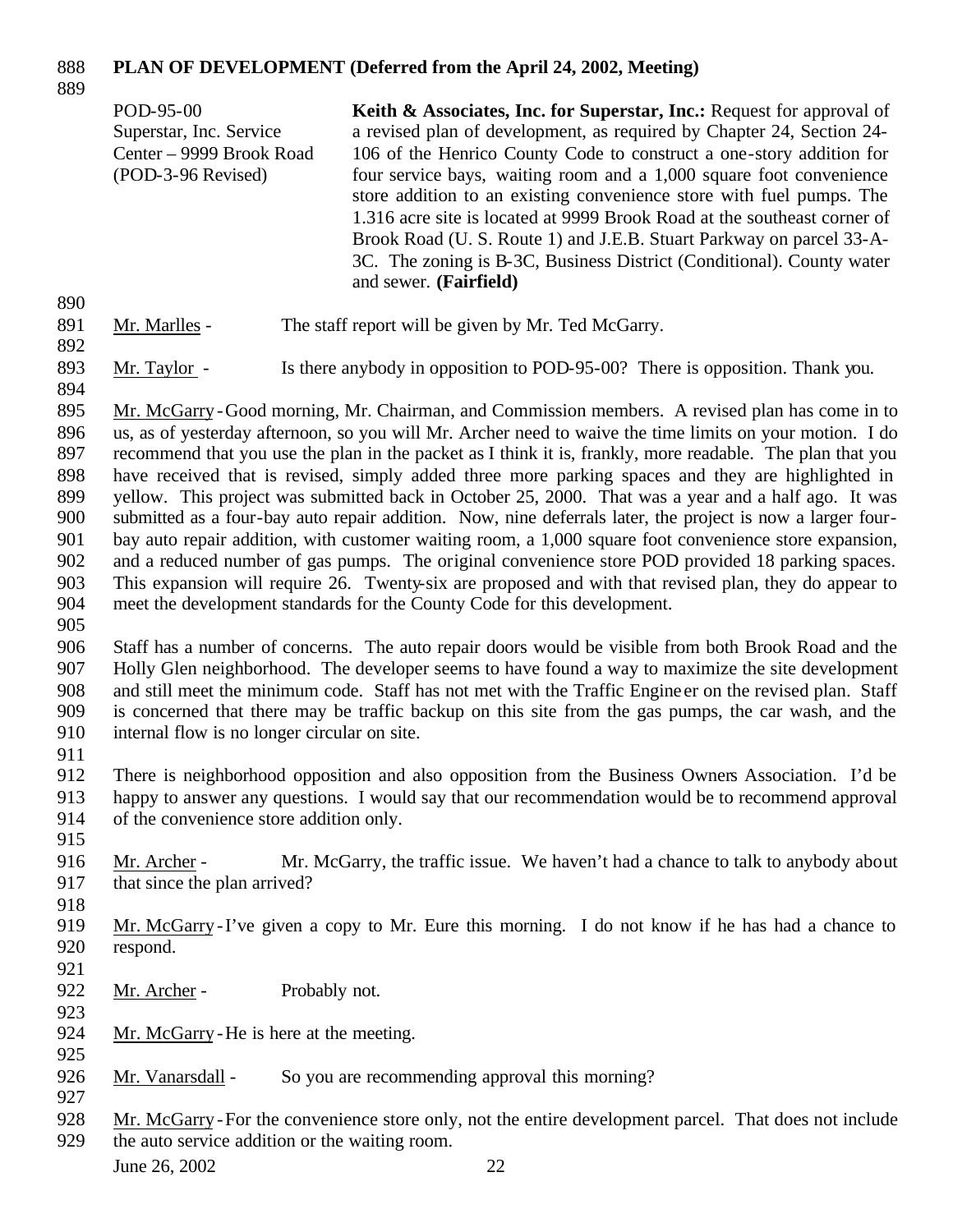**PLAN OF DEVELOPMENT (Deferred from the April 24, 2002, Meeting)**

| | |
|---|---|
| POD-95-00<br>Superstar, Inc. Service Center – 9999 Brook Road<br>(POD-3-96 Revised) | **Keith & Associates, Inc. for Superstar, Inc.:** Request for approval of a revised plan of development, as required by Chapter 24, Section 24-106 of the Henrico County Code to construct a one-story addition for four service bays, waiting room and a 1,000 square foot convenience store addition to an existing convenience store with fuel pumps. The 1.316 acre site is located at 9999 Brook Road at the southeast corner of Brook Road (U. S. Route 1) and J.E.B. Stuart Parkway on parcel 33-A-3C. The zoning is B-3C, Business District (Conditional). County water and sewer. **(Fairfield)** |

Mr. Marlles - The staff report will be given by Mr. Ted McGarry.

Mr. Taylor - Is there anybody in opposition to POD-95-00? There is opposition. Thank you.

Mr. McGarry - Good morning, Mr. Chairman, and Commission members. A revised plan has come in to us, as of yesterday afternoon, so you will Mr. Archer need to waive the time limits on your motion. I do recommend that you use the plan in the packet as I think it is, frankly, more readable. The plan that you have received that is revised, simply added three more parking spaces and they are highlighted in yellow. This project was submitted back in October 25, 2000. That was a year and a half ago. It was submitted as a four-bay auto repair addition. Now, nine deferrals later, the project is now a larger four-bay auto repair addition, with customer waiting room, a 1,000 square foot convenience store expansion, and a reduced number of gas pumps. The original convenience store POD provided 18 parking spaces. This expansion will require 26. Twenty-six are proposed and with that revised plan, they do appear to meet the development standards for the County Code for this development.

Staff has a number of concerns. The auto repair doors would be visible from both Brook Road and the Holly Glen neighborhood. The developer seems to have found a way to maximize the site development and still meet the minimum code. Staff has not met with the Traffic Engineer on the revised plan. Staff is concerned that there may be traffic backup on this site from the gas pumps, the car wash, and the internal flow is no longer circular on site.

There is neighborhood opposition and also opposition from the Business Owners Association. I'd be happy to answer any questions. I would say that our recommendation would be to recommend approval of the convenience store addition only.

Mr. Archer - Mr. McGarry, the traffic issue. We haven't had a chance to talk to anybody about that since the plan arrived?

Mr. McGarry - I've given a copy to Mr. Eure this morning. I do not know if he has had a chance to respond.

Mr. Archer - Probably not.

Mr. McGarry - He is here at the meeting.

Mr. Vanarsdall - So you are recommending approval this morning?

Mr. McGarry - For the convenience store only, not the entire development parcel. That does not include the auto service addition or the waiting room.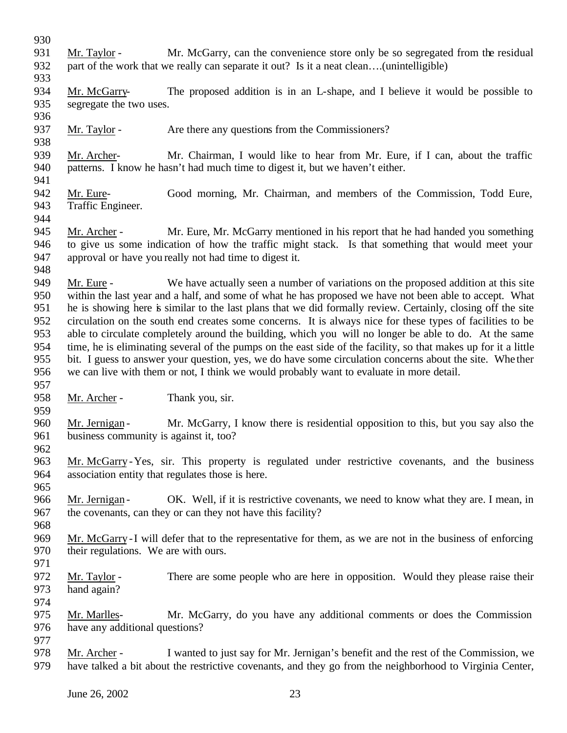Mr. Taylor - Mr. McGarry, can the convenience store only be so segregated from the residual part of the work that we really can separate it out? Is it a neat clean….(unintelligible)

Mr. McGarry- The proposed addition is in an L-shape, and I believe it would be possible to segregate the two uses.

Mr. Taylor - Are there any questions from the Commissioners?

Mr. Archer- Mr. Chairman, I would like to hear from Mr. Eure, if I can, about the traffic patterns. I know he hasn't had much time to digest it, but we haven't either.

Mr. Eure- Good morning, Mr. Chairman, and members of the Commission, Todd Eure, Traffic Engineer.

Mr. Archer - Mr. Eure, Mr. McGarry mentioned in his report that he had handed you something to give us some indication of how the traffic might stack. Is that something that would meet your approval or have you really not had time to digest it.

Mr. Eure - We have actually seen a number of variations on the proposed addition at this site within the last year and a half, and some of what he has proposed we have not been able to accept. What he is showing here is similar to the last plans that we did formally review. Certainly, closing off the site circulation on the south end creates some concerns. It is always nice for these types of facilities to be able to circulate completely around the building, which you will no longer be able to do. At the same time, he is eliminating several of the pumps on the east side of the facility, so that makes up for it a little bit. I guess to answer your question, yes, we do have some circulation concerns about the site. Whether we can live with them or not, I think we would probably want to evaluate in more detail.

Mr. Archer - Thank you, sir.

Mr. Jernigan - Mr. McGarry, I know there is residential opposition to this, but you say also the business community is against it, too?

Mr. McGarry - Yes, sir. This property is regulated under restrictive covenants, and the business association entity that regulates those is here.

Mr. Jernigan - OK. Well, if it is restrictive covenants, we need to know what they are. I mean, in the covenants, can they or can they not have this facility?

Mr. McGarry - I will defer that to the representative for them, as we are not in the business of enforcing their regulations. We are with ours.

Mr. Taylor - There are some people who are here in opposition. Would they please raise their hand again?

Mr. Marlles- Mr. McGarry, do you have any additional comments or does the Commission have any additional questions?

Mr. Archer - I wanted to just say for Mr. Jernigan's benefit and the rest of the Commission, we have talked a bit about the restrictive covenants, and they go from the neighborhood to Virginia Center,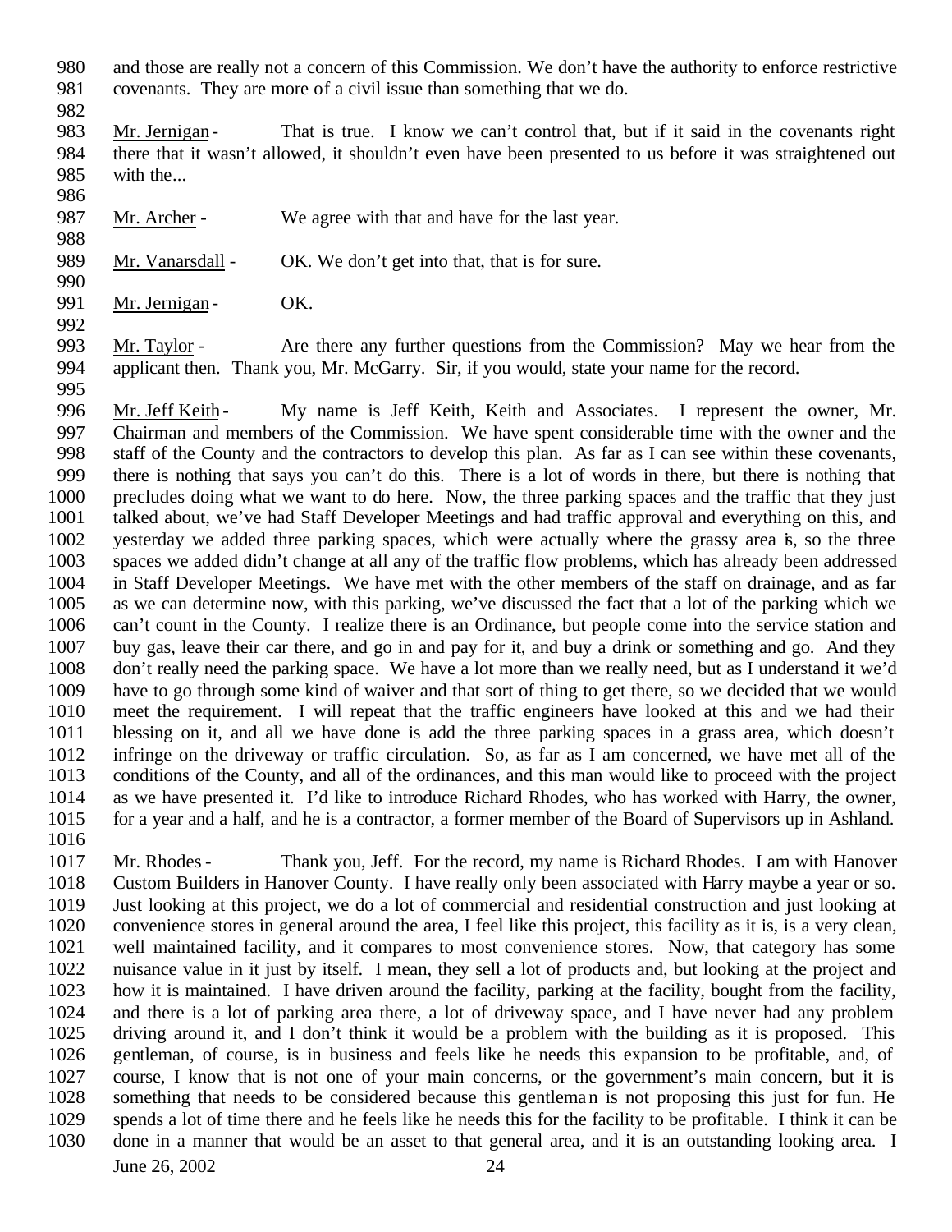and those are really not a concern of this Commission. We don't have the authority to enforce restrictive covenants. They are more of a civil issue than something that we do.

Mr. Jernigan - That is true. I know we can't control that, but if it said in the covenants right there that it wasn't allowed, it shouldn't even have been presented to us before it was straightened out with the...

Mr. Archer - We agree with that and have for the last year.

Mr. Vanarsdall - OK. We don't get into that, that is for sure.

Mr. Jernigan - OK.

Mr. Taylor - Are there any further questions from the Commission? May we hear from the applicant then. Thank you, Mr. McGarry. Sir, if you would, state your name for the record.

Mr. Jeff Keith - My name is Jeff Keith, Keith and Associates. I represent the owner, Mr. Chairman and members of the Commission. We have spent considerable time with the owner and the staff of the County and the contractors to develop this plan. As far as I can see within these covenants, there is nothing that says you can't do this. There is a lot of words in there, but there is nothing that precludes doing what we want to do here. Now, the three parking spaces and the traffic that they just talked about, we've had Staff Developer Meetings and had traffic approval and everything on this, and yesterday we added three parking spaces, which were actually where the grassy area is, so the three spaces we added didn't change at all any of the traffic flow problems, which has already been addressed in Staff Developer Meetings. We have met with the other members of the staff on drainage, and as far as we can determine now, with this parking, we've discussed the fact that a lot of the parking which we can't count in the County. I realize there is an Ordinance, but people come into the service station and buy gas, leave their car there, and go in and pay for it, and buy a drink or something and go. And they don't really need the parking space. We have a lot more than we really need, but as I understand it we'd have to go through some kind of waiver and that sort of thing to get there, so we decided that we would meet the requirement. I will repeat that the traffic engineers have looked at this and we had their blessing on it, and all we have done is add the three parking spaces in a grass area, which doesn't infringe on the driveway or traffic circulation. So, as far as I am concerned, we have met all of the conditions of the County, and all of the ordinances, and this man would like to proceed with the project as we have presented it. I'd like to introduce Richard Rhodes, who has worked with Harry, the owner, for a year and a half, and he is a contractor, a former member of the Board of Supervisors up in Ashland.

Mr. Rhodes - Thank you, Jeff. For the record, my name is Richard Rhodes. I am with Hanover Custom Builders in Hanover County. I have really only been associated with Harry maybe a year or so. Just looking at this project, we do a lot of commercial and residential construction and just looking at convenience stores in general around the area, I feel like this project, this facility as it is, is a very clean, well maintained facility, and it compares to most convenience stores. Now, that category has some nuisance value in it just by itself. I mean, they sell a lot of products and, but looking at the project and how it is maintained. I have driven around the facility, parking at the facility, bought from the facility, and there is a lot of parking area there, a lot of driveway space, and I have never had any problem driving around it, and I don't think it would be a problem with the building as it is proposed. This gentleman, of course, is in business and feels like he needs this expansion to be profitable, and, of course, I know that is not one of your main concerns, or the government's main concern, but it is something that needs to be considered because this gentleman is not proposing this just for fun. He spends a lot of time there and he feels like he needs this for the facility to be profitable. I think it can be done in a manner that would be an asset to that general area, and it is an outstanding looking area. I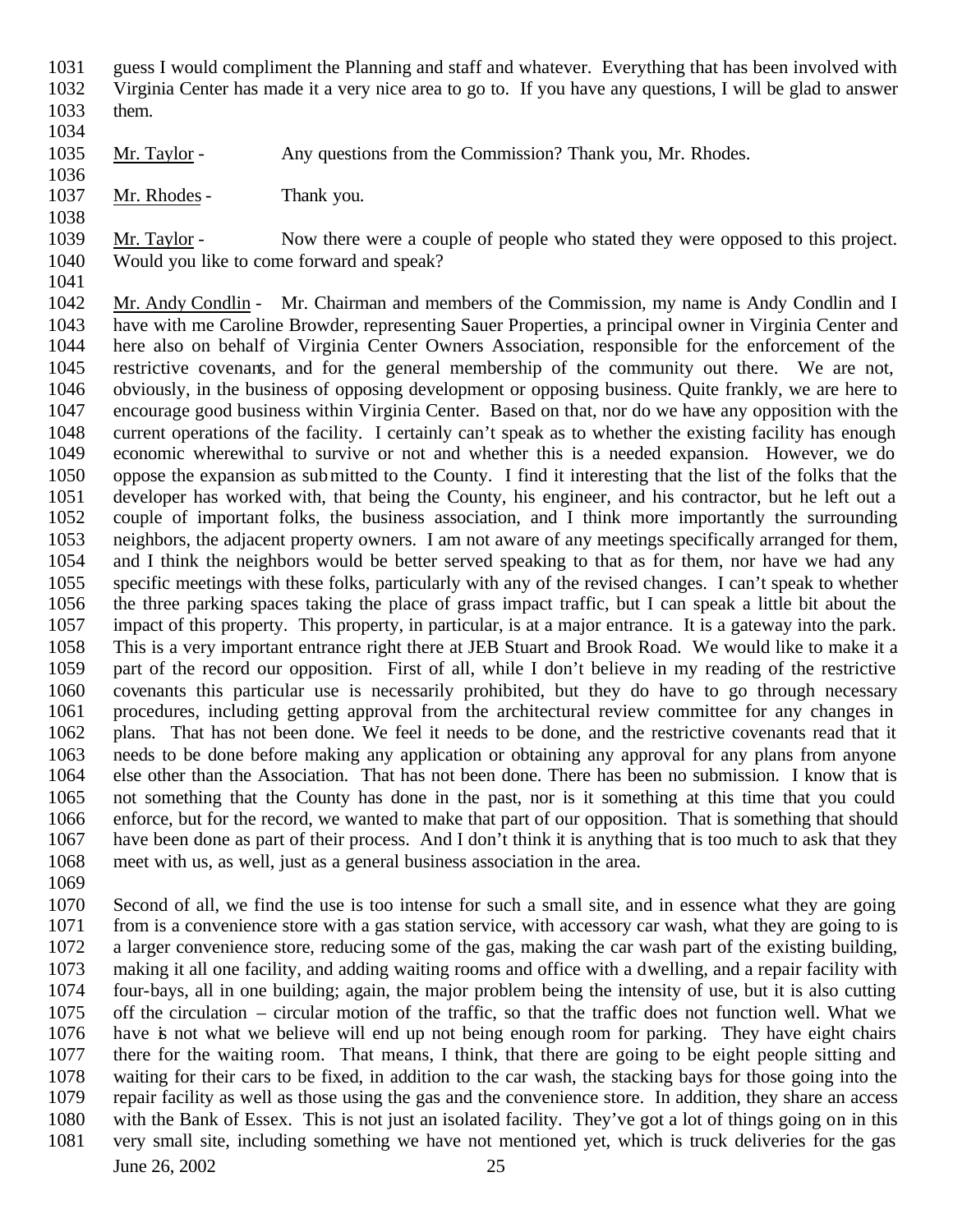guess I would compliment the Planning and staff and whatever. Everything that has been involved with Virginia Center has made it a very nice area to go to. If you have any questions, I will be glad to answer them.

Mr. Taylor - Any questions from the Commission? Thank you, Mr. Rhodes.

Mr. Rhodes - Thank you.

Mr. Taylor - Now there were a couple of people who stated they were opposed to this project. Would you like to come forward and speak?

Mr. Andy Condlin - Mr. Chairman and members of the Commission, my name is Andy Condlin and I have with me Caroline Browder, representing Sauer Properties, a principal owner in Virginia Center and here also on behalf of Virginia Center Owners Association, responsible for the enforcement of the restrictive covenants, and for the general membership of the community out there. We are not, obviously, in the business of opposing development or opposing business. Quite frankly, we are here to encourage good business within Virginia Center. Based on that, nor do we have any opposition with the current operations of the facility. I certainly can't speak as to whether the existing facility has enough economic wherewithal to survive or not and whether this is a needed expansion. However, we do oppose the expansion as submitted to the County. I find it interesting that the list of the folks that the developer has worked with, that being the County, his engineer, and his contractor, but he left out a couple of important folks, the business association, and I think more importantly the surrounding neighbors, the adjacent property owners. I am not aware of any meetings specifically arranged for them, and I think the neighbors would be better served speaking to that as for them, nor have we had any specific meetings with these folks, particularly with any of the revised changes. I can't speak to whether the three parking spaces taking the place of grass impact traffic, but I can speak a little bit about the impact of this property. This property, in particular, is at a major entrance. It is a gateway into the park. This is a very important entrance right there at JEB Stuart and Brook Road. We would like to make it a part of the record our opposition. First of all, while I don't believe in my reading of the restrictive covenants this particular use is necessarily prohibited, but they do have to go through necessary procedures, including getting approval from the architectural review committee for any changes in plans. That has not been done. We feel it needs to be done, and the restrictive covenants read that it needs to be done before making any application or obtaining any approval for any plans from anyone else other than the Association. That has not been done. There has been no submission. I know that is not something that the County has done in the past, nor is it something at this time that you could enforce, but for the record, we wanted to make that part of our opposition. That is something that should have been done as part of their process. And I don't think it is anything that is too much to ask that they meet with us, as well, just as a general business association in the area.

Second of all, we find the use is too intense for such a small site, and in essence what they are going from is a convenience store with a gas station service, with accessory car wash, what they are going to is a larger convenience store, reducing some of the gas, making the car wash part of the existing building, making it all one facility, and adding waiting rooms and office with a dwelling, and a repair facility with four-bays, all in one building; again, the major problem being the intensity of use, but it is also cutting off the circulation – circular motion of the traffic, so that the traffic does not function well. What we have is not what we believe will end up not being enough room for parking. They have eight chairs there for the waiting room. That means, I think, that there are going to be eight people sitting and waiting for their cars to be fixed, in addition to the car wash, the stacking bays for those going into the repair facility as well as those using the gas and the convenience store. In addition, they share an access with the Bank of Essex. This is not just an isolated facility. They've got a lot of things going on in this very small site, including something we have not mentioned yet, which is truck deliveries for the gas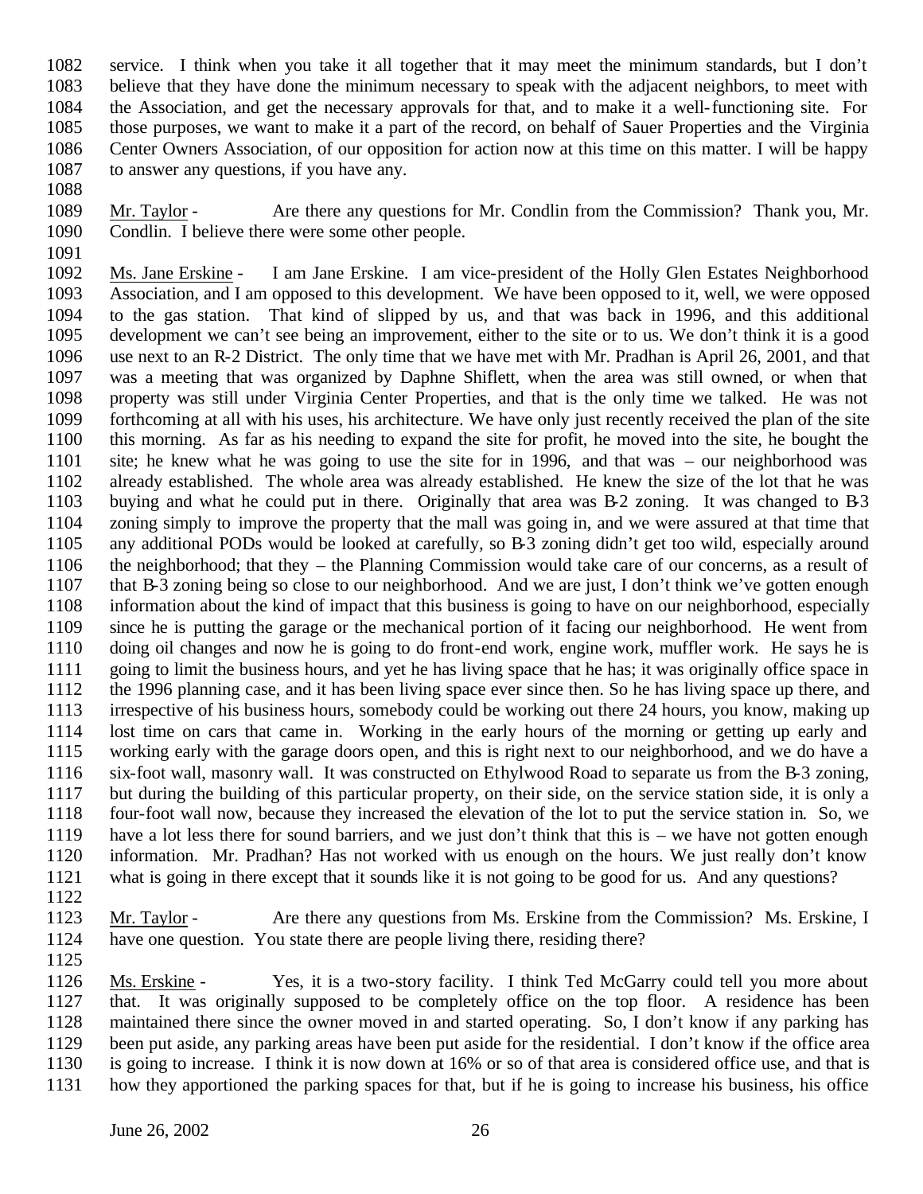service. I think when you take it all together that it may meet the minimum standards, but I don't believe that they have done the minimum necessary to speak with the adjacent neighbors, to meet with the Association, and get the necessary approvals for that, and to make it a well-functioning site. For those purposes, we want to make it a part of the record, on behalf of Sauer Properties and the Virginia Center Owners Association, of our opposition for action now at this time on this matter. I will be happy to answer any questions, if you have any.

Mr. Taylor - Are there any questions for Mr. Condlin from the Commission? Thank you, Mr. Condlin. I believe there were some other people.

Ms. Jane Erskine - I am Jane Erskine. I am vice-president of the Holly Glen Estates Neighborhood Association, and I am opposed to this development. We have been opposed to it, well, we were opposed to the gas station. That kind of slipped by us, and that was back in 1996, and this additional development we can't see being an improvement, either to the site or to us. We don't think it is a good use next to an R-2 District. The only time that we have met with Mr. Pradhan is April 26, 2001, and that was a meeting that was organized by Daphne Shiflett, when the area was still owned, or when that property was still under Virginia Center Properties, and that is the only time we talked. He was not forthcoming at all with his uses, his architecture. We have only just recently received the plan of the site this morning. As far as his needing to expand the site for profit, he moved into the site, he bought the site; he knew what he was going to use the site for in 1996, and that was – our neighborhood was already established. The whole area was already established. He knew the size of the lot that he was buying and what he could put in there. Originally that area was B-2 zoning. It was changed to B-3 zoning simply to improve the property that the mall was going in, and we were assured at that time that any additional PODs would be looked at carefully, so B-3 zoning didn't get too wild, especially around the neighborhood; that they – the Planning Commission would take care of our concerns, as a result of that B-3 zoning being so close to our neighborhood. And we are just, I don't think we've gotten enough information about the kind of impact that this business is going to have on our neighborhood, especially since he is putting the garage or the mechanical portion of it facing our neighborhood. He went from doing oil changes and now he is going to do front-end work, engine work, muffler work. He says he is going to limit the business hours, and yet he has living space that he has; it was originally office space in the 1996 planning case, and it has been living space ever since then. So he has living space up there, and irrespective of his business hours, somebody could be working out there 24 hours, you know, making up lost time on cars that came in. Working in the early hours of the morning or getting up early and working early with the garage doors open, and this is right next to our neighborhood, and we do have a six-foot wall, masonry wall. It was constructed on Ethylwood Road to separate us from the B-3 zoning, but during the building of this particular property, on their side, on the service station side, it is only a four-foot wall now, because they increased the elevation of the lot to put the service station in. So, we have a lot less there for sound barriers, and we just don't think that this is – we have not gotten enough information. Mr. Pradhan? Has not worked with us enough on the hours. We just really don't know what is going in there except that it sounds like it is not going to be good for us. And any questions?

Mr. Taylor - Are there any questions from Ms. Erskine from the Commission? Ms. Erskine, I have one question. You state there are people living there, residing there?

Ms. Erskine - Yes, it is a two-story facility. I think Ted McGarry could tell you more about that. It was originally supposed to be completely office on the top floor. A residence has been maintained there since the owner moved in and started operating. So, I don't know if any parking has been put aside, any parking areas have been put aside for the residential. I don't know if the office area is going to increase. I think it is now down at 16% or so of that area is considered office use, and that is how they apportioned the parking spaces for that, but if he is going to increase his business, his office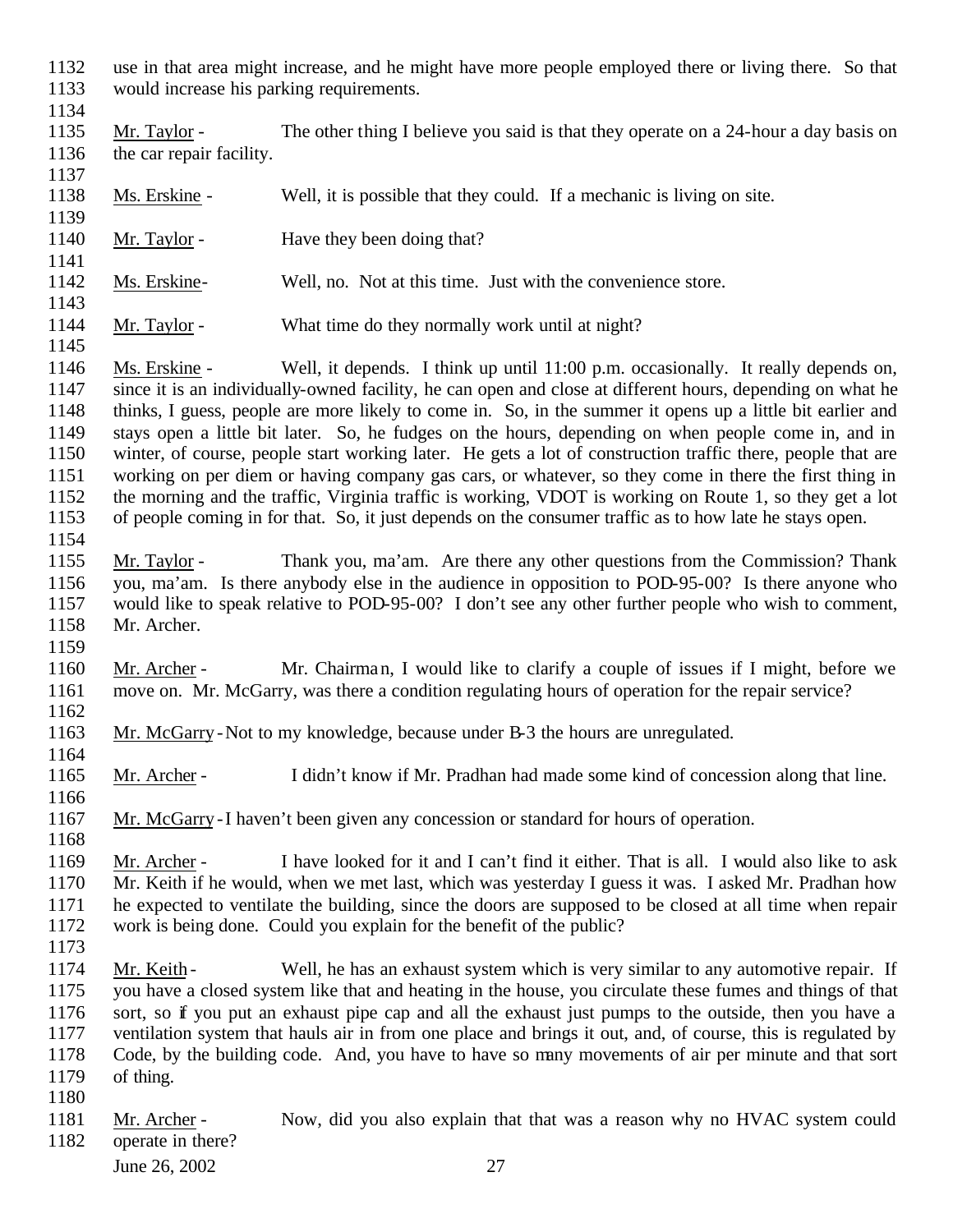use in that area might increase, and he might have more people employed there or living there. So that would increase his parking requirements.

Mr. Taylor - The other thing I believe you said is that they operate on a 24-hour a day basis on the car repair facility.

Ms. Erskine - Well, it is possible that they could. If a mechanic is living on site.

Mr. Taylor - Have they been doing that?

Ms. Erskine - Well, no. Not at this time. Just with the convenience store.

Mr. Taylor - What time do they normally work until at night?

Ms. Erskine - Well, it depends. I think up until 11:00 p.m. occasionally. It really depends on, since it is an individually-owned facility, he can open and close at different hours, depending on what he thinks, I guess, people are more likely to come in. So, in the summer it opens up a little bit earlier and stays open a little bit later. So, he fudges on the hours, depending on when people come in, and in winter, of course, people start working later. He gets a lot of construction traffic there, people that are working on per diem or having company gas cars, or whatever, so they come in there the first thing in the morning and the traffic, Virginia traffic is working, VDOT is working on Route 1, so they get a lot of people coming in for that. So, it just depends on the consumer traffic as to how late he stays open.

Mr. Taylor - Thank you, ma'am. Are there any other questions from the Commission? Thank you, ma'am. Is there anybody else in the audience in opposition to POD-95-00? Is there anyone who would like to speak relative to POD-95-00? I don't see any other further people who wish to comment, Mr. Archer.

Mr. Archer - Mr. Chairman, I would like to clarify a couple of issues if I might, before we move on. Mr. McGarry, was there a condition regulating hours of operation for the repair service?

Mr. McGarry - Not to my knowledge, because under B-3 the hours are unregulated.

Mr. Archer - I didn't know if Mr. Pradhan had made some kind of concession along that line.

Mr. McGarry - I haven't been given any concession or standard for hours of operation.

Mr. Archer - I have looked for it and I can't find it either. That is all. I would also like to ask Mr. Keith if he would, when we met last, which was yesterday I guess it was. I asked Mr. Pradhan how he expected to ventilate the building, since the doors are supposed to be closed at all time when repair work is being done. Could you explain for the benefit of the public?

Mr. Keith - Well, he has an exhaust system which is very similar to any automotive repair. If you have a closed system like that and heating in the house, you circulate these fumes and things of that sort, so if you put an exhaust pipe cap and all the exhaust just pumps to the outside, then you have a ventilation system that hauls air in from one place and brings it out, and, of course, this is regulated by Code, by the building code. And, you have to have so many movements of air per minute and that sort of thing.

Mr. Archer - Now, did you also explain that that was a reason why no HVAC system could operate in there?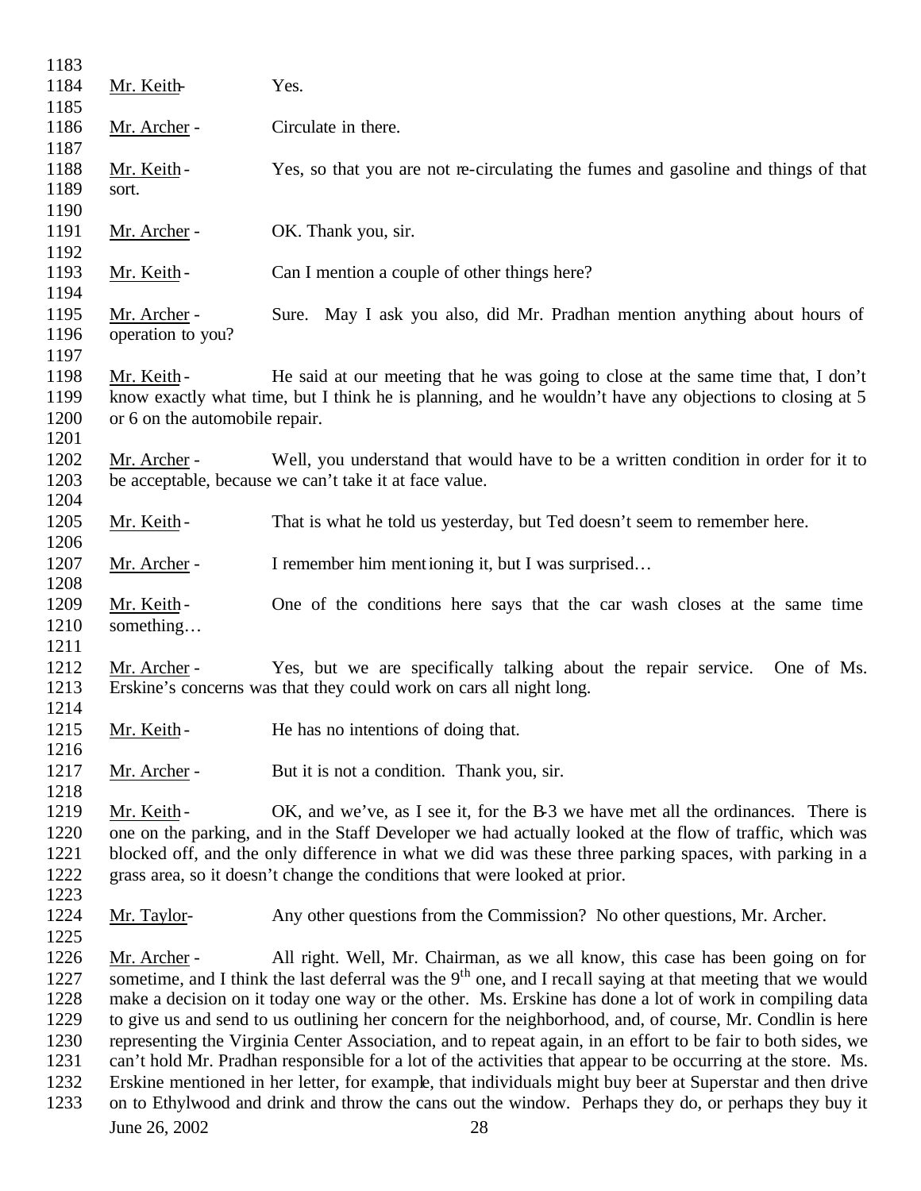Mr. Keith- Yes.

Mr. Archer - Circulate in there.

Mr. Keith - Yes, so that you are not re-circulating the fumes and gasoline and things of that sort.

Mr. Archer - OK. Thank you, sir.

Mr. Keith - Can I mention a couple of other things here?

Mr. Archer - Sure. May I ask you also, did Mr. Pradhan mention anything about hours of operation to you?

Mr. Keith - He said at our meeting that he was going to close at the same time that, I don't know exactly what time, but I think he is planning, and he wouldn't have any objections to closing at 5 or 6 on the automobile repair.

Mr. Archer - Well, you understand that would have to be a written condition in order for it to be acceptable, because we can't take it at face value.

Mr. Keith - That is what he told us yesterday, but Ted doesn't seem to remember here.

Mr. Archer - I remember him mentioning it, but I was surprised…

Mr. Keith - One of the conditions here says that the car wash closes at the same time something…

Mr. Archer - Yes, but we are specifically talking about the repair service. One of Ms. Erskine's concerns was that they could work on cars all night long.

Mr. Keith - He has no intentions of doing that.

Mr. Archer - But it is not a condition. Thank you, sir.

Mr. Keith - OK, and we've, as I see it, for the B-3 we have met all the ordinances. There is one on the parking, and in the Staff Developer we had actually looked at the flow of traffic, which was blocked off, and the only difference in what we did was these three parking spaces, with parking in a grass area, so it doesn't change the conditions that were looked at prior.

Mr. Taylor- Any other questions from the Commission? No other questions, Mr. Archer.

Mr. Archer - All right. Well, Mr. Chairman, as we all know, this case has been going on for sometime, and I think the last deferral was the 9th one, and I recall saying at that meeting that we would make a decision on it today one way or the other. Ms. Erskine has done a lot of work in compiling data to give us and send to us outlining her concern for the neighborhood, and, of course, Mr. Condlin is here representing the Virginia Center Association, and to repeat again, in an effort to be fair to both sides, we can't hold Mr. Pradhan responsible for a lot of the activities that appear to be occurring at the store. Ms. Erskine mentioned in her letter, for example, that individuals might buy beer at Superstar and then drive on to Ethylwood and drink and throw the cans out the window. Perhaps they do, or perhaps they buy it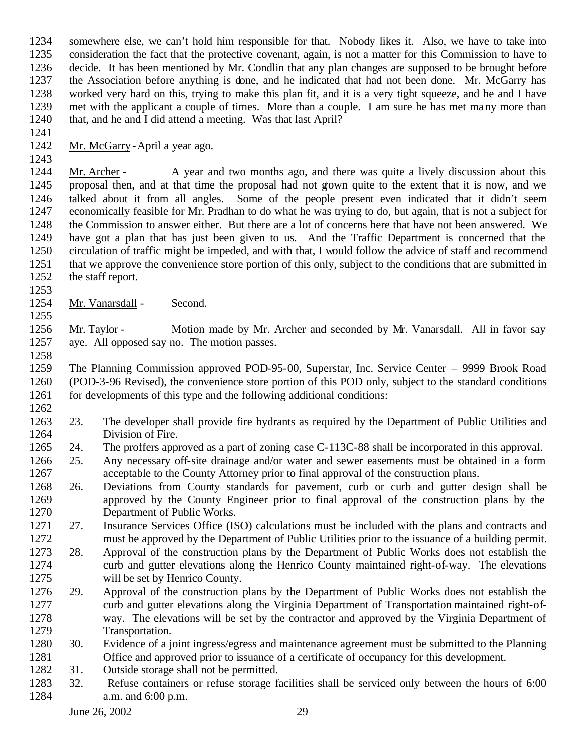somewhere else, we can't hold him responsible for that. Nobody likes it. Also, we have to take into consideration the fact that the protective covenant, again, is not a matter for this Commission to have to decide. It has been mentioned by Mr. Condlin that any plan changes are supposed to be brought before the Association before anything is done, and he indicated that had not been done. Mr. McGarry has worked very hard on this, trying to make this plan fit, and it is a very tight squeeze, and he and I have met with the applicant a couple of times. More than a couple. I am sure he has met many more than that, and he and I did attend a meeting. Was that last April?

Mr. McGarry - April a year ago.

Mr. Archer - A year and two months ago, and there was quite a lively discussion about this proposal then, and at that time the proposal had not grown quite to the extent that it is now, and we talked about it from all angles. Some of the people present even indicated that it didn't seem economically feasible for Mr. Pradhan to do what he was trying to do, but again, that is not a subject for the Commission to answer either. But there are a lot of concerns here that have not been answered. We have got a plan that has just been given to us. And the Traffic Department is concerned that the circulation of traffic might be impeded, and with that, I would follow the advice of staff and recommend that we approve the convenience store portion of this only, subject to the conditions that are submitted in the staff report.

Mr. Vanarsdall - Second.

Mr. Taylor - Motion made by Mr. Archer and seconded by Mr. Vanarsdall. All in favor say aye. All opposed say no. The motion passes.

The Planning Commission approved POD-95-00, Superstar, Inc. Service Center – 9999 Brook Road (POD-3-96 Revised), the convenience store portion of this POD only, subject to the standard conditions for developments of this type and the following additional conditions:

23. The developer shall provide fire hydrants as required by the Department of Public Utilities and Division of Fire.
24. The proffers approved as a part of zoning case C-113C-88 shall be incorporated in this approval.
25. Any necessary off-site drainage and/or water and sewer easements must be obtained in a form acceptable to the County Attorney prior to final approval of the construction plans.
26. Deviations from County standards for pavement, curb or curb and gutter design shall be approved by the County Engineer prior to final approval of the construction plans by the Department of Public Works.
27. Insurance Services Office (ISO) calculations must be included with the plans and contracts and must be approved by the Department of Public Utilities prior to the issuance of a building permit.
28. Approval of the construction plans by the Department of Public Works does not establish the curb and gutter elevations along the Henrico County maintained right-of-way. The elevations will be set by Henrico County.
29. Approval of the construction plans by the Department of Public Works does not establish the curb and gutter elevations along the Virginia Department of Transportation maintained right-of-way. The elevations will be set by the contractor and approved by the Virginia Department of Transportation.
30. Evidence of a joint ingress/egress and maintenance agreement must be submitted to the Planning Office and approved prior to issuance of a certificate of occupancy for this development.
31. Outside storage shall not be permitted.
32. Refuse containers or refuse storage facilities shall be serviced only between the hours of 6:00 a.m. and 6:00 p.m.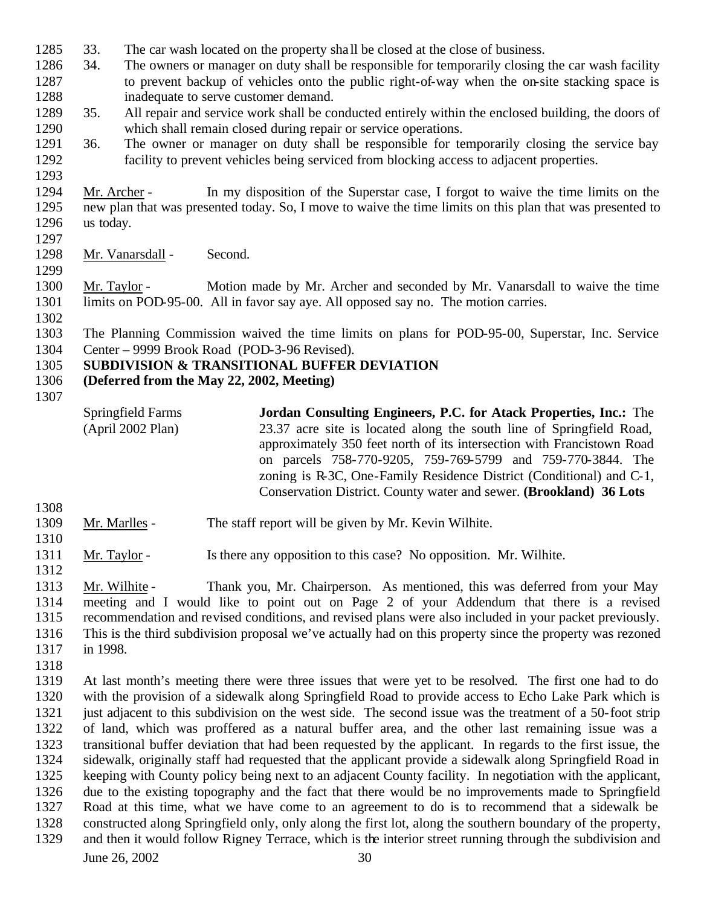33. The car wash located on the property shall be closed at the close of business.
34. The owners or manager on duty shall be responsible for temporarily closing the car wash facility to prevent backup of vehicles onto the public right-of-way when the on-site stacking space is inadequate to serve customer demand.
35. All repair and service work shall be conducted entirely within the enclosed building, the doors of which shall remain closed during repair or service operations.
36. The owner or manager on duty shall be responsible for temporarily closing the service bay facility to prevent vehicles being serviced from blocking access to adjacent properties.

Mr. Archer - In my disposition of the Superstar case, I forgot to waive the time limits on the new plan that was presented today. So, I move to waive the time limits on this plan that was presented to us today.

Mr. Vanarsdall - Second.

Mr. Taylor - Motion made by Mr. Archer and seconded by Mr. Vanarsdall to waive the time limits on POD-95-00. All in favor say aye. All opposed say no. The motion carries.

The Planning Commission waived the time limits on plans for POD-95-00, Superstar, Inc. Service Center – 9999 Brook Road (POD-3-96 Revised).

**SUBDIVISION & TRANSITIONAL BUFFER DEVIATION**
**(Deferred from the May 22, 2002, Meeting)**

Springfield Farms (April 2002 Plan) — **Jordan Consulting Engineers, P.C. for Atack Properties, Inc.:** The 23.37 acre site is located along the south line of Springfield Road, approximately 350 feet north of its intersection with Francistown Road on parcels 758-770-9205, 759-769-5799 and 759-770-3844. The zoning is R-3C, One-Family Residence District (Conditional) and C-1, Conservation District. County water and sewer. **(Brookland) 36 Lots**

Mr. Marlles - The staff report will be given by Mr. Kevin Wilhite.

Mr. Taylor - Is there any opposition to this case? No opposition. Mr. Wilhite.

Mr. Wilhite - Thank you, Mr. Chairperson. As mentioned, this was deferred from your May meeting and I would like to point out on Page 2 of your Addendum that there is a revised recommendation and revised conditions, and revised plans were also included in your packet previously. This is the third subdivision proposal we've actually had on this property since the property was rezoned in 1998.

At last month's meeting there were three issues that were yet to be resolved. The first one had to do with the provision of a sidewalk along Springfield Road to provide access to Echo Lake Park which is just adjacent to this subdivision on the west side. The second issue was the treatment of a 50-foot strip of land, which was proffered as a natural buffer area, and the other last remaining issue was a transitional buffer deviation that had been requested by the applicant. In regards to the first issue, the sidewalk, originally staff had requested that the applicant provide a sidewalk along Springfield Road in keeping with County policy being next to an adjacent County facility. In negotiation with the applicant, due to the existing topography and the fact that there would be no improvements made to Springfield Road at this time, what we have come to an agreement to do is to recommend that a sidewalk be constructed along Springfield only, only along the first lot, along the southern boundary of the property, and then it would follow Rigney Terrace, which is the interior street running through the subdivision and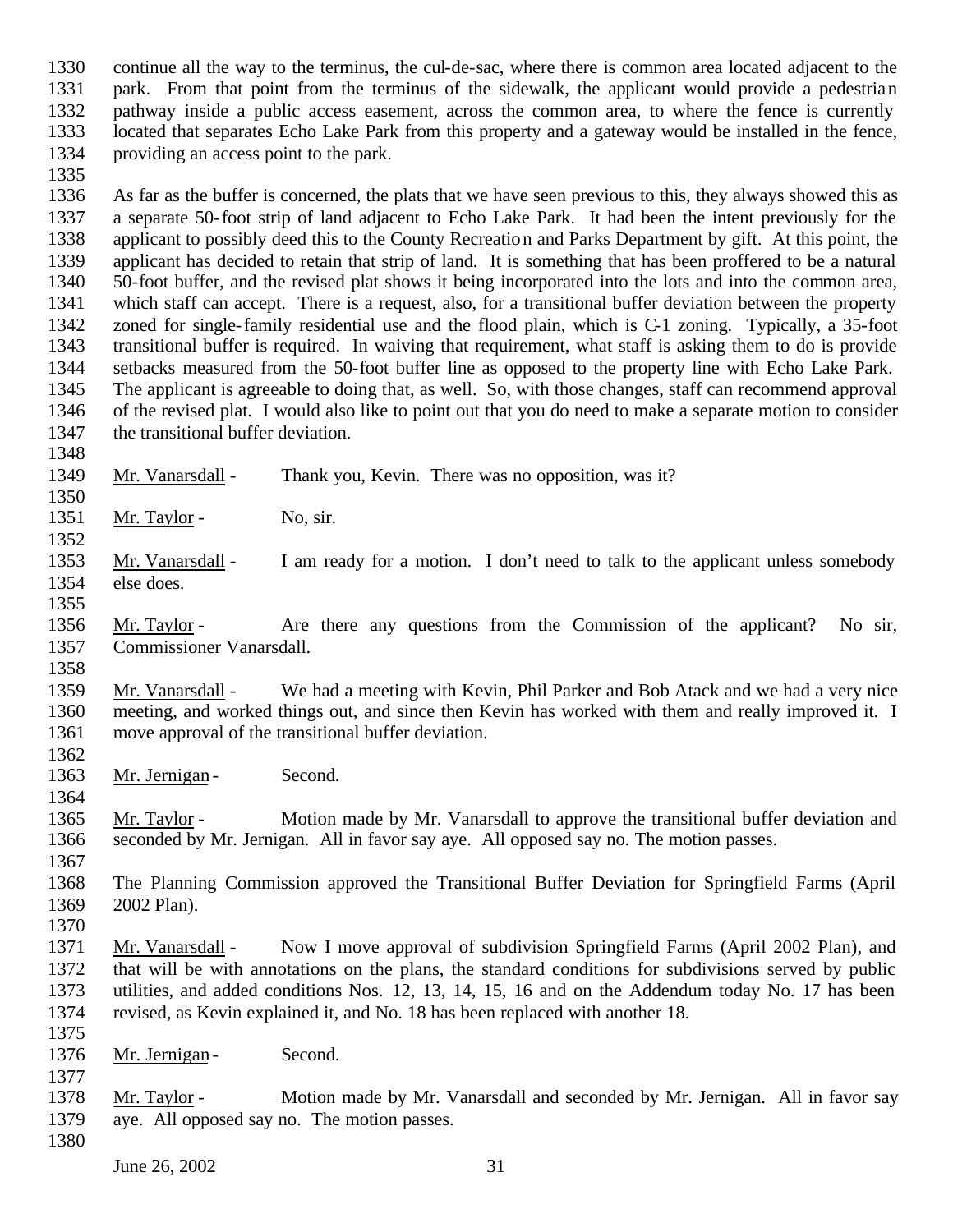continue all the way to the terminus, the cul-de-sac, where there is common area located adjacent to the park. From that point from the terminus of the sidewalk, the applicant would provide a pedestrian pathway inside a public access easement, across the common area, to where the fence is currently located that separates Echo Lake Park from this property and a gateway would be installed in the fence, providing an access point to the park.

As far as the buffer is concerned, the plats that we have seen previous to this, they always showed this as a separate 50-foot strip of land adjacent to Echo Lake Park. It had been the intent previously for the applicant to possibly deed this to the County Recreation and Parks Department by gift. At this point, the applicant has decided to retain that strip of land. It is something that has been proffered to be a natural 50-foot buffer, and the revised plat shows it being incorporated into the lots and into the common area, which staff can accept. There is a request, also, for a transitional buffer deviation between the property zoned for single-family residential use and the flood plain, which is C-1 zoning. Typically, a 35-foot transitional buffer is required. In waiving that requirement, what staff is asking them to do is provide setbacks measured from the 50-foot buffer line as opposed to the property line with Echo Lake Park. The applicant is agreeable to doing that, as well. So, with those changes, staff can recommend approval of the revised plat. I would also like to point out that you do need to make a separate motion to consider the transitional buffer deviation.

Mr. Vanarsdall - Thank you, Kevin. There was no opposition, was it?

Mr. Taylor - No, sir.

Mr. Vanarsdall - I am ready for a motion. I don't need to talk to the applicant unless somebody else does.

Mr. Taylor - Are there any questions from the Commission of the applicant? No sir, Commissioner Vanarsdall.

Mr. Vanarsdall - We had a meeting with Kevin, Phil Parker and Bob Atack and we had a very nice meeting, and worked things out, and since then Kevin has worked with them and really improved it. I move approval of the transitional buffer deviation.

Mr. Jernigan - Second.

Mr. Taylor - Motion made by Mr. Vanarsdall to approve the transitional buffer deviation and seconded by Mr. Jernigan. All in favor say aye. All opposed say no. The motion passes.

The Planning Commission approved the Transitional Buffer Deviation for Springfield Farms (April 2002 Plan).

Mr. Vanarsdall - Now I move approval of subdivision Springfield Farms (April 2002 Plan), and that will be with annotations on the plans, the standard conditions for subdivisions served by public utilities, and added conditions Nos. 12, 13, 14, 15, 16 and on the Addendum today No. 17 has been revised, as Kevin explained it, and No. 18 has been replaced with another 18.

Mr. Jernigan - Second.

Mr. Taylor - Motion made by Mr. Vanarsdall and seconded by Mr. Jernigan. All in favor say aye. All opposed say no. The motion passes.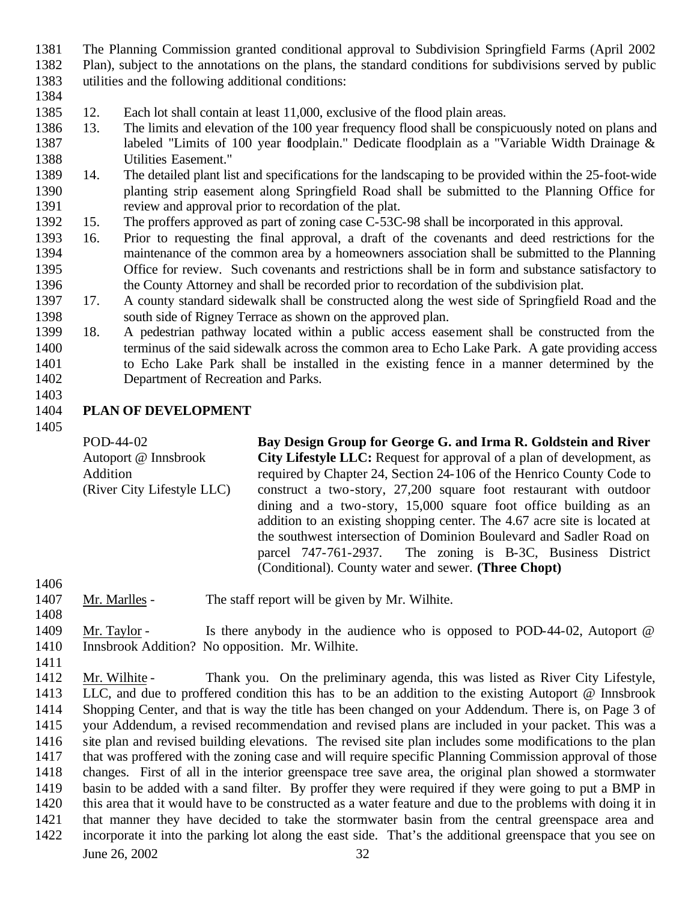The Planning Commission granted conditional approval to Subdivision Springfield Farms (April 2002 Plan), subject to the annotations on the plans, the standard conditions for subdivisions served by public utilities and the following additional conditions:

12. Each lot shall contain at least 11,000, exclusive of the flood plain areas.
13. The limits and elevation of the 100 year frequency flood shall be conspicuously noted on plans and labeled "Limits of 100 year floodplain." Dedicate floodplain as a "Variable Width Drainage & Utilities Easement."
14. The detailed plant list and specifications for the landscaping to be provided within the 25-foot-wide planting strip easement along Springfield Road shall be submitted to the Planning Office for review and approval prior to recordation of the plat.
15. The proffers approved as part of zoning case C-53C-98 shall be incorporated in this approval.
16. Prior to requesting the final approval, a draft of the covenants and deed restrictions for the maintenance of the common area by a homeowners association shall be submitted to the Planning Office for review. Such covenants and restrictions shall be in form and substance satisfactory to the County Attorney and shall be recorded prior to recordation of the subdivision plat.
17. A county standard sidewalk shall be constructed along the west side of Springfield Road and the south side of Rigney Terrace as shown on the approved plan.
18. A pedestrian pathway located within a public access easement shall be constructed from the terminus of the said sidewalk across the common area to Echo Lake Park. A gate providing access to Echo Lake Park shall be installed in the existing fence in a manner determined by the Department of Recreation and Parks.

## PLAN OF DEVELOPMENT

POD-44-02
Autoport @ Innsbrook Addition
(River City Lifestyle LLC)

**Bay Design Group for George G. and Irma R. Goldstein and River City Lifestyle LLC:** Request for approval of a plan of development, as required by Chapter 24, Section 24-106 of the Henrico County Code to construct a two-story, 27,200 square foot restaurant with outdoor dining and a two-story, 15,000 square foot office building as an addition to an existing shopping center. The 4.67 acre site is located at the southwest intersection of Dominion Boulevard and Sadler Road on parcel 747-761-2937. The zoning is B-3C, Business District (Conditional). County water and sewer. **(Three Chopt)**

Mr. Marlles - The staff report will be given by Mr. Wilhite.

Mr. Taylor - Is there anybody in the audience who is opposed to POD-44-02, Autoport @ Innsbrook Addition? No opposition. Mr. Wilhite.

Mr. Wilhite - Thank you. On the preliminary agenda, this was listed as River City Lifestyle, LLC, and due to proffered condition this has to be an addition to the existing Autoport @ Innsbrook Shopping Center, and that is way the title has been changed on your Addendum. There is, on Page 3 of your Addendum, a revised recommendation and revised plans are included in your packet. This was a site plan and revised building elevations. The revised site plan includes some modifications to the plan that was proffered with the zoning case and will require specific Planning Commission approval of those changes. First of all in the interior greenspace tree save area, the original plan showed a stormwater basin to be added with a sand filter. By proffer they were required if they were going to put a BMP in this area that it would have to be constructed as a water feature and due to the problems with doing it in that manner they have decided to take the stormwater basin from the central greenspace area and incorporate it into the parking lot along the east side. That's the additional greenspace that you see on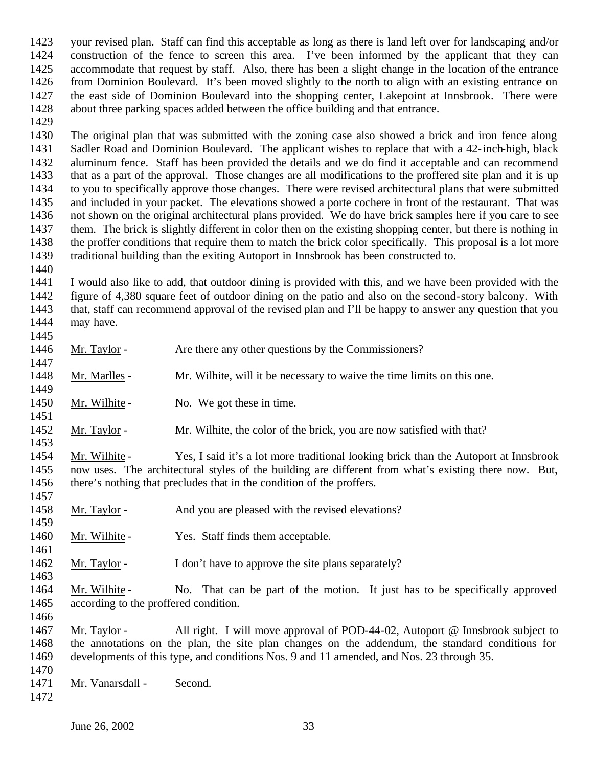your revised plan. Staff can find this acceptable as long as there is land left over for landscaping and/or construction of the fence to screen this area. I've been informed by the applicant that they can accommodate that request by staff. Also, there has been a slight change in the location of the entrance from Dominion Boulevard. It's been moved slightly to the north to align with an existing entrance on the east side of Dominion Boulevard into the shopping center, Lakepoint at Innsbrook. There were about three parking spaces added between the office building and that entrance.

The original plan that was submitted with the zoning case also showed a brick and iron fence along Sadler Road and Dominion Boulevard. The applicant wishes to replace that with a 42-inch-high, black aluminum fence. Staff has been provided the details and we do find it acceptable and can recommend that as a part of the approval. Those changes are all modifications to the proffered site plan and it is up to you to specifically approve those changes. There were revised architectural plans that were submitted and included in your packet. The elevations showed a porte cochere in front of the restaurant. That was not shown on the original architectural plans provided. We do have brick samples here if you care to see them. The brick is slightly different in color then on the existing shopping center, but there is nothing in the proffer conditions that require them to match the brick color specifically. This proposal is a lot more traditional building than the exiting Autoport in Innsbrook has been constructed to.

I would also like to add, that outdoor dining is provided with this, and we have been provided with the figure of 4,380 square feet of outdoor dining on the patio and also on the second-story balcony. With that, staff can recommend approval of the revised plan and I'll be happy to answer any question that you may have.

Mr. Taylor - Are there any other questions by the Commissioners?

Mr. Marlles - Mr. Wilhite, will it be necessary to waive the time limits on this one.

Mr. Wilhite - No. We got these in time.

Mr. Taylor - Mr. Wilhite, the color of the brick, you are now satisfied with that?

Mr. Wilhite - Yes, I said it's a lot more traditional looking brick than the Autoport at Innsbrook now uses. The architectural styles of the building are different from what's existing there now. But, there's nothing that precludes that in the condition of the proffers.

Mr. Taylor - And you are pleased with the revised elevations?

Mr. Wilhite - Yes. Staff finds them acceptable.

Mr. Taylor - I don't have to approve the site plans separately?

Mr. Wilhite - No. That can be part of the motion. It just has to be specifically approved according to the proffered condition.

Mr. Taylor - All right. I will move approval of POD-44-02, Autoport @ Innsbrook subject to the annotations on the plan, the site plan changes on the addendum, the standard conditions for developments of this type, and conditions Nos. 9 and 11 amended, and Nos. 23 through 35.

Mr. Vanarsdall - Second.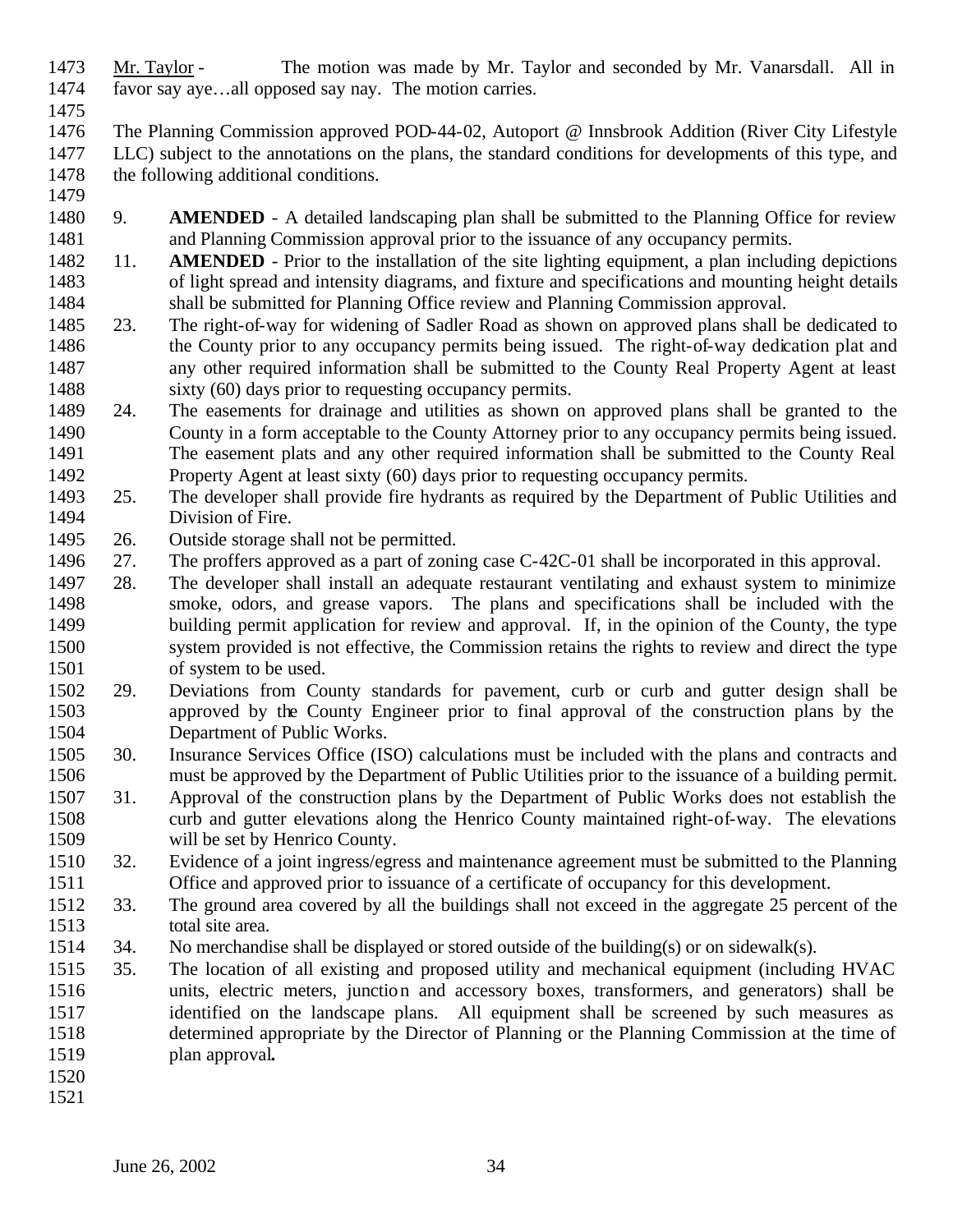Mr. Taylor - The motion was made by Mr. Taylor and seconded by Mr. Vanarsdall. All in favor say aye…all opposed say nay. The motion carries.

The Planning Commission approved POD-44-02, Autoport @ Innsbrook Addition (River City Lifestyle LLC) subject to the annotations on the plans, the standard conditions for developments of this type, and the following additional conditions.

9. **AMENDED** - A detailed landscaping plan shall be submitted to the Planning Office for review and Planning Commission approval prior to the issuance of any occupancy permits.
11. **AMENDED** - Prior to the installation of the site lighting equipment, a plan including depictions of light spread and intensity diagrams, and fixture and specifications and mounting height details shall be submitted for Planning Office review and Planning Commission approval.
23. The right-of-way for widening of Sadler Road as shown on approved plans shall be dedicated to the County prior to any occupancy permits being issued. The right-of-way dedication plat and any other required information shall be submitted to the County Real Property Agent at least sixty (60) days prior to requesting occupancy permits.
24. The easements for drainage and utilities as shown on approved plans shall be granted to the County in a form acceptable to the County Attorney prior to any occupancy permits being issued. The easement plats and any other required information shall be submitted to the County Real Property Agent at least sixty (60) days prior to requesting occupancy permits.
25. The developer shall provide fire hydrants as required by the Department of Public Utilities and Division of Fire.
26. Outside storage shall not be permitted.
27. The proffers approved as a part of zoning case C-42C-01 shall be incorporated in this approval.
28. The developer shall install an adequate restaurant ventilating and exhaust system to minimize smoke, odors, and grease vapors. The plans and specifications shall be included with the building permit application for review and approval. If, in the opinion of the County, the type system provided is not effective, the Commission retains the rights to review and direct the type of system to be used.
29. Deviations from County standards for pavement, curb or curb and gutter design shall be approved by the County Engineer prior to final approval of the construction plans by the Department of Public Works.
30. Insurance Services Office (ISO) calculations must be included with the plans and contracts and must be approved by the Department of Public Utilities prior to the issuance of a building permit.
31. Approval of the construction plans by the Department of Public Works does not establish the curb and gutter elevations along the Henrico County maintained right-of-way. The elevations will be set by Henrico County.
32. Evidence of a joint ingress/egress and maintenance agreement must be submitted to the Planning Office and approved prior to issuance of a certificate of occupancy for this development.
33. The ground area covered by all the buildings shall not exceed in the aggregate 25 percent of the total site area.
34. No merchandise shall be displayed or stored outside of the building(s) or on sidewalk(s).
35. The location of all existing and proposed utility and mechanical equipment (including HVAC units, electric meters, junction and accessory boxes, transformers, and generators) shall be identified on the landscape plans. All equipment shall be screened by such measures as determined appropriate by the Director of Planning or the Planning Commission at the time of plan approval**.**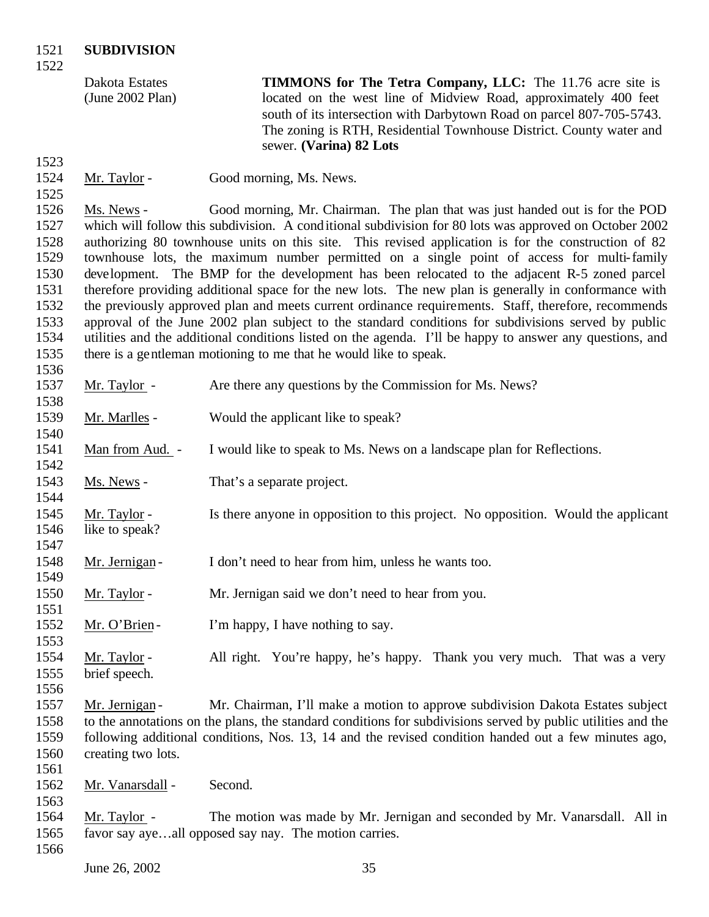**SUBDIVISION**

Dakota Estates (June 2002 Plan)

**TIMMONS for The Tetra Company, LLC:** The 11.76 acre site is located on the west line of Midview Road, approximately 400 feet south of its intersection with Darbytown Road on parcel 807-705-5743. The zoning is RTH, Residential Townhouse District. County water and sewer. **(Varina) 82 Lots**

Mr. Taylor - Good morning, Ms. News.

Ms. News - Good morning, Mr. Chairman. The plan that was just handed out is for the POD which will follow this subdivision. A conditional subdivision for 80 lots was approved on October 2002 authorizing 80 townhouse units on this site. This revised application is for the construction of 82 townhouse lots, the maximum number permitted on a single point of access for multi-family development. The BMP for the development has been relocated to the adjacent R-5 zoned parcel therefore providing additional space for the new lots. The new plan is generally in conformance with the previously approved plan and meets current ordinance requirements. Staff, therefore, recommends approval of the June 2002 plan subject to the standard conditions for subdivisions served by public utilities and the additional conditions listed on the agenda. I'll be happy to answer any questions, and there is a gentleman motioning to me that he would like to speak.

Mr. Taylor - Are there any questions by the Commission for Ms. News?

Mr. Marlles - Would the applicant like to speak?

Man from Aud. - I would like to speak to Ms. News on a landscape plan for Reflections.

Ms. News - That's a separate project.

Mr. Taylor - Is there anyone in opposition to this project. No opposition. Would the applicant like to speak?

Mr. Jernigan - I don't need to hear from him, unless he wants too.

Mr. Taylor - Mr. Jernigan said we don't need to hear from you.

Mr. O'Brien - I'm happy, I have nothing to say.

Mr. Taylor - All right. You're happy, he's happy. Thank you very much. That was a very brief speech.

Mr. Jernigan - Mr. Chairman, I'll make a motion to approve subdivision Dakota Estates subject to the annotations on the plans, the standard conditions for subdivisions served by public utilities and the following additional conditions, Nos. 13, 14 and the revised condition handed out a few minutes ago, creating two lots.

Mr. Vanarsdall - Second.

Mr. Taylor - The motion was made by Mr. Jernigan and seconded by Mr. Vanarsdall. All in favor say aye…all opposed say nay. The motion carries.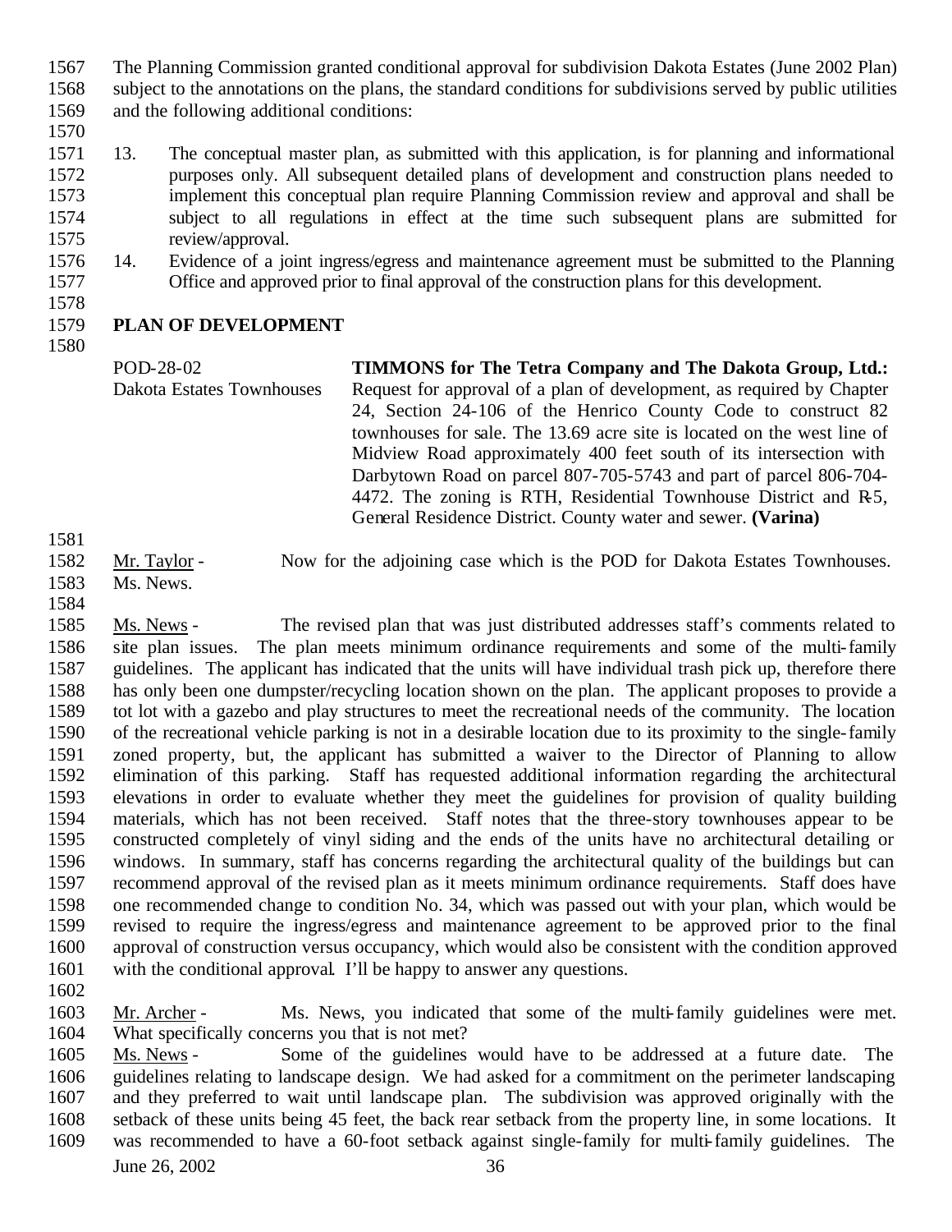The Planning Commission granted conditional approval for subdivision Dakota Estates (June 2002 Plan) subject to the annotations on the plans, the standard conditions for subdivisions served by public utilities and the following additional conditions:

13. The conceptual master plan, as submitted with this application, is for planning and informational purposes only. All subsequent detailed plans of development and construction plans needed to implement this conceptual plan require Planning Commission review and approval and shall be subject to all regulations in effect at the time such subsequent plans are submitted for review/approval.
14. Evidence of a joint ingress/egress and maintenance agreement must be submitted to the Planning Office and approved prior to final approval of the construction plans for this development.

**PLAN OF DEVELOPMENT**

POD-28-02
Dakota Estates Townhouses

**TIMMONS for The Tetra Company and The Dakota Group, Ltd.:** Request for approval of a plan of development, as required by Chapter 24, Section 24-106 of the Henrico County Code to construct 82 townhouses for sale. The 13.69 acre site is located on the west line of Midview Road approximately 400 feet south of its intersection with Darbytown Road on parcel 807-705-5743 and part of parcel 806-704-4472. The zoning is RTH, Residential Townhouse District and R-5, General Residence District. County water and sewer. **(Varina)**

Mr. Taylor - Now for the adjoining case which is the POD for Dakota Estates Townhouses. Ms. News.

Ms. News - The revised plan that was just distributed addresses staff's comments related to site plan issues. The plan meets minimum ordinance requirements and some of the multi-family guidelines. The applicant has indicated that the units will have individual trash pick up, therefore there has only been one dumpster/recycling location shown on the plan. The applicant proposes to provide a tot lot with a gazebo and play structures to meet the recreational needs of the community. The location of the recreational vehicle parking is not in a desirable location due to its proximity to the single-family zoned property, but, the applicant has submitted a waiver to the Director of Planning to allow elimination of this parking. Staff has requested additional information regarding the architectural elevations in order to evaluate whether they meet the guidelines for provision of quality building materials, which has not been received. Staff notes that the three-story townhouses appear to be constructed completely of vinyl siding and the ends of the units have no architectural detailing or windows. In summary, staff has concerns regarding the architectural quality of the buildings but can recommend approval of the revised plan as it meets minimum ordinance requirements. Staff does have one recommended change to condition No. 34, which was passed out with your plan, which would be revised to require the ingress/egress and maintenance agreement to be approved prior to the final approval of construction versus occupancy, which would also be consistent with the condition approved with the conditional approval. I'll be happy to answer any questions.

Mr. Archer - Ms. News, you indicated that some of the multi-family guidelines were met. What specifically concerns you that is not met?

Ms. News - Some of the guidelines would have to be addressed at a future date. The guidelines relating to landscape design. We had asked for a commitment on the perimeter landscaping and they preferred to wait until landscape plan. The subdivision was approved originally with the setback of these units being 45 feet, the back rear setback from the property line, in some locations. It was recommended to have a 60-foot setback against single-family for multi-family guidelines. The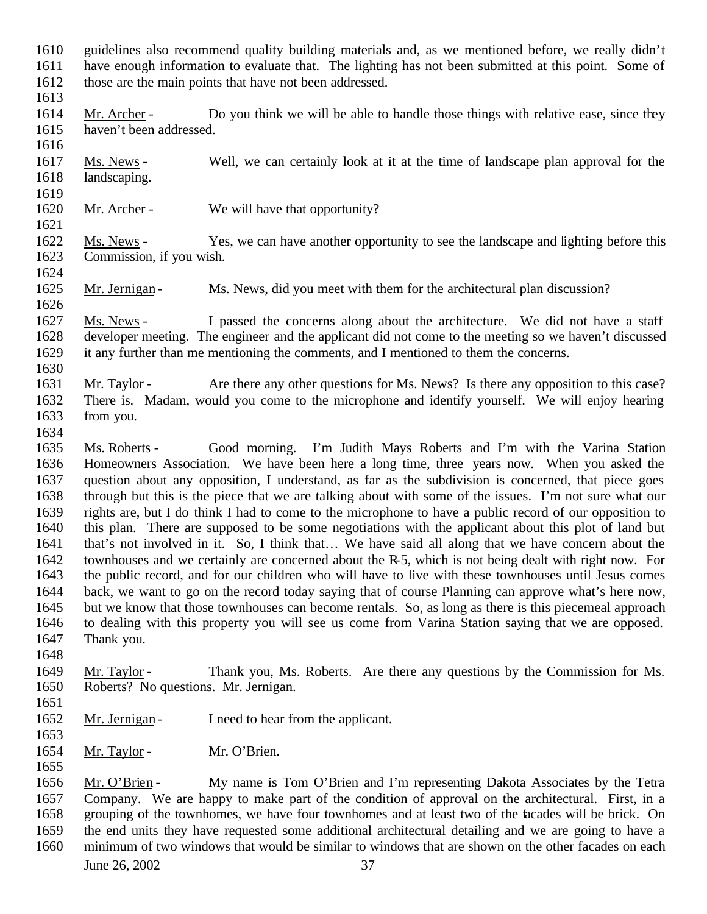guidelines also recommend quality building materials and, as we mentioned before, we really didn't have enough information to evaluate that. The lighting has not been submitted at this point. Some of those are the main points that have not been addressed.

Mr. Archer - Do you think we will be able to handle those things with relative ease, since they haven't been addressed.

Ms. News - Well, we can certainly look at it at the time of landscape plan approval for the landscaping.

Mr. Archer - We will have that opportunity?

Ms. News - Yes, we can have another opportunity to see the landscape and lighting before this Commission, if you wish.

Mr. Jernigan - Ms. News, did you meet with them for the architectural plan discussion?

Ms. News - I passed the concerns along about the architecture. We did not have a staff developer meeting. The engineer and the applicant did not come to the meeting so we haven't discussed it any further than me mentioning the comments, and I mentioned to them the concerns.

Mr. Taylor - Are there any other questions for Ms. News? Is there any opposition to this case? There is. Madam, would you come to the microphone and identify yourself. We will enjoy hearing from you.

Ms. Roberts - Good morning. I'm Judith Mays Roberts and I'm with the Varina Station Homeowners Association. We have been here a long time, three years now. When you asked the question about any opposition, I understand, as far as the subdivision is concerned, that piece goes through but this is the piece that we are talking about with some of the issues. I'm not sure what our rights are, but I do think I had to come to the microphone to have a public record of our opposition to this plan. There are supposed to be some negotiations with the applicant about this plot of land but that's not involved in it. So, I think that… We have said all along that we have concern about the townhouses and we certainly are concerned about the R-5, which is not being dealt with right now. For the public record, and for our children who will have to live with these townhouses until Jesus comes back, we want to go on the record today saying that of course Planning can approve what's here now, but we know that those townhouses can become rentals. So, as long as there is this piecemeal approach to dealing with this property you will see us come from Varina Station saying that we are opposed. Thank you.

Mr. Taylor - Thank you, Ms. Roberts. Are there any questions by the Commission for Ms. Roberts? No questions. Mr. Jernigan.

Mr. Jernigan - I need to hear from the applicant.

Mr. Taylor - Mr. O'Brien.

Mr. O'Brien - My name is Tom O'Brien and I'm representing Dakota Associates by the Tetra Company. We are happy to make part of the condition of approval on the architectural. First, in a grouping of the townhomes, we have four townhomes and at least two of the facades will be brick. On the end units they have requested some additional architectural detailing and we are going to have a minimum of two windows that would be similar to windows that are shown on the other facades on each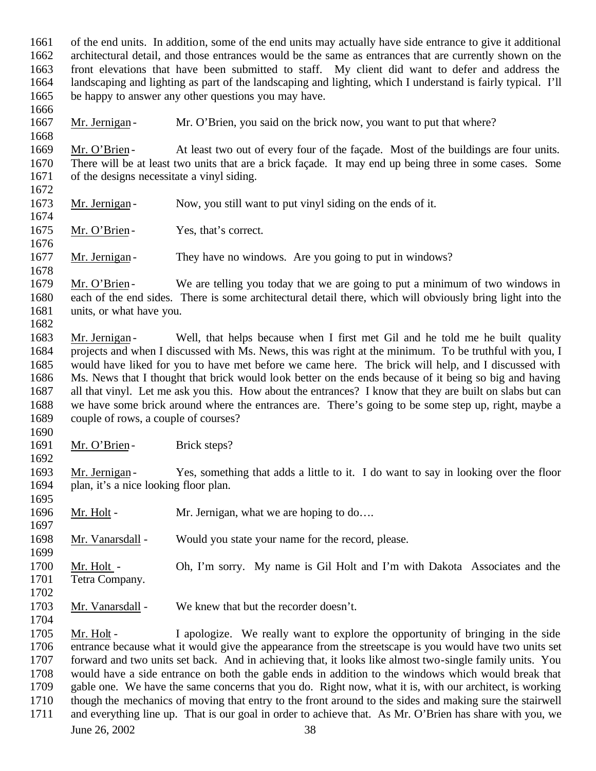of the end units. In addition, some of the end units may actually have side entrance to give it additional architectural detail, and those entrances would be the same as entrances that are currently shown on the front elevations that have been submitted to staff. My client did want to defer and address the landscaping and lighting as part of the landscaping and lighting, which I understand is fairly typical. I'll be happy to answer any other questions you may have.

Mr. Jernigan - Mr. O'Brien, you said on the brick now, you want to put that where?

Mr. O'Brien - At least two out of every four of the façade. Most of the buildings are four units. There will be at least two units that are a brick façade. It may end up being three in some cases. Some of the designs necessitate a vinyl siding.

Mr. Jernigan - Now, you still want to put vinyl siding on the ends of it.

Mr. O'Brien - Yes, that's correct.

Mr. Jernigan - They have no windows. Are you going to put in windows?

Mr. O'Brien - We are telling you today that we are going to put a minimum of two windows in each of the end sides. There is some architectural detail there, which will obviously bring light into the units, or what have you.

Mr. Jernigan - Well, that helps because when I first met Gil and he told me he built quality projects and when I discussed with Ms. News, this was right at the minimum. To be truthful with you, I would have liked for you to have met before we came here. The brick will help, and I discussed with Ms. News that I thought that brick would look better on the ends because of it being so big and having all that vinyl. Let me ask you this. How about the entrances? I know that they are built on slabs but can we have some brick around where the entrances are. There's going to be some step up, right, maybe a couple of rows, a couple of courses?

Mr. O'Brien - Brick steps?

Mr. Jernigan - Yes, something that adds a little to it. I do want to say in looking over the floor plan, it's a nice looking floor plan.

Mr. Holt - Mr. Jernigan, what we are hoping to do….

Mr. Vanarsdall - Would you state your name for the record, please.

Mr. Holt - Oh, I'm sorry. My name is Gil Holt and I'm with Dakota Associates and the Tetra Company.

Mr. Vanarsdall - We knew that but the recorder doesn't.

Mr. Holt - I apologize. We really want to explore the opportunity of bringing in the side entrance because what it would give the appearance from the streetscape is you would have two units set forward and two units set back. And in achieving that, it looks like almost two-single family units. You would have a side entrance on both the gable ends in addition to the windows which would break that gable one. We have the same concerns that you do. Right now, what it is, with our architect, is working though the mechanics of moving that entry to the front around to the sides and making sure the stairwell and everything line up. That is our goal in order to achieve that. As Mr. O'Brien has share with you, we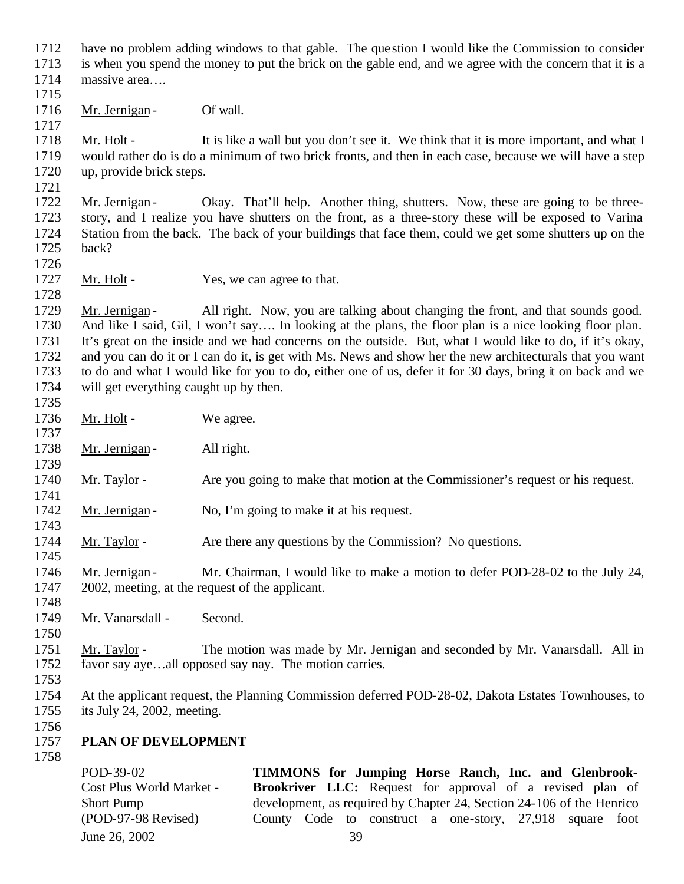have no problem adding windows to that gable. The question I would like the Commission to consider is when you spend the money to put the brick on the gable end, and we agree with the concern that it is a massive area….

Mr. Jernigan - Of wall.

Mr. Holt - It is like a wall but you don't see it. We think that it is more important, and what I would rather do is do a minimum of two brick fronts, and then in each case, because we will have a step up, provide brick steps.

Mr. Jernigan - Okay. That'll help. Another thing, shutters. Now, these are going to be three-story, and I realize you have shutters on the front, as a three-story these will be exposed to Varina Station from the back. The back of your buildings that face them, could we get some shutters up on the back?

Mr. Holt - Yes, we can agree to that.

Mr. Jernigan - All right. Now, you are talking about changing the front, and that sounds good. And like I said, Gil, I won't say…. In looking at the plans, the floor plan is a nice looking floor plan. It's great on the inside and we had concerns on the outside. But, what I would like to do, if it's okay, and you can do it or I can do it, is get with Ms. News and show her the new architecturals that you want to do and what I would like for you to do, either one of us, defer it for 30 days, bring it on back and we will get everything caught up by then.

Mr. Holt - We agree.

Mr. Jernigan - All right.

Mr. Taylor - Are you going to make that motion at the Commissioner's request or his request.

Mr. Jernigan - No, I'm going to make it at his request.

Mr. Taylor - Are there any questions by the Commission? No questions.

Mr. Jernigan - Mr. Chairman, I would like to make a motion to defer POD-28-02 to the July 24, 2002, meeting, at the request of the applicant.

Mr. Vanarsdall - Second.

Mr. Taylor - The motion was made by Mr. Jernigan and seconded by Mr. Vanarsdall. All in favor say aye…all opposed say nay. The motion carries.

At the applicant request, the Planning Commission deferred POD-28-02, Dakota Estates Townhouses, to its July 24, 2002, meeting.

**PLAN OF DEVELOPMENT**

| | |
|---|---|
| POD-39-02<br>Cost Plus World Market - Short Pump<br>(POD-97-98 Revised) | **TIMMONS for Jumping Horse Ranch, Inc. and Glenbrook-Brookriver LLC:** Request for approval of a revised plan of development, as required by Chapter 24, Section 24-106 of the Henrico County Code to construct a one-story, 27,918 square foot |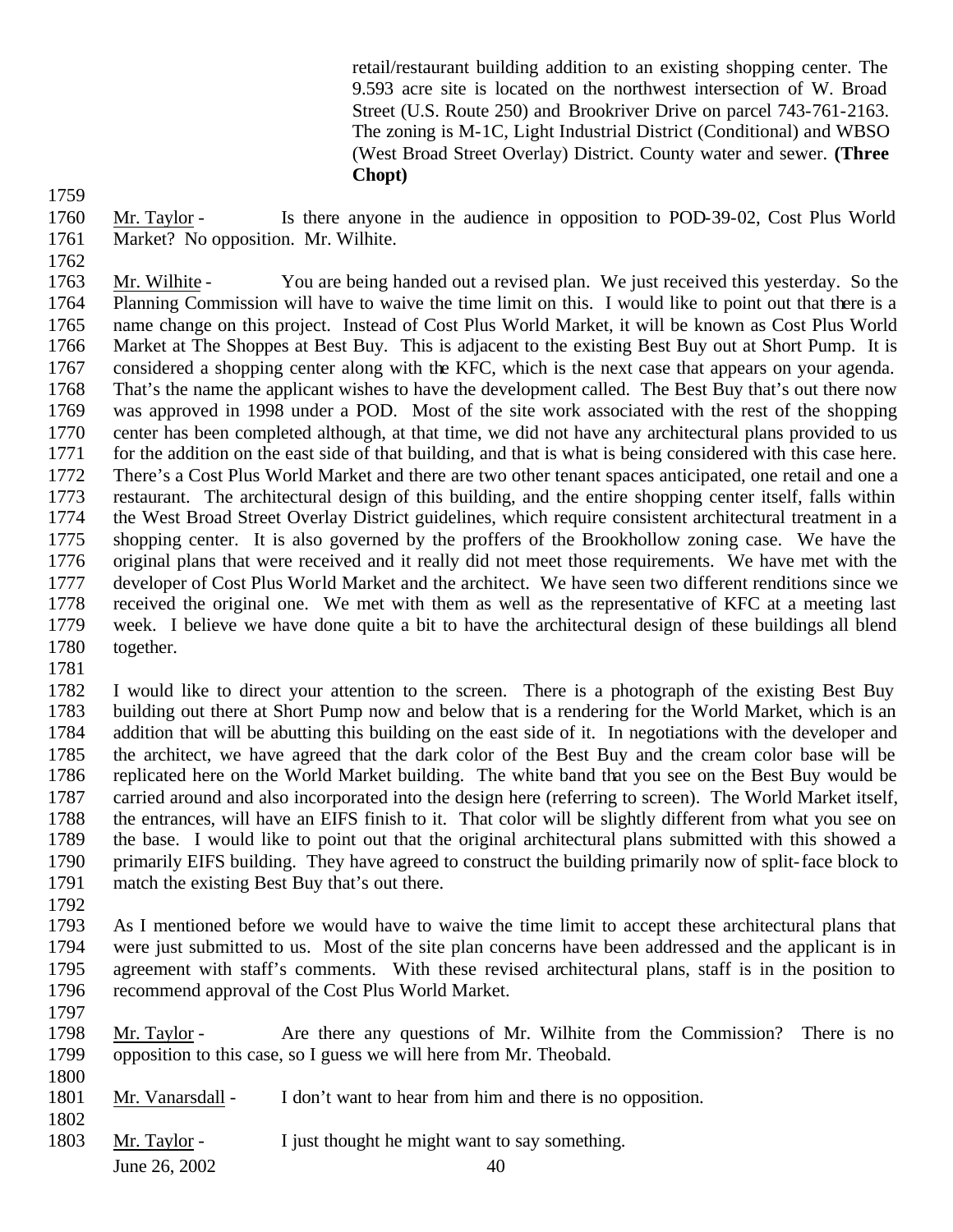retail/restaurant building addition to an existing shopping center. The 9.593 acre site is located on the northwest intersection of W. Broad Street (U.S. Route 250) and Brookriver Drive on parcel 743-761-2163. The zoning is M-1C, Light Industrial District (Conditional) and WBSO (West Broad Street Overlay) District. County water and sewer. **(Three Chopt)**

1759

1760 Mr. Taylor - Is there anyone in the audience in opposition to POD-39-02, Cost Plus World
1761 Market? No opposition. Mr. Wilhite.

1762

1763 Mr. Wilhite - You are being handed out a revised plan. We just received this yesterday. So the
1764 Planning Commission will have to waive the time limit on this. I would like to point out that there is a
1765 name change on this project. Instead of Cost Plus World Market, it will be known as Cost Plus World
1766 Market at The Shoppes at Best Buy. This is adjacent to the existing Best Buy out at Short Pump. It is
1767 considered a shopping center along with the KFC, which is the next case that appears on your agenda.
1768 That's the name the applicant wishes to have the development called. The Best Buy that's out there now
1769 was approved in 1998 under a POD. Most of the site work associated with the rest of the shopping
1770 center has been completed although, at that time, we did not have any architectural plans provided to us
1771 for the addition on the east side of that building, and that is what is being considered with this case here.
1772 There's a Cost Plus World Market and there are two other tenant spaces anticipated, one retail and one a
1773 restaurant. The architectural design of this building, and the entire shopping center itself, falls within
1774 the West Broad Street Overlay District guidelines, which require consistent architectural treatment in a
1775 shopping center. It is also governed by the proffers of the Brookhollow zoning case. We have the
1776 original plans that were received and it really did not meet those requirements. We have met with the
1777 developer of Cost Plus World Market and the architect. We have seen two different renditions since we
1778 received the original one. We met with them as well as the representative of KFC at a meeting last
1779 week. I believe we have done quite a bit to have the architectural design of these buildings all blend
1780 together.

1781

1782 I would like to direct your attention to the screen. There is a photograph of the existing Best Buy
1783 building out there at Short Pump now and below that is a rendering for the World Market, which is an
1784 addition that will be abutting this building on the east side of it. In negotiations with the developer and
1785 the architect, we have agreed that the dark color of the Best Buy and the cream color base will be
1786 replicated here on the World Market building. The white band that you see on the Best Buy would be
1787 carried around and also incorporated into the design here (referring to screen). The World Market itself,
1788 the entrances, will have an EIFS finish to it. That color will be slightly different from what you see on
1789 the base. I would like to point out that the original architectural plans submitted with this showed a
1790 primarily EIFS building. They have agreed to construct the building primarily now of split-face block to
1791 match the existing Best Buy that's out there.

1792

1793 As I mentioned before we would have to waive the time limit to accept these architectural plans that
1794 were just submitted to us. Most of the site plan concerns have been addressed and the applicant is in
1795 agreement with staff's comments. With these revised architectural plans, staff is in the position to
1796 recommend approval of the Cost Plus World Market.

1797

1798 Mr. Taylor - Are there any questions of Mr. Wilhite from the Commission? There is no
1799 opposition to this case, so I guess we will here from Mr. Theobald.

1800

1801 Mr. Vanarsdall - I don't want to hear from him and there is no opposition.

1802

1803 Mr. Taylor - I just thought he might want to say something.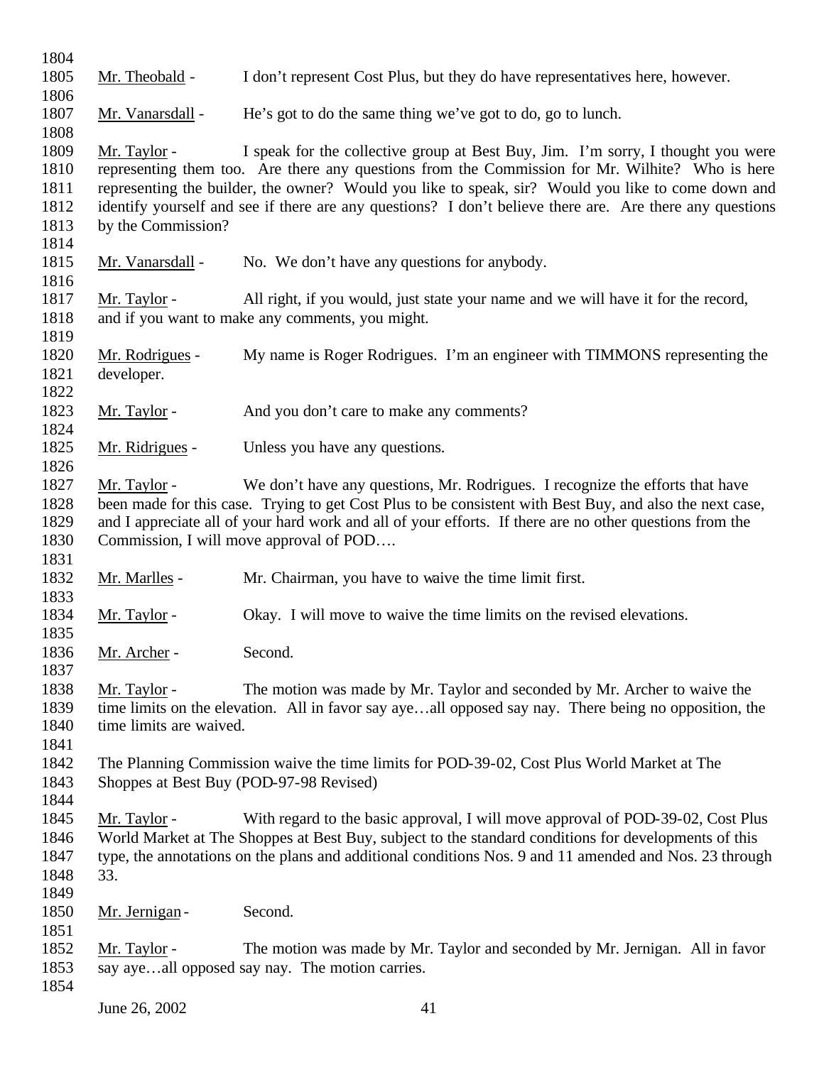Mr. Theobald - I don't represent Cost Plus, but they do have representatives here, however.

Mr. Vanarsdall - He's got to do the same thing we've got to do, go to lunch.

Mr. Taylor - I speak for the collective group at Best Buy, Jim. I'm sorry, I thought you were representing them too. Are there any questions from the Commission for Mr. Wilhite? Who is here representing the builder, the owner? Would you like to speak, sir? Would you like to come down and identify yourself and see if there are any questions? I don't believe there are. Are there any questions by the Commission?

Mr. Vanarsdall - No. We don't have any questions for anybody.

Mr. Taylor - All right, if you would, just state your name and we will have it for the record, and if you want to make any comments, you might.

Mr. Rodrigues - My name is Roger Rodrigues. I'm an engineer with TIMMONS representing the developer.

Mr. Taylor - And you don't care to make any comments?

Mr. Ridrigues - Unless you have any questions.

Mr. Taylor - We don't have any questions, Mr. Rodrigues. I recognize the efforts that have been made for this case. Trying to get Cost Plus to be consistent with Best Buy, and also the next case, and I appreciate all of your hard work and all of your efforts. If there are no other questions from the Commission, I will move approval of POD….

Mr. Marlles - Mr. Chairman, you have to waive the time limit first.

Mr. Taylor - Okay. I will move to waive the time limits on the revised elevations.

Mr. Archer - Second.

Mr. Taylor - The motion was made by Mr. Taylor and seconded by Mr. Archer to waive the time limits on the elevation. All in favor say aye…all opposed say nay. There being no opposition, the time limits are waived.

The Planning Commission waive the time limits for POD-39-02, Cost Plus World Market at The Shoppes at Best Buy (POD-97-98 Revised)

Mr. Taylor - With regard to the basic approval, I will move approval of POD-39-02, Cost Plus World Market at The Shoppes at Best Buy, subject to the standard conditions for developments of this type, the annotations on the plans and additional conditions Nos. 9 and 11 amended and Nos. 23 through 33.

Mr. Jernigan - Second.

Mr. Taylor - The motion was made by Mr. Taylor and seconded by Mr. Jernigan. All in favor say aye…all opposed say nay. The motion carries.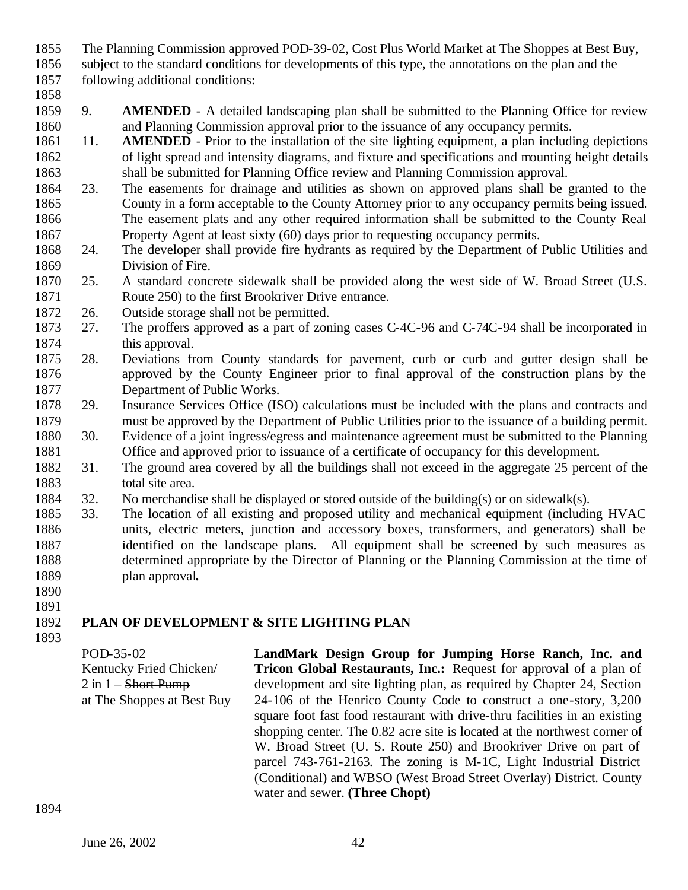The Planning Commission approved POD-39-02, Cost Plus World Market at The Shoppes at Best Buy, subject to the standard conditions for developments of this type, the annotations on the plan and the following additional conditions:

9. **AMENDED** - A detailed landscaping plan shall be submitted to the Planning Office for review and Planning Commission approval prior to the issuance of any occupancy permits.
11. **AMENDED** - Prior to the installation of the site lighting equipment, a plan including depictions of light spread and intensity diagrams, and fixture and specifications and mounting height details shall be submitted for Planning Office review and Planning Commission approval.
23. The easements for drainage and utilities as shown on approved plans shall be granted to the County in a form acceptable to the County Attorney prior to any occupancy permits being issued. The easement plats and any other required information shall be submitted to the County Real Property Agent at least sixty (60) days prior to requesting occupancy permits.
24. The developer shall provide fire hydrants as required by the Department of Public Utilities and Division of Fire.
25. A standard concrete sidewalk shall be provided along the west side of W. Broad Street (U.S. Route 250) to the first Brookriver Drive entrance.
26. Outside storage shall not be permitted.
27. The proffers approved as a part of zoning cases C-4C-96 and C-74C-94 shall be incorporated in this approval.
28. Deviations from County standards for pavement, curb or curb and gutter design shall be approved by the County Engineer prior to final approval of the construction plans by the Department of Public Works.
29. Insurance Services Office (ISO) calculations must be included with the plans and contracts and must be approved by the Department of Public Utilities prior to the issuance of a building permit.
30. Evidence of a joint ingress/egress and maintenance agreement must be submitted to the Planning Office and approved prior to issuance of a certificate of occupancy for this development.
31. The ground area covered by all the buildings shall not exceed in the aggregate 25 percent of the total site area.
32. No merchandise shall be displayed or stored outside of the building(s) or on sidewalk(s).
33. The location of all existing and proposed utility and mechanical equipment (including HVAC units, electric meters, junction and accessory boxes, transformers, and generators) shall be identified on the landscape plans. All equipment shall be screened by such measures as determined appropriate by the Director of Planning or the Planning Commission at the time of plan approval**.**

## PLAN OF DEVELOPMENT & SITE LIGHTING PLAN

POD-35-02
Kentucky Fried Chicken/
2 in 1 – ~~Short Pump~~
at The Shoppes at Best Buy

**LandMark Design Group for Jumping Horse Ranch, Inc. and Tricon Global Restaurants, Inc.:** Request for approval of a plan of development and site lighting plan, as required by Chapter 24, Section 24-106 of the Henrico County Code to construct a one-story, 3,200 square foot fast food restaurant with drive-thru facilities in an existing shopping center. The 0.82 acre site is located at the northwest corner of W. Broad Street (U. S. Route 250) and Brookriver Drive on part of parcel 743-761-2163. The zoning is M-1C, Light Industrial District (Conditional) and WBSO (West Broad Street Overlay) District. County water and sewer. **(Three Chopt)**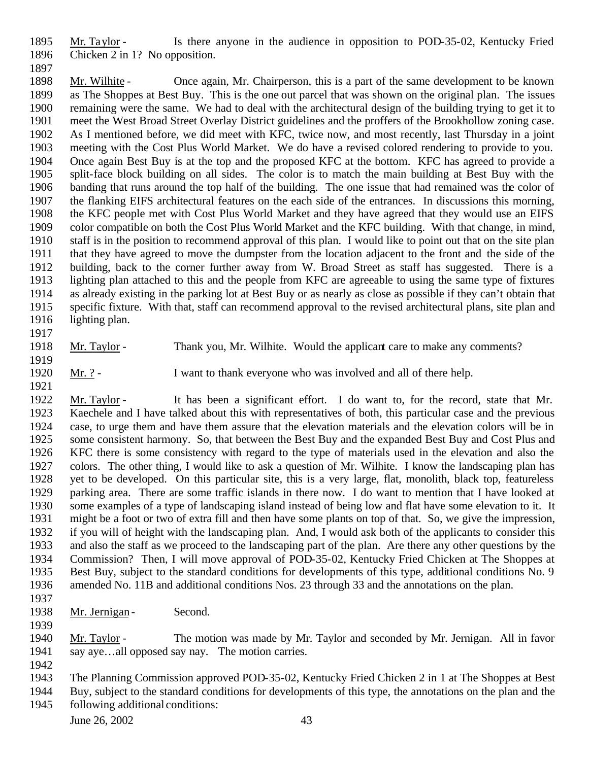Mr. Taylor - Is there anyone in the audience in opposition to POD-35-02, Kentucky Fried Chicken 2 in 1? No opposition.

Mr. Wilhite - Once again, Mr. Chairperson, this is a part of the same development to be known as The Shoppes at Best Buy. This is the one out parcel that was shown on the original plan. The issues remaining were the same. We had to deal with the architectural design of the building trying to get it to meet the West Broad Street Overlay District guidelines and the proffers of the Brookhollow zoning case. As I mentioned before, we did meet with KFC, twice now, and most recently, last Thursday in a joint meeting with the Cost Plus World Market. We do have a revised colored rendering to provide to you. Once again Best Buy is at the top and the proposed KFC at the bottom. KFC has agreed to provide a split-face block building on all sides. The color is to match the main building at Best Buy with the banding that runs around the top half of the building. The one issue that had remained was the color of the flanking EIFS architectural features on the each side of the entrances. In discussions this morning, the KFC people met with Cost Plus World Market and they have agreed that they would use an EIFS color compatible on both the Cost Plus World Market and the KFC building. With that change, in mind, staff is in the position to recommend approval of this plan. I would like to point out that on the site plan that they have agreed to move the dumpster from the location adjacent to the front and the side of the building, back to the corner further away from W. Broad Street as staff has suggested. There is a lighting plan attached to this and the people from KFC are agreeable to using the same type of fixtures as already existing in the parking lot at Best Buy or as nearly as close as possible if they can't obtain that specific fixture. With that, staff can recommend approval to the revised architectural plans, site plan and lighting plan.

Mr. Taylor - Thank you, Mr. Wilhite. Would the applicant care to make any comments?

Mr. ? - I want to thank everyone who was involved and all of there help.

Mr. Taylor - It has been a significant effort. I do want to, for the record, state that Mr. Kaechele and I have talked about this with representatives of both, this particular case and the previous case, to urge them and have them assure that the elevation materials and the elevation colors will be in some consistent harmony. So, that between the Best Buy and the expanded Best Buy and Cost Plus and KFC there is some consistency with regard to the type of materials used in the elevation and also the colors. The other thing, I would like to ask a question of Mr. Wilhite. I know the landscaping plan has yet to be developed. On this particular site, this is a very large, flat, monolith, black top, featureless parking area. There are some traffic islands in there now. I do want to mention that I have looked at some examples of a type of landscaping island instead of being low and flat have some elevation to it. It might be a foot or two of extra fill and then have some plants on top of that. So, we give the impression, if you will of height with the landscaping plan. And, I would ask both of the applicants to consider this and also the staff as we proceed to the landscaping part of the plan. Are there any other questions by the Commission? Then, I will move approval of POD-35-02, Kentucky Fried Chicken at The Shoppes at Best Buy, subject to the standard conditions for developments of this type, additional conditions No. 9 amended No. 11B and additional conditions Nos. 23 through 33 and the annotations on the plan.

Mr. Jernigan - Second.

Mr. Taylor - The motion was made by Mr. Taylor and seconded by Mr. Jernigan. All in favor say aye…all opposed say nay. The motion carries.

The Planning Commission approved POD-35-02, Kentucky Fried Chicken 2 in 1 at The Shoppes at Best Buy, subject to the standard conditions for developments of this type, the annotations on the plan and the following additional conditions: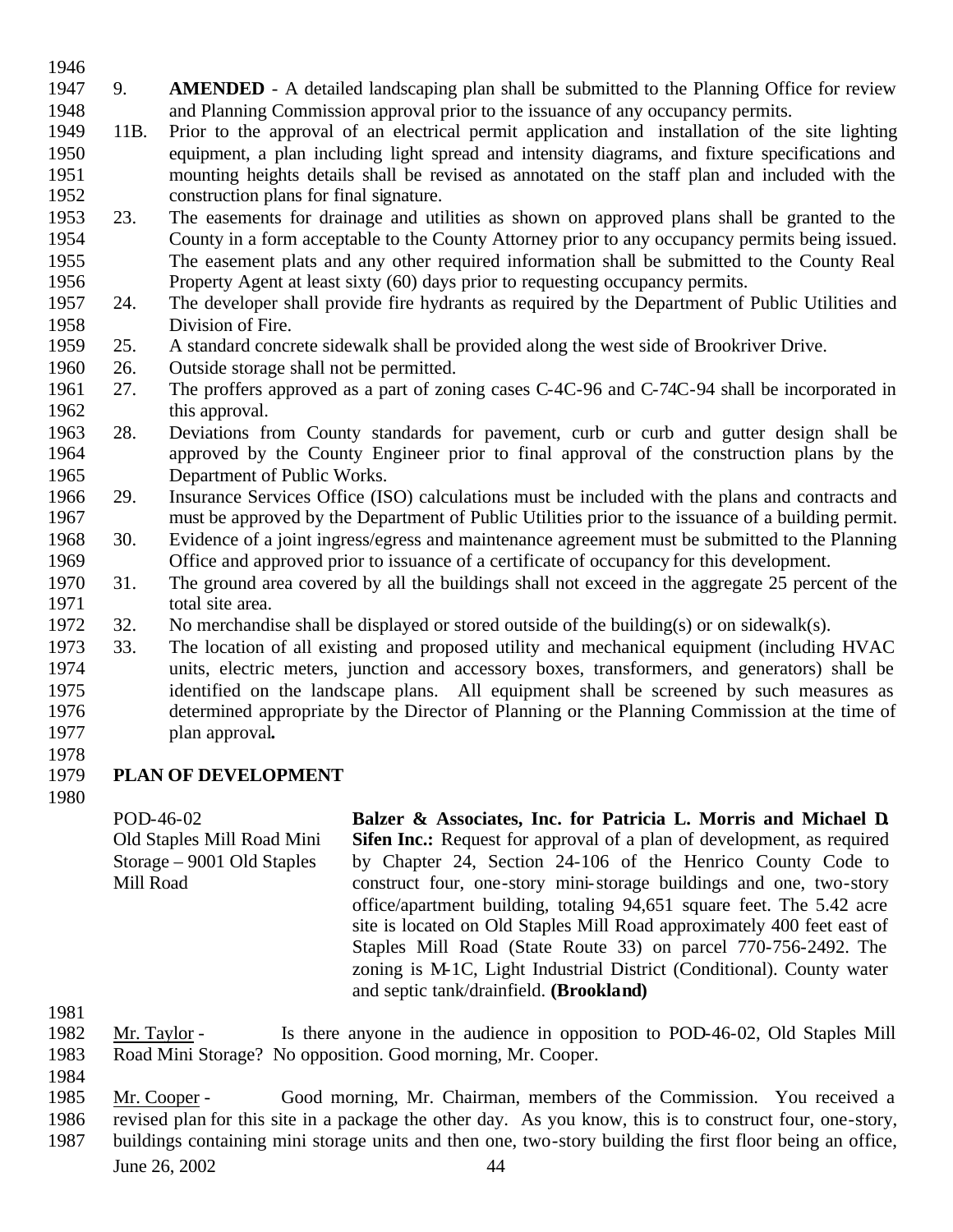9. **AMENDED** - A detailed landscaping plan shall be submitted to the Planning Office for review and Planning Commission approval prior to the issuance of any occupancy permits.

11B. Prior to the approval of an electrical permit application and installation of the site lighting equipment, a plan including light spread and intensity diagrams, and fixture specifications and mounting heights details shall be revised as annotated on the staff plan and included with the construction plans for final signature.

23. The easements for drainage and utilities as shown on approved plans shall be granted to the County in a form acceptable to the County Attorney prior to any occupancy permits being issued. The easement plats and any other required information shall be submitted to the County Real Property Agent at least sixty (60) days prior to requesting occupancy permits.

24. The developer shall provide fire hydrants as required by the Department of Public Utilities and Division of Fire.

25. A standard concrete sidewalk shall be provided along the west side of Brookriver Drive.

26. Outside storage shall not be permitted.

27. The proffers approved as a part of zoning cases C-4C-96 and C-74C-94 shall be incorporated in this approval.

28. Deviations from County standards for pavement, curb or curb and gutter design shall be approved by the County Engineer prior to final approval of the construction plans by the Department of Public Works.

29. Insurance Services Office (ISO) calculations must be included with the plans and contracts and must be approved by the Department of Public Utilities prior to the issuance of a building permit.

30. Evidence of a joint ingress/egress and maintenance agreement must be submitted to the Planning Office and approved prior to issuance of a certificate of occupancy for this development.

31. The ground area covered by all the buildings shall not exceed in the aggregate 25 percent of the total site area.

32. No merchandise shall be displayed or stored outside of the building(s) or on sidewalk(s).

33. The location of all existing and proposed utility and mechanical equipment (including HVAC units, electric meters, junction and accessory boxes, transformers, and generators) shall be identified on the landscape plans. All equipment shall be screened by such measures as determined appropriate by the Director of Planning or the Planning Commission at the time of plan approval**.**

**PLAN OF DEVELOPMENT**

POD-46-02
Old Staples Mill Road Mini Storage – 9001 Old Staples Mill Road

**Balzer & Associates, Inc. for Patricia L. Morris and Michael D. Sifen Inc.:** Request for approval of a plan of development, as required by Chapter 24, Section 24-106 of the Henrico County Code to construct four, one-story mini-storage buildings and one, two-story office/apartment building, totaling 94,651 square feet. The 5.42 acre site is located on Old Staples Mill Road approximately 400 feet east of Staples Mill Road (State Route 33) on parcel 770-756-2492. The zoning is M-1C, Light Industrial District (Conditional). County water and septic tank/drainfield. **(Brookland)**

Mr. Taylor - Is there anyone in the audience in opposition to POD-46-02, Old Staples Mill Road Mini Storage? No opposition. Good morning, Mr. Cooper.

Mr. Cooper - Good morning, Mr. Chairman, members of the Commission. You received a revised plan for this site in a package the other day. As you know, this is to construct four, one-story, buildings containing mini storage units and then one, two-story building the first floor being an office,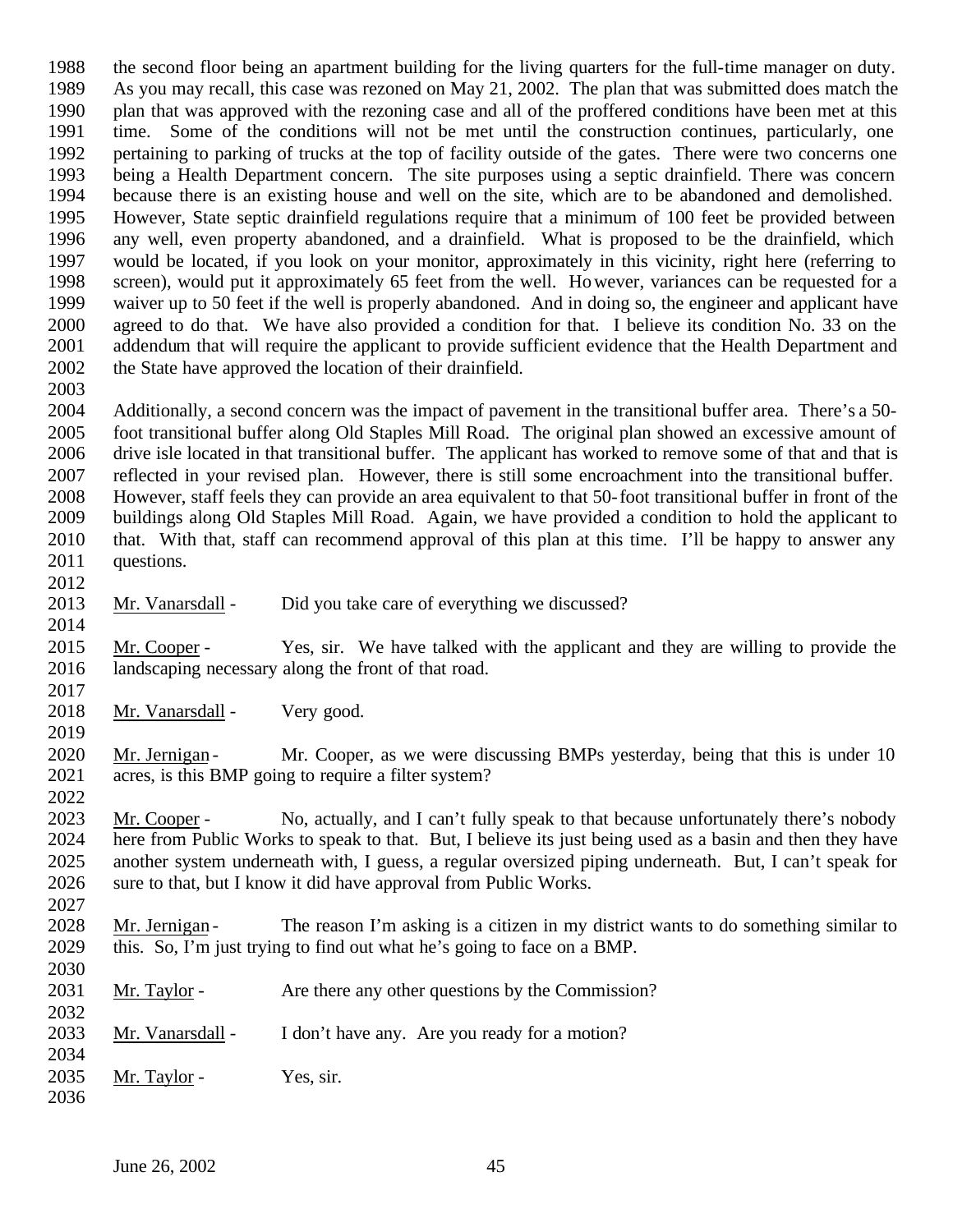the second floor being an apartment building for the living quarters for the full-time manager on duty. As you may recall, this case was rezoned on May 21, 2002. The plan that was submitted does match the plan that was approved with the rezoning case and all of the proffered conditions have been met at this time. Some of the conditions will not be met until the construction continues, particularly, one pertaining to parking of trucks at the top of facility outside of the gates. There were two concerns one being a Health Department concern. The site purposes using a septic drainfield. There was concern because there is an existing house and well on the site, which are to be abandoned and demolished. However, State septic drainfield regulations require that a minimum of 100 feet be provided between any well, even property abandoned, and a drainfield. What is proposed to be the drainfield, which would be located, if you look on your monitor, approximately in this vicinity, right here (referring to screen), would put it approximately 65 feet from the well. However, variances can be requested for a waiver up to 50 feet if the well is properly abandoned. And in doing so, the engineer and applicant have agreed to do that. We have also provided a condition for that. I believe its condition No. 33 on the addendum that will require the applicant to provide sufficient evidence that the Health Department and the State have approved the location of their drainfield.

Additionally, a second concern was the impact of pavement in the transitional buffer area. There's a 50-foot transitional buffer along Old Staples Mill Road. The original plan showed an excessive amount of drive isle located in that transitional buffer. The applicant has worked to remove some of that and that is reflected in your revised plan. However, there is still some encroachment into the transitional buffer. However, staff feels they can provide an area equivalent to that 50-foot transitional buffer in front of the buildings along Old Staples Mill Road. Again, we have provided a condition to hold the applicant to that. With that, staff can recommend approval of this plan at this time. I'll be happy to answer any questions.

Mr. Vanarsdall - Did you take care of everything we discussed?

Mr. Cooper - Yes, sir. We have talked with the applicant and they are willing to provide the landscaping necessary along the front of that road.

Mr. Vanarsdall - Very good.

Mr. Jernigan - Mr. Cooper, as we were discussing BMPs yesterday, being that this is under 10 acres, is this BMP going to require a filter system?

Mr. Cooper - No, actually, and I can't fully speak to that because unfortunately there's nobody here from Public Works to speak to that. But, I believe its just being used as a basin and then they have another system underneath with, I guess, a regular oversized piping underneath. But, I can't speak for sure to that, but I know it did have approval from Public Works.

Mr. Jernigan - The reason I'm asking is a citizen in my district wants to do something similar to this. So, I'm just trying to find out what he's going to face on a BMP.

Mr. Taylor - Are there any other questions by the Commission?

Mr. Vanarsdall - I don't have any. Are you ready for a motion?

Mr. Taylor - Yes, sir.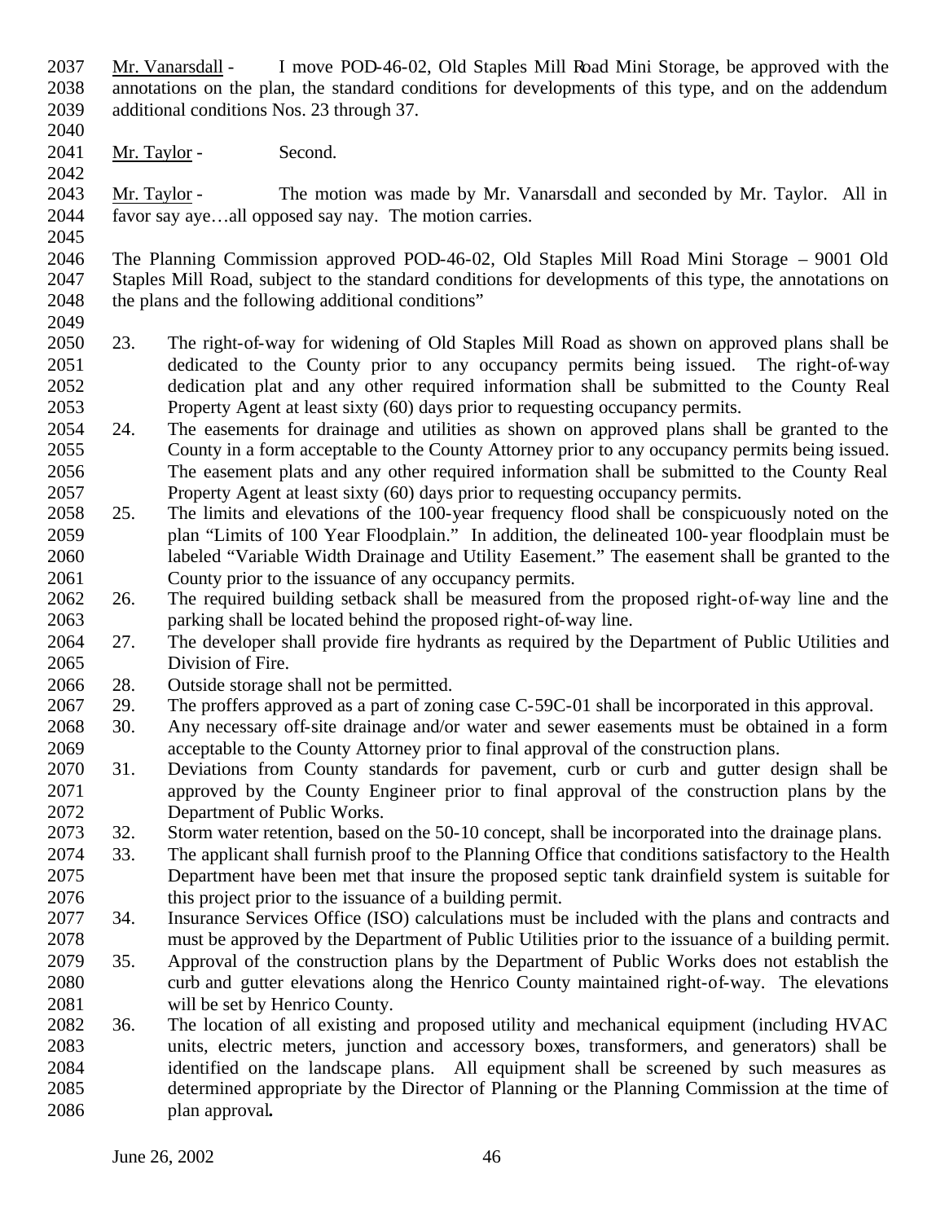Mr. Vanarsdall - I move POD-46-02, Old Staples Mill Road Mini Storage, be approved with the annotations on the plan, the standard conditions for developments of this type, and on the addendum additional conditions Nos. 23 through 37.

Mr. Taylor - Second.

Mr. Taylor - The motion was made by Mr. Vanarsdall and seconded by Mr. Taylor. All in favor say aye…all opposed say nay. The motion carries.

The Planning Commission approved POD-46-02, Old Staples Mill Road Mini Storage – 9001 Old Staples Mill Road, subject to the standard conditions for developments of this type, the annotations on the plans and the following additional conditions"

23. The right-of-way for widening of Old Staples Mill Road as shown on approved plans shall be dedicated to the County prior to any occupancy permits being issued. The right-of-way dedication plat and any other required information shall be submitted to the County Real Property Agent at least sixty (60) days prior to requesting occupancy permits.
24. The easements for drainage and utilities as shown on approved plans shall be granted to the County in a form acceptable to the County Attorney prior to any occupancy permits being issued. The easement plats and any other required information shall be submitted to the County Real Property Agent at least sixty (60) days prior to requesting occupancy permits.
25. The limits and elevations of the 100-year frequency flood shall be conspicuously noted on the plan "Limits of 100 Year Floodplain." In addition, the delineated 100-year floodplain must be labeled "Variable Width Drainage and Utility Easement." The easement shall be granted to the County prior to the issuance of any occupancy permits.
26. The required building setback shall be measured from the proposed right-of-way line and the parking shall be located behind the proposed right-of-way line.
27. The developer shall provide fire hydrants as required by the Department of Public Utilities and Division of Fire.
28. Outside storage shall not be permitted.
29. The proffers approved as a part of zoning case C-59C-01 shall be incorporated in this approval.
30. Any necessary off-site drainage and/or water and sewer easements must be obtained in a form acceptable to the County Attorney prior to final approval of the construction plans.
31. Deviations from County standards for pavement, curb or curb and gutter design shall be approved by the County Engineer prior to final approval of the construction plans by the Department of Public Works.
32. Storm water retention, based on the 50-10 concept, shall be incorporated into the drainage plans.
33. The applicant shall furnish proof to the Planning Office that conditions satisfactory to the Health Department have been met that insure the proposed septic tank drainfield system is suitable for this project prior to the issuance of a building permit.
34. Insurance Services Office (ISO) calculations must be included with the plans and contracts and must be approved by the Department of Public Utilities prior to the issuance of a building permit.
35. Approval of the construction plans by the Department of Public Works does not establish the curb and gutter elevations along the Henrico County maintained right-of-way. The elevations will be set by Henrico County.
36. The location of all existing and proposed utility and mechanical equipment (including HVAC units, electric meters, junction and accessory boxes, transformers, and generators) shall be identified on the landscape plans. All equipment shall be screened by such measures as determined appropriate by the Director of Planning or the Planning Commission at the time of plan approval**.**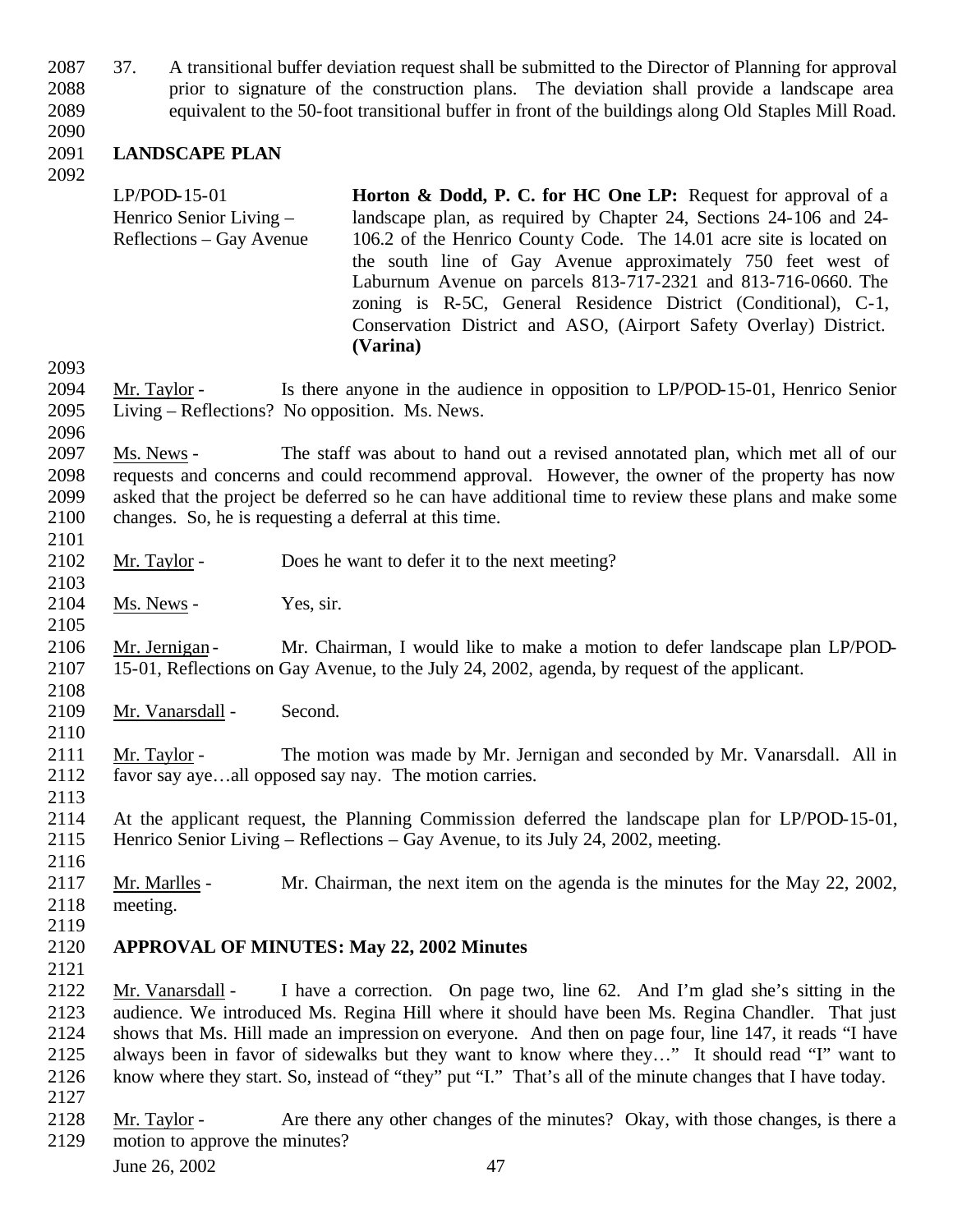37. A transitional buffer deviation request shall be submitted to the Director of Planning for approval prior to signature of the construction plans. The deviation shall provide a landscape area equivalent to the 50-foot transitional buffer in front of the buildings along Old Staples Mill Road.

## LANDSCAPE PLAN

| | |
|---|---|
| LP/POD-15-01<br>Henrico Senior Living –<br>Reflections – Gay Avenue | **Horton & Dodd, P. C. for HC One LP:** Request for approval of a landscape plan, as required by Chapter 24, Sections 24-106 and 24-106.2 of the Henrico County Code. The 14.01 acre site is located on the south line of Gay Avenue approximately 750 feet west of Laburnum Avenue on parcels 813-717-2321 and 813-716-0660. The zoning is R-5C, General Residence District (Conditional), C-1, Conservation District and ASO, (Airport Safety Overlay) District. **(Varina)** |

Mr. Taylor - Is there anyone in the audience in opposition to LP/POD-15-01, Henrico Senior Living – Reflections? No opposition. Ms. News.

Ms. News - The staff was about to hand out a revised annotated plan, which met all of our requests and concerns and could recommend approval. However, the owner of the property has now asked that the project be deferred so he can have additional time to review these plans and make some changes. So, he is requesting a deferral at this time.

Mr. Taylor - Does he want to defer it to the next meeting?

Ms. News - Yes, sir.

Mr. Jernigan - Mr. Chairman, I would like to make a motion to defer landscape plan LP/POD-15-01, Reflections on Gay Avenue, to the July 24, 2002, agenda, by request of the applicant.

Mr. Vanarsdall - Second.

Mr. Taylor - The motion was made by Mr. Jernigan and seconded by Mr. Vanarsdall. All in favor say aye…all opposed say nay. The motion carries.

At the applicant request, the Planning Commission deferred the landscape plan for LP/POD-15-01, Henrico Senior Living – Reflections – Gay Avenue, to its July 24, 2002, meeting.

Mr. Marlles - Mr. Chairman, the next item on the agenda is the minutes for the May 22, 2002, meeting.

## APPROVAL OF MINUTES: May 22, 2002 Minutes

Mr. Vanarsdall - I have a correction. On page two, line 62. And I'm glad she's sitting in the audience. We introduced Ms. Regina Hill where it should have been Ms. Regina Chandler. That just shows that Ms. Hill made an impression on everyone. And then on page four, line 147, it reads "I have always been in favor of sidewalks but they want to know where they…" It should read "I" want to know where they start. So, instead of "they" put "I." That's all of the minute changes that I have today.

Mr. Taylor - Are there any other changes of the minutes? Okay, with those changes, is there a motion to approve the minutes?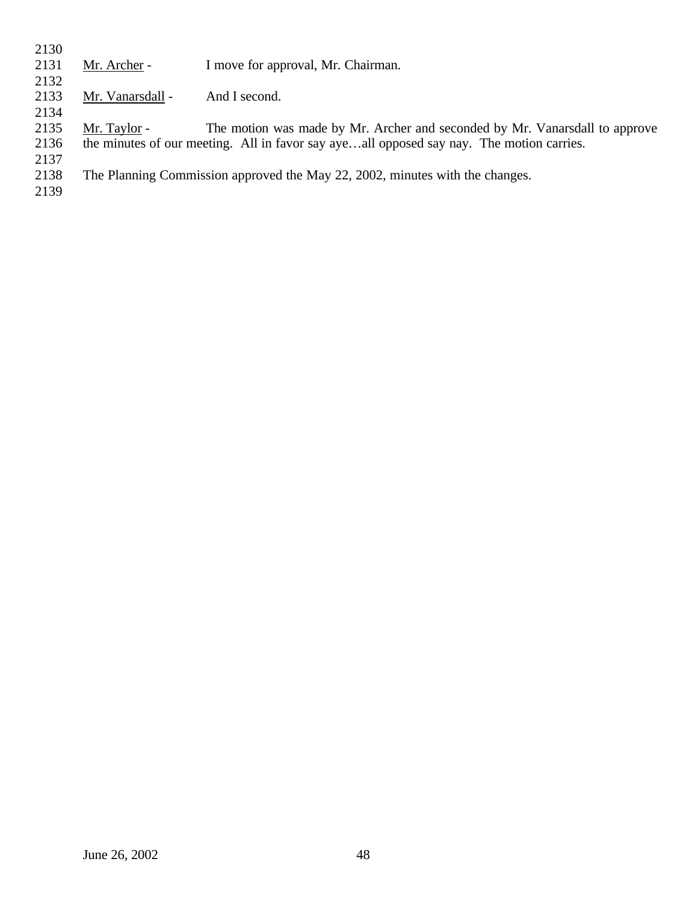Mr. Archer - I move for approval, Mr. Chairman.

Mr. Vanarsdall - And I second.

Mr. Taylor - The motion was made by Mr. Archer and seconded by Mr. Vanarsdall to approve the minutes of our meeting. All in favor say aye…all opposed say nay. The motion carries.

The Planning Commission approved the May 22, 2002, minutes with the changes.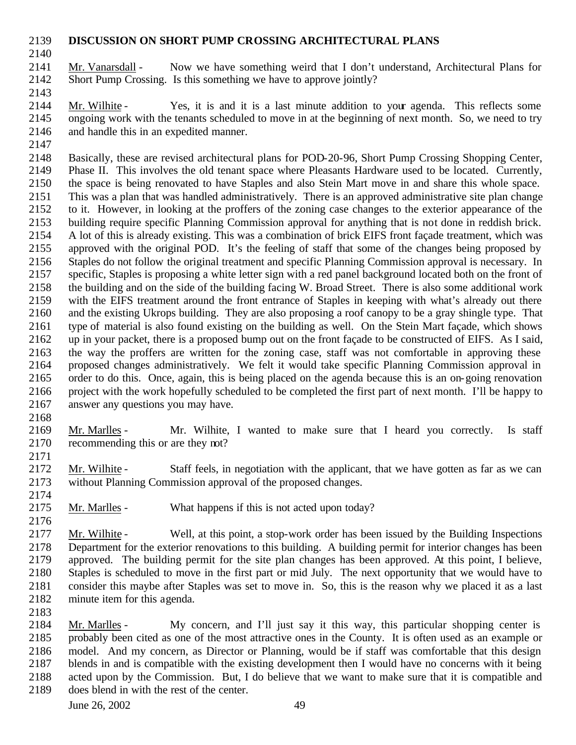**DISCUSSION ON SHORT PUMP CROSSING ARCHITECTURAL PLANS**

Mr. Vanarsdall - Now we have something weird that I don't understand, Architectural Plans for Short Pump Crossing. Is this something we have to approve jointly?

Mr. Wilhite - Yes, it is and it is a last minute addition to your agenda. This reflects some ongoing work with the tenants scheduled to move in at the beginning of next month. So, we need to try and handle this in an expedited manner.

Basically, these are revised architectural plans for POD-20-96, Short Pump Crossing Shopping Center, Phase II. This involves the old tenant space where Pleasants Hardware used to be located. Currently, the space is being renovated to have Staples and also Stein Mart move in and share this whole space. This was a plan that was handled administratively. There is an approved administrative site plan change to it. However, in looking at the proffers of the zoning case changes to the exterior appearance of the building require specific Planning Commission approval for anything that is not done in reddish brick. A lot of this is already existing. This was a combination of brick EIFS front façade treatment, which was approved with the original POD. It's the feeling of staff that some of the changes being proposed by Staples do not follow the original treatment and specific Planning Commission approval is necessary. In specific, Staples is proposing a white letter sign with a red panel background located both on the front of the building and on the side of the building facing W. Broad Street. There is also some additional work with the EIFS treatment around the front entrance of Staples in keeping with what's already out there and the existing Ukrops building. They are also proposing a roof canopy to be a gray shingle type. That type of material is also found existing on the building as well. On the Stein Mart façade, which shows up in your packet, there is a proposed bump out on the front façade to be constructed of EIFS. As I said, the way the proffers are written for the zoning case, staff was not comfortable in approving these proposed changes administratively. We felt it would take specific Planning Commission approval in order to do this. Once, again, this is being placed on the agenda because this is an on-going renovation project with the work hopefully scheduled to be completed the first part of next month. I'll be happy to answer any questions you may have.

Mr. Marlles - Mr. Wilhite, I wanted to make sure that I heard you correctly. Is staff recommending this or are they not?

Mr. Wilhite - Staff feels, in negotiation with the applicant, that we have gotten as far as we can without Planning Commission approval of the proposed changes.

Mr. Marlles - What happens if this is not acted upon today?

Mr. Wilhite - Well, at this point, a stop-work order has been issued by the Building Inspections Department for the exterior renovations to this building. A building permit for interior changes has been approved. The building permit for the site plan changes has been approved. At this point, I believe, Staples is scheduled to move in the first part or mid July. The next opportunity that we would have to consider this maybe after Staples was set to move in. So, this is the reason why we placed it as a last minute item for this agenda.

Mr. Marlles - My concern, and I'll just say it this way, this particular shopping center is probably been cited as one of the most attractive ones in the County. It is often used as an example or model. And my concern, as Director or Planning, would be if staff was comfortable that this design blends in and is compatible with the existing development then I would have no concerns with it being acted upon by the Commission. But, I do believe that we want to make sure that it is compatible and does blend in with the rest of the center.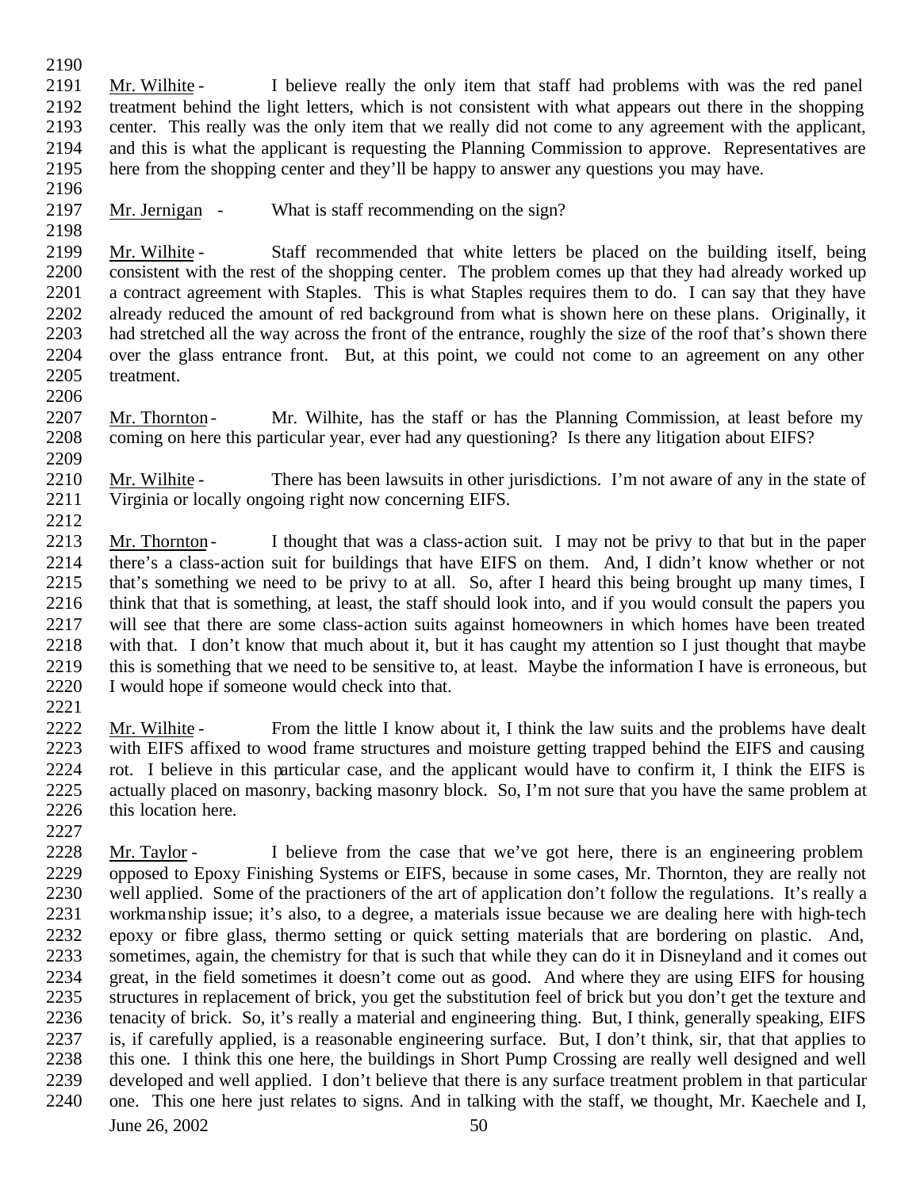Mr. Wilhite - I believe really the only item that staff had problems with was the red panel treatment behind the light letters, which is not consistent with what appears out there in the shopping center. This really was the only item that we really did not come to any agreement with the applicant, and this is what the applicant is requesting the Planning Commission to approve. Representatives are here from the shopping center and they'll be happy to answer any questions you may have.

Mr. Jernigan - What is staff recommending on the sign?

Mr. Wilhite - Staff recommended that white letters be placed on the building itself, being consistent with the rest of the shopping center. The problem comes up that they had already worked up a contract agreement with Staples. This is what Staples requires them to do. I can say that they have already reduced the amount of red background from what is shown here on these plans. Originally, it had stretched all the way across the front of the entrance, roughly the size of the roof that's shown there over the glass entrance front. But, at this point, we could not come to an agreement on any other treatment.

Mr. Thornton - Mr. Wilhite, has the staff or has the Planning Commission, at least before my coming on here this particular year, ever had any questioning? Is there any litigation about EIFS?

Mr. Wilhite - There has been lawsuits in other jurisdictions. I'm not aware of any in the state of Virginia or locally ongoing right now concerning EIFS.

Mr. Thornton - I thought that was a class-action suit. I may not be privy to that but in the paper there's a class-action suit for buildings that have EIFS on them. And, I didn't know whether or not that's something we need to be privy to at all. So, after I heard this being brought up many times, I think that that is something, at least, the staff should look into, and if you would consult the papers you will see that there are some class-action suits against homeowners in which homes have been treated with that. I don't know that much about it, but it has caught my attention so I just thought that maybe this is something that we need to be sensitive to, at least. Maybe the information I have is erroneous, but I would hope if someone would check into that.

Mr. Wilhite - From the little I know about it, I think the law suits and the problems have dealt with EIFS affixed to wood frame structures and moisture getting trapped behind the EIFS and causing rot. I believe in this particular case, and the applicant would have to confirm it, I think the EIFS is actually placed on masonry, backing masonry block. So, I'm not sure that you have the same problem at this location here.

Mr. Taylor - I believe from the case that we've got here, there is an engineering problem opposed to Epoxy Finishing Systems or EIFS, because in some cases, Mr. Thornton, they are really not well applied. Some of the practioners of the art of application don't follow the regulations. It's really a workmanship issue; it's also, to a degree, a materials issue because we are dealing here with high-tech epoxy or fibre glass, thermo setting or quick setting materials that are bordering on plastic. And, sometimes, again, the chemistry for that is such that while they can do it in Disneyland and it comes out great, in the field sometimes it doesn't come out as good. And where they are using EIFS for housing structures in replacement of brick, you get the substitution feel of brick but you don't get the texture and tenacity of brick. So, it's really a material and engineering thing. But, I think, generally speaking, EIFS is, if carefully applied, is a reasonable engineering surface. But, I don't think, sir, that that applies to this one. I think this one here, the buildings in Short Pump Crossing are really well designed and well developed and well applied. I don't believe that there is any surface treatment problem in that particular one. This one here just relates to signs. And in talking with the staff, we thought, Mr. Kaechele and I,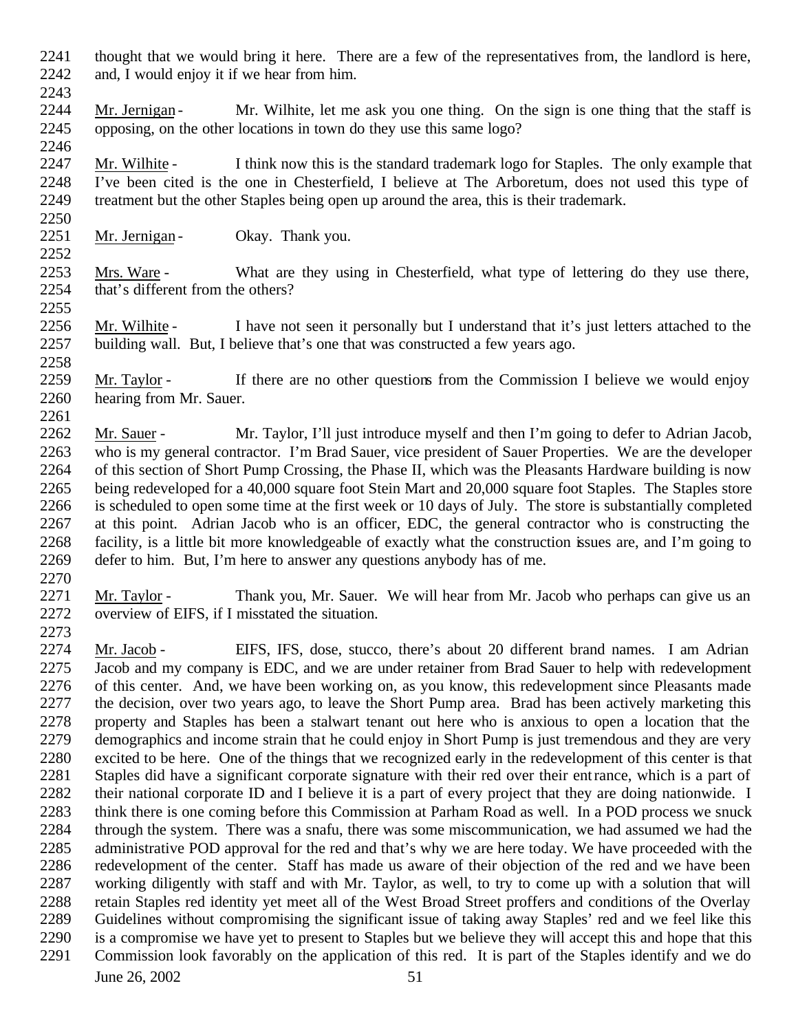thought that we would bring it here. There are a few of the representatives from, the landlord is here, and, I would enjoy it if we hear from him.

Mr. Jernigan - Mr. Wilhite, let me ask you one thing. On the sign is one thing that the staff is opposing, on the other locations in town do they use this same logo?

Mr. Wilhite - I think now this is the standard trademark logo for Staples. The only example that I've been cited is the one in Chesterfield, I believe at The Arboretum, does not used this type of treatment but the other Staples being open up around the area, this is their trademark.

Mr. Jernigan - Okay. Thank you.

Mrs. Ware - What are they using in Chesterfield, what type of lettering do they use there, that's different from the others?

Mr. Wilhite - I have not seen it personally but I understand that it's just letters attached to the building wall. But, I believe that's one that was constructed a few years ago.

Mr. Taylor - If there are no other questions from the Commission I believe we would enjoy hearing from Mr. Sauer.

Mr. Sauer - Mr. Taylor, I'll just introduce myself and then I'm going to defer to Adrian Jacob, who is my general contractor. I'm Brad Sauer, vice president of Sauer Properties. We are the developer of this section of Short Pump Crossing, the Phase II, which was the Pleasants Hardware building is now being redeveloped for a 40,000 square foot Stein Mart and 20,000 square foot Staples. The Staples store is scheduled to open some time at the first week or 10 days of July. The store is substantially completed at this point. Adrian Jacob who is an officer, EDC, the general contractor who is constructing the facility, is a little bit more knowledgeable of exactly what the construction issues are, and I'm going to defer to him. But, I'm here to answer any questions anybody has of me.

Mr. Taylor - Thank you, Mr. Sauer. We will hear from Mr. Jacob who perhaps can give us an overview of EIFS, if I misstated the situation.

Mr. Jacob - EIFS, IFS, dose, stucco, there's about 20 different brand names. I am Adrian Jacob and my company is EDC, and we are under retainer from Brad Sauer to help with redevelopment of this center. And, we have been working on, as you know, this redevelopment since Pleasants made the decision, over two years ago, to leave the Short Pump area. Brad has been actively marketing this property and Staples has been a stalwart tenant out here who is anxious to open a location that the demographics and income strain that he could enjoy in Short Pump is just tremendous and they are very excited to be here. One of the things that we recognized early in the redevelopment of this center is that Staples did have a significant corporate signature with their red over their entrance, which is a part of their national corporate ID and I believe it is a part of every project that they are doing nationwide. I think there is one coming before this Commission at Parham Road as well. In a POD process we snuck through the system. There was a snafu, there was some miscommunication, we had assumed we had the administrative POD approval for the red and that's why we are here today. We have proceeded with the redevelopment of the center. Staff has made us aware of their objection of the red and we have been working diligently with staff and with Mr. Taylor, as well, to try to come up with a solution that will retain Staples red identity yet meet all of the West Broad Street proffers and conditions of the Overlay Guidelines without compromising the significant issue of taking away Staples' red and we feel like this is a compromise we have yet to present to Staples but we believe they will accept this and hope that this Commission look favorably on the application of this red. It is part of the Staples identify and we do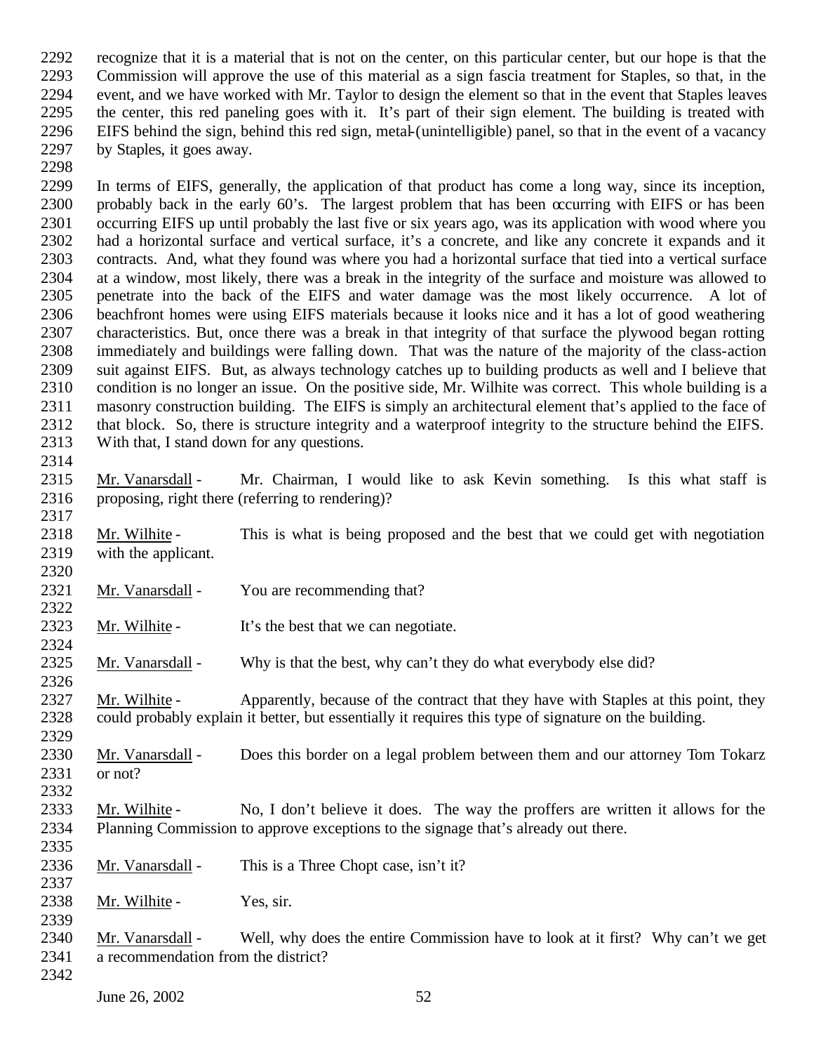recognize that it is a material that is not on the center, on this particular center, but our hope is that the Commission will approve the use of this material as a sign fascia treatment for Staples, so that, in the event, and we have worked with Mr. Taylor to design the element so that in the event that Staples leaves the center, this red paneling goes with it. It's part of their sign element. The building is treated with EIFS behind the sign, behind this red sign, metal-(unintelligible) panel, so that in the event of a vacancy by Staples, it goes away.

In terms of EIFS, generally, the application of that product has come a long way, since its inception, probably back in the early 60's. The largest problem that has been occurring with EIFS or has been occurring EIFS up until probably the last five or six years ago, was its application with wood where you had a horizontal surface and vertical surface, it's a concrete, and like any concrete it expands and it contracts. And, what they found was where you had a horizontal surface that tied into a vertical surface at a window, most likely, there was a break in the integrity of the surface and moisture was allowed to penetrate into the back of the EIFS and water damage was the most likely occurrence. A lot of beachfront homes were using EIFS materials because it looks nice and it has a lot of good weathering characteristics. But, once there was a break in that integrity of that surface the plywood began rotting immediately and buildings were falling down. That was the nature of the majority of the class-action suit against EIFS. But, as always technology catches up to building products as well and I believe that condition is no longer an issue. On the positive side, Mr. Wilhite was correct. This whole building is a masonry construction building. The EIFS is simply an architectural element that's applied to the face of that block. So, there is structure integrity and a waterproof integrity to the structure behind the EIFS. With that, I stand down for any questions.

Mr. Vanarsdall - Mr. Chairman, I would like to ask Kevin something. Is this what staff is proposing, right there (referring to rendering)?

Mr. Wilhite - This is what is being proposed and the best that we could get with negotiation with the applicant.

Mr. Vanarsdall - You are recommending that?

Mr. Wilhite - It's the best that we can negotiate.

Mr. Vanarsdall - Why is that the best, why can't they do what everybody else did?

Mr. Wilhite - Apparently, because of the contract that they have with Staples at this point, they could probably explain it better, but essentially it requires this type of signature on the building.

Mr. Vanarsdall - Does this border on a legal problem between them and our attorney Tom Tokarz or not?

Mr. Wilhite - No, I don't believe it does. The way the proffers are written it allows for the Planning Commission to approve exceptions to the signage that's already out there.

Mr. Vanarsdall - This is a Three Chopt case, isn't it?

Mr. Wilhite - Yes, sir.

Mr. Vanarsdall - Well, why does the entire Commission have to look at it first? Why can't we get a recommendation from the district?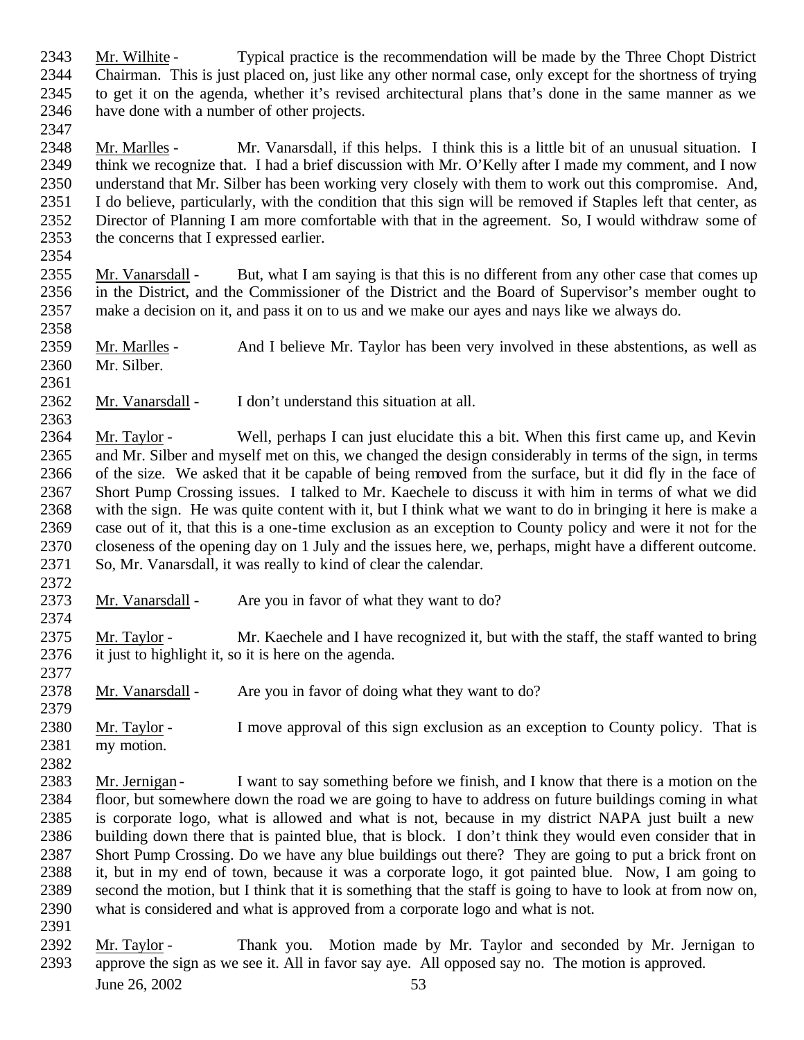Mr. Wilhite - Typical practice is the recommendation will be made by the Three Chopt District Chairman. This is just placed on, just like any other normal case, only except for the shortness of trying to get it on the agenda, whether it's revised architectural plans that's done in the same manner as we have done with a number of other projects.

Mr. Marlles - Mr. Vanarsdall, if this helps. I think this is a little bit of an unusual situation. I think we recognize that. I had a brief discussion with Mr. O'Kelly after I made my comment, and I now understand that Mr. Silber has been working very closely with them to work out this compromise. And, I do believe, particularly, with the condition that this sign will be removed if Staples left that center, as Director of Planning I am more comfortable with that in the agreement. So, I would withdraw some of the concerns that I expressed earlier.

Mr. Vanarsdall - But, what I am saying is that this is no different from any other case that comes up in the District, and the Commissioner of the District and the Board of Supervisor's member ought to make a decision on it, and pass it on to us and we make our ayes and nays like we always do.

Mr. Marlles - And I believe Mr. Taylor has been very involved in these abstentions, as well as Mr. Silber.

Mr. Vanarsdall - I don't understand this situation at all.

Mr. Taylor - Well, perhaps I can just elucidate this a bit. When this first came up, and Kevin and Mr. Silber and myself met on this, we changed the design considerably in terms of the sign, in terms of the size. We asked that it be capable of being removed from the surface, but it did fly in the face of Short Pump Crossing issues. I talked to Mr. Kaechele to discuss it with him in terms of what we did with the sign. He was quite content with it, but I think what we want to do in bringing it here is make a case out of it, that this is a one-time exclusion as an exception to County policy and were it not for the closeness of the opening day on 1 July and the issues here, we, perhaps, might have a different outcome. So, Mr. Vanarsdall, it was really to kind of clear the calendar.

Mr. Vanarsdall - Are you in favor of what they want to do?

Mr. Taylor - Mr. Kaechele and I have recognized it, but with the staff, the staff wanted to bring it just to highlight it, so it is here on the agenda.

Mr. Vanarsdall - Are you in favor of doing what they want to do?

Mr. Taylor - I move approval of this sign exclusion as an exception to County policy. That is my motion.

Mr. Jernigan - I want to say something before we finish, and I know that there is a motion on the floor, but somewhere down the road we are going to have to address on future buildings coming in what is corporate logo, what is allowed and what is not, because in my district NAPA just built a new building down there that is painted blue, that is block. I don't think they would even consider that in Short Pump Crossing. Do we have any blue buildings out there? They are going to put a brick front on it, but in my end of town, because it was a corporate logo, it got painted blue. Now, I am going to second the motion, but I think that it is something that the staff is going to have to look at from now on, what is considered and what is approved from a corporate logo and what is not.

Mr. Taylor - Thank you. Motion made by Mr. Taylor and seconded by Mr. Jernigan to approve the sign as we see it. All in favor say aye. All opposed say no. The motion is approved.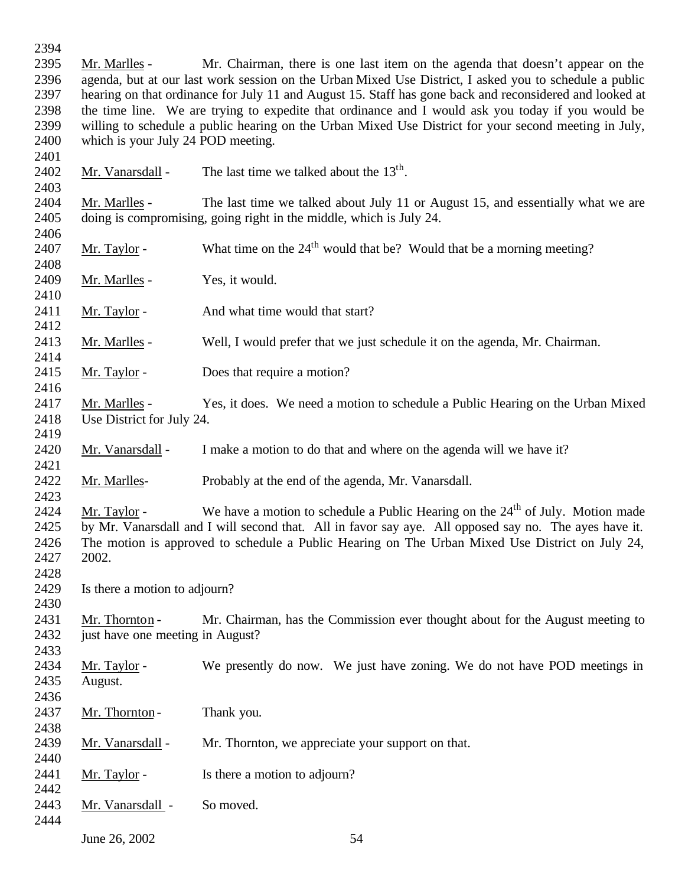Mr. Marlles - Mr. Chairman, there is one last item on the agenda that doesn't appear on the agenda, but at our last work session on the Urban Mixed Use District, I asked you to schedule a public hearing on that ordinance for July 11 and August 15. Staff has gone back and reconsidered and looked at the time line. We are trying to expedite that ordinance and I would ask you today if you would be willing to schedule a public hearing on the Urban Mixed Use District for your second meeting in July, which is your July 24 POD meeting.

Mr. Vanarsdall - The last time we talked about the 13th.

Mr. Marlles - The last time we talked about July 11 or August 15, and essentially what we are doing is compromising, going right in the middle, which is July 24.

Mr. Taylor - What time on the 24th would that be? Would that be a morning meeting?

Mr. Marlles - Yes, it would.

Mr. Taylor - And what time would that start?

Mr. Marlles - Well, I would prefer that we just schedule it on the agenda, Mr. Chairman.

Mr. Taylor - Does that require a motion?

Mr. Marlles - Yes, it does. We need a motion to schedule a Public Hearing on the Urban Mixed Use District for July 24.

Mr. Vanarsdall - I make a motion to do that and where on the agenda will we have it?

Mr. Marlles- Probably at the end of the agenda, Mr. Vanarsdall.

Mr. Taylor - We have a motion to schedule a Public Hearing on the 24th of July. Motion made by Mr. Vanarsdall and I will second that. All in favor say aye. All opposed say no. The ayes have it. The motion is approved to schedule a Public Hearing on The Urban Mixed Use District on July 24, 2002.

Is there a motion to adjourn?

Mr. Thornton - Mr. Chairman, has the Commission ever thought about for the August meeting to just have one meeting in August?

Mr. Taylor - We presently do now. We just have zoning. We do not have POD meetings in August.

Mr. Thornton - Thank you.

Mr. Vanarsdall - Mr. Thornton, we appreciate your support on that.

Mr. Taylor - Is there a motion to adjourn?

Mr. Vanarsdall - So moved.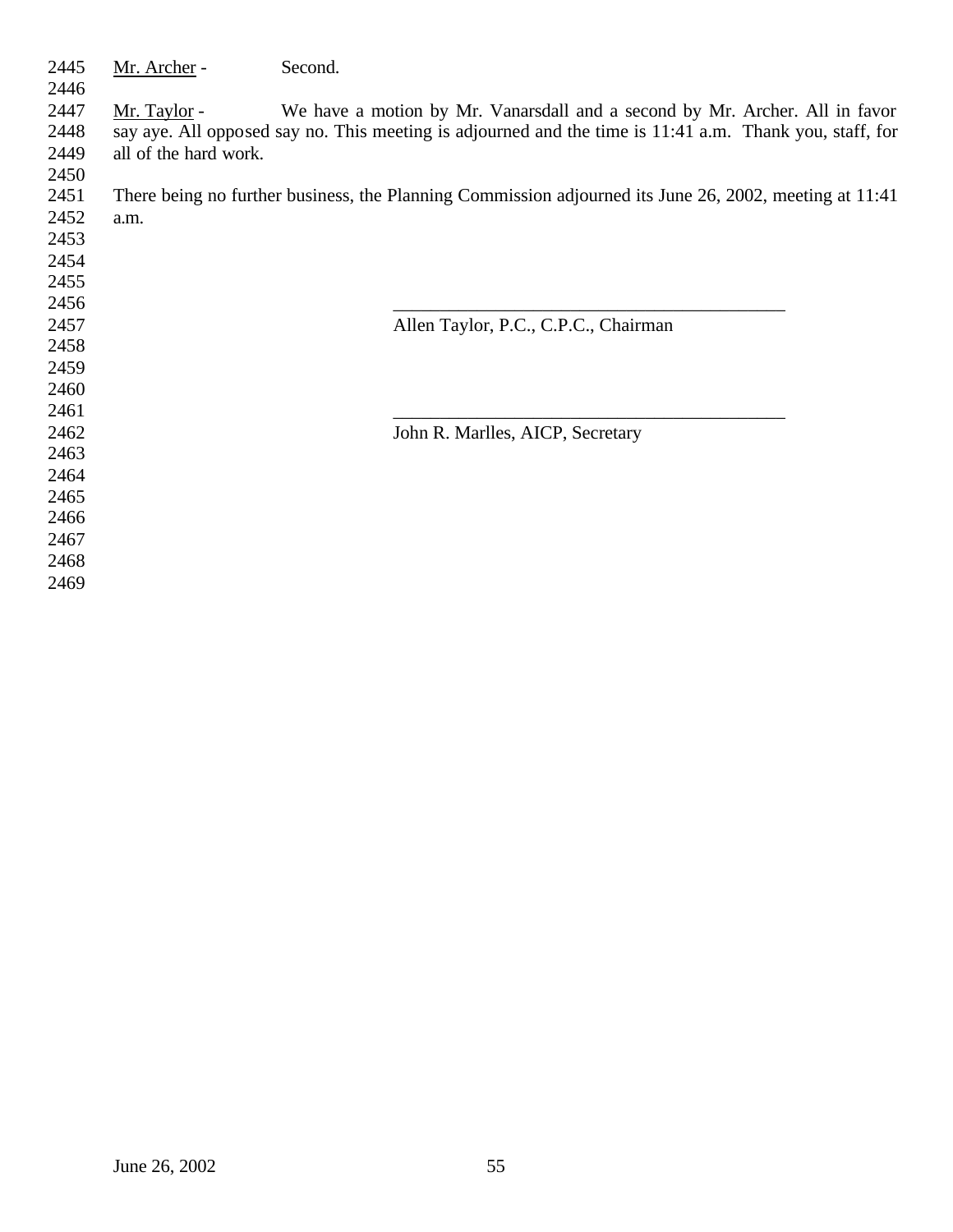Mr. Archer - Second.

Mr. Taylor - We have a motion by Mr. Vanarsdall and a second by Mr. Archer. All in favor say aye. All opposed say no. This meeting is adjourned and the time is 11:41 a.m. Thank you, staff, for all of the hard work.

There being no further business, the Planning Commission adjourned its June 26, 2002, meeting at 11:41 a.m.

\_\_\_\_\_\_\_\_\_\_\_\_\_\_\_\_\_\_\_\_\_\_\_\_\_\_\_\_\_\_\_\_\_\_\_\_\_\_\_\_\_\_

Allen Taylor, P.C., C.P.C., Chairman

\_\_\_\_\_\_\_\_\_\_\_\_\_\_\_\_\_\_\_\_\_\_\_\_\_\_\_\_\_\_\_\_\_\_\_\_\_\_\_\_\_\_

John R. Marlles, AICP, Secretary